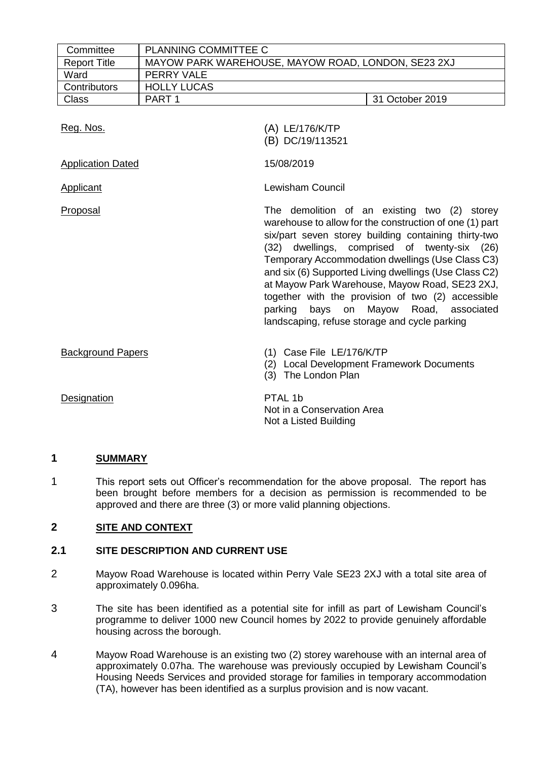| Committee | PLANNING COMMITTEE C | |
|---|---|---|
| Report Title | MAYOW PARK WAREHOUSE, MAYOW ROAD, LONDON, SE23 2XJ | |
| Ward | PERRY VALE | |
| Contributors | HOLLY LUCAS | |
| Class | PART 1 | 31 October 2019 |

| | |
|---|---|
| Reg. Nos. | (A) LE/176/K/TP<br>(B) DC/19/113521 |
| Application Dated | 15/08/2019 |
| Applicant | Lewisham Council |
| Proposal | The demolition of an existing two (2) storey warehouse to allow for the construction of one (1) part six/part seven storey building containing thirty-two (32) dwellings, comprised of twenty-six (26) Temporary Accommodation dwellings (Use Class C3) and six (6) Supported Living dwellings (Use Class C2) at Mayow Park Warehouse, Mayow Road, SE23 2XJ, together with the provision of two (2) accessible parking bays on Mayow Road, associated landscaping, refuse storage and cycle parking |
| Background Papers | (1) Case File LE/176/K/TP<br>(2) Local Development Framework Documents<br>(3) The London Plan |
| Designation | PTAL 1b<br>Not in a Conservation Area<br>Not a Listed Building |

## 1 SUMMARY

1 This report sets out Officer's recommendation for the above proposal. The report has been brought before members for a decision as permission is recommended to be approved and there are three (3) or more valid planning objections.

## 2 SITE AND CONTEXT

### 2.1 SITE DESCRIPTION AND CURRENT USE

2 Mayow Road Warehouse is located within Perry Vale SE23 2XJ with a total site area of approximately 0.096ha.

3 The site has been identified as a potential site for infill as part of Lewisham Council's programme to deliver 1000 new Council homes by 2022 to provide genuinely affordable housing across the borough.

4 Mayow Road Warehouse is an existing two (2) storey warehouse with an internal area of approximately 0.07ha. The warehouse was previously occupied by Lewisham Council's Housing Needs Services and provided storage for families in temporary accommodation (TA), however has been identified as a surplus provision and is now vacant.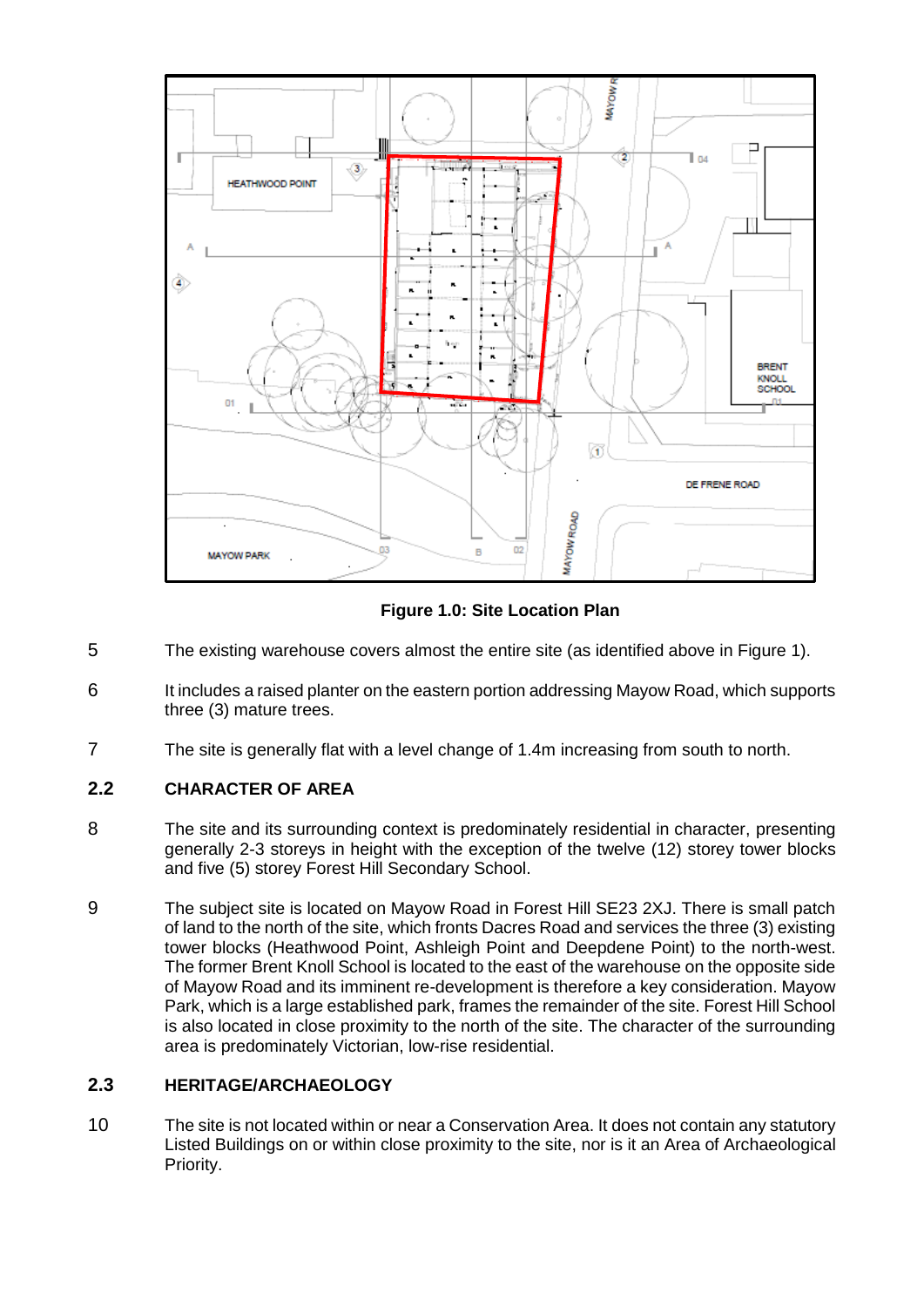**Figure 1.0: Site Location Plan**

5 The existing warehouse covers almost the entire site (as identified above in Figure 1).

6 It includes a raised planter on the eastern portion addressing Mayow Road, which supports three (3) mature trees.

7 The site is generally flat with a level change of 1.4m increasing from south to north.

## 2.2 CHARACTER OF AREA

8 The site and its surrounding context is predominately residential in character, presenting generally 2-3 storeys in height with the exception of the twelve (12) storey tower blocks and five (5) storey Forest Hill Secondary School.

9 The subject site is located on Mayow Road in Forest Hill SE23 2XJ. There is small patch of land to the north of the site, which fronts Dacres Road and services the three (3) existing tower blocks (Heathwood Point, Ashleigh Point and Deepdene Point) to the north-west. The former Brent Knoll School is located to the east of the warehouse on the opposite side of Mayow Road and its imminent re-development is therefore a key consideration. Mayow Park, which is a large established park, frames the remainder of the site. Forest Hill School is also located in close proximity to the north of the site. The character of the surrounding area is predominately Victorian, low-rise residential.

## 2.3 HERITAGE/ARCHAEOLOGY

10 The site is not located within or near a Conservation Area. It does not contain any statutory Listed Buildings on or within close proximity to the site, nor is it an Area of Archaeological Priority.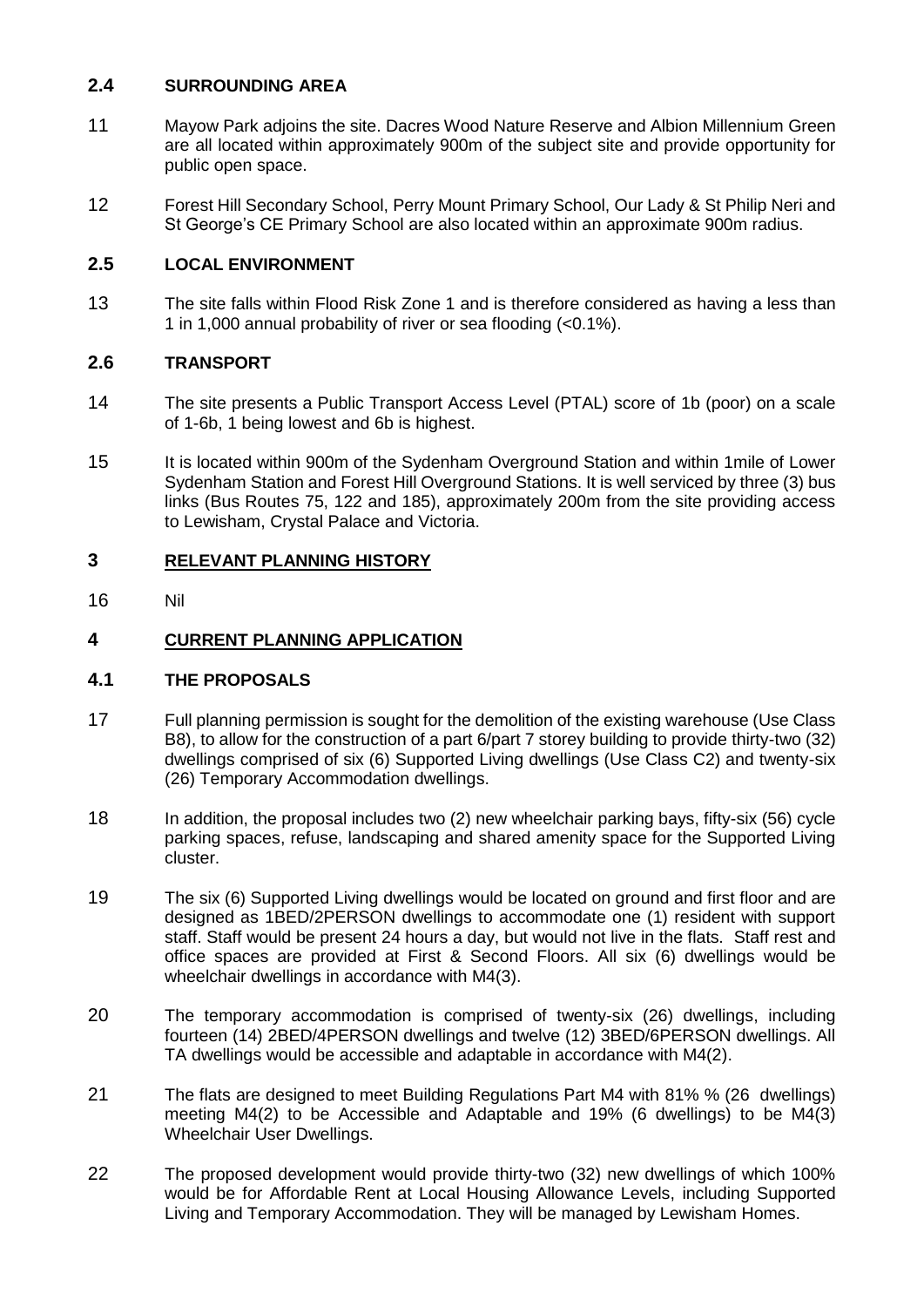### 2.4 SURROUNDING AREA

11 Mayow Park adjoins the site. Dacres Wood Nature Reserve and Albion Millennium Green are all located within approximately 900m of the subject site and provide opportunity for public open space.

12 Forest Hill Secondary School, Perry Mount Primary School, Our Lady & St Philip Neri and St George's CE Primary School are also located within an approximate 900m radius.

### 2.5 LOCAL ENVIRONMENT

13 The site falls within Flood Risk Zone 1 and is therefore considered as having a less than 1 in 1,000 annual probability of river or sea flooding (<0.1%).

### 2.6 TRANSPORT

14 The site presents a Public Transport Access Level (PTAL) score of 1b (poor) on a scale of 1-6b, 1 being lowest and 6b is highest.

15 It is located within 900m of the Sydenham Overground Station and within 1mile of Lower Sydenham Station and Forest Hill Overground Stations. It is well serviced by three (3) bus links (Bus Routes 75, 122 and 185), approximately 200m from the site providing access to Lewisham, Crystal Palace and Victoria.

## 3 RELEVANT PLANNING HISTORY

16 Nil

## 4 CURRENT PLANNING APPLICATION

### 4.1 THE PROPOSALS

17 Full planning permission is sought for the demolition of the existing warehouse (Use Class B8), to allow for the construction of a part 6/part 7 storey building to provide thirty-two (32) dwellings comprised of six (6) Supported Living dwellings (Use Class C2) and twenty-six (26) Temporary Accommodation dwellings.

18 In addition, the proposal includes two (2) new wheelchair parking bays, fifty-six (56) cycle parking spaces, refuse, landscaping and shared amenity space for the Supported Living cluster.

19 The six (6) Supported Living dwellings would be located on ground and first floor and are designed as 1BED/2PERSON dwellings to accommodate one (1) resident with support staff. Staff would be present 24 hours a day, but would not live in the flats. Staff rest and office spaces are provided at First & Second Floors. All six (6) dwellings would be wheelchair dwellings in accordance with M4(3).

20 The temporary accommodation is comprised of twenty-six (26) dwellings, including fourteen (14) 2BED/4PERSON dwellings and twelve (12) 3BED/6PERSON dwellings. All TA dwellings would be accessible and adaptable in accordance with M4(2).

21 The flats are designed to meet Building Regulations Part M4 with 81% % (26 dwellings) meeting M4(2) to be Accessible and Adaptable and 19% (6 dwellings) to be M4(3) Wheelchair User Dwellings.

22 The proposed development would provide thirty-two (32) new dwellings of which 100% would be for Affordable Rent at Local Housing Allowance Levels, including Supported Living and Temporary Accommodation. They will be managed by Lewisham Homes.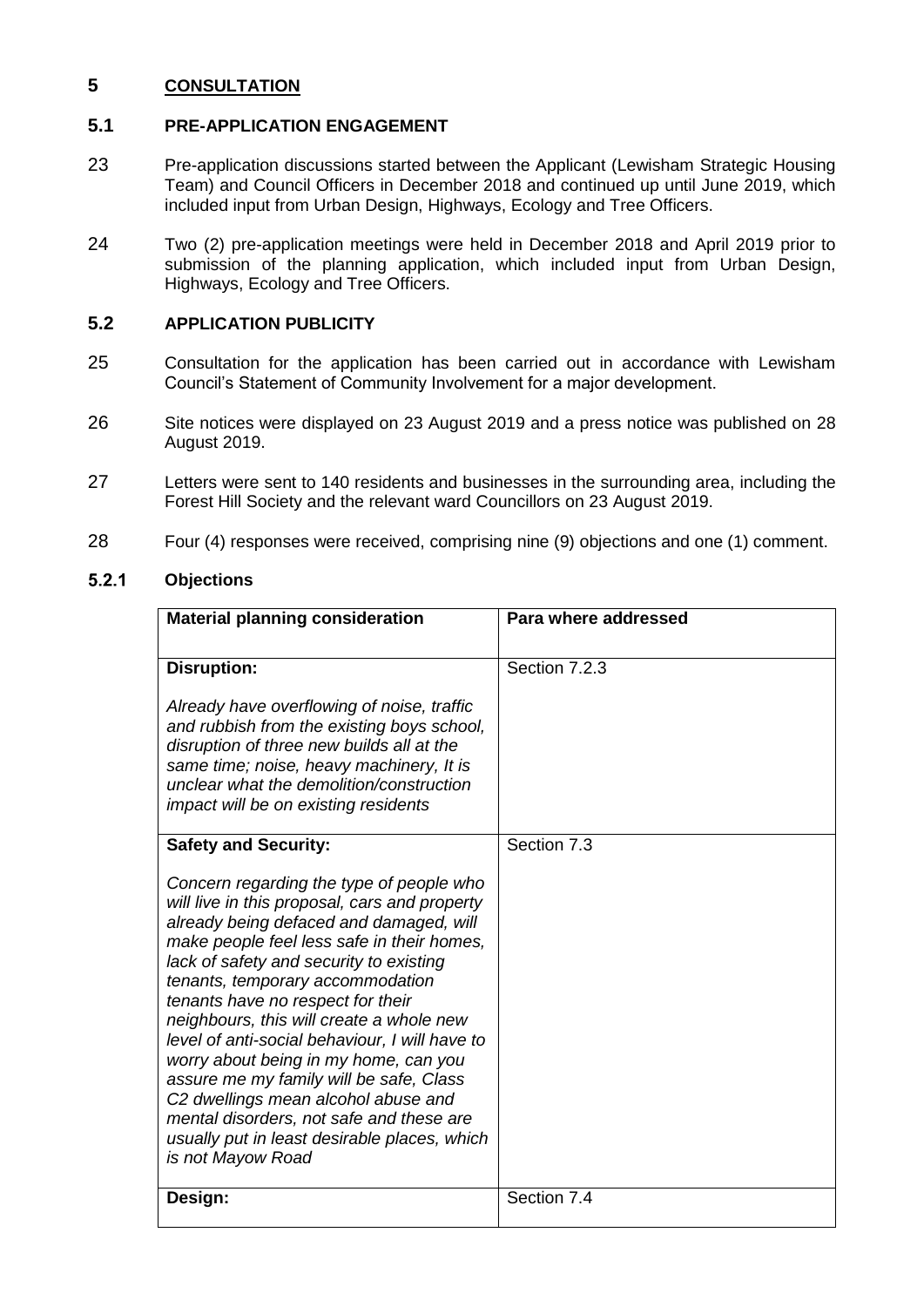## 5 CONSULTATION

### 5.1 PRE-APPLICATION ENGAGEMENT

23 Pre-application discussions started between the Applicant (Lewisham Strategic Housing Team) and Council Officers in December 2018 and continued up until June 2019, which included input from Urban Design, Highways, Ecology and Tree Officers.

24 Two (2) pre-application meetings were held in December 2018 and April 2019 prior to submission of the planning application, which included input from Urban Design, Highways, Ecology and Tree Officers.

### 5.2 APPLICATION PUBLICITY

25 Consultation for the application has been carried out in accordance with Lewisham Council's Statement of Community Involvement for a major development.

26 Site notices were displayed on 23 August 2019 and a press notice was published on 28 August 2019.

27 Letters were sent to 140 residents and businesses in the surrounding area, including the Forest Hill Society and the relevant ward Councillors on 23 August 2019.

28 Four (4) responses were received, comprising nine (9) objections and one (1) comment.

#### 5.2.1 Objections

| Material planning consideration | Para where addressed |
|---|---|
| **Disruption:**<br><br>*Already have overflowing of noise, traffic and rubbish from the existing boys school, disruption of three new builds all at the same time; noise, heavy machinery, It is unclear what the demolition/construction impact will be on existing residents* | Section 7.2.3 |
| **Safety and Security:**<br><br>*Concern regarding the type of people who will live in this proposal, cars and property already being defaced and damaged, will make people feel less safe in their homes, lack of safety and security to existing tenants, temporary accommodation tenants have no respect for their neighbours, this will create a whole new level of anti-social behaviour, I will have to worry about being in my home, can you assure me my family will be safe, Class C2 dwellings mean alcohol abuse and mental disorders, not safe and these are usually put in least desirable places, which is not Mayow Road* | Section 7.3 |
| **Design:** | Section 7.4 |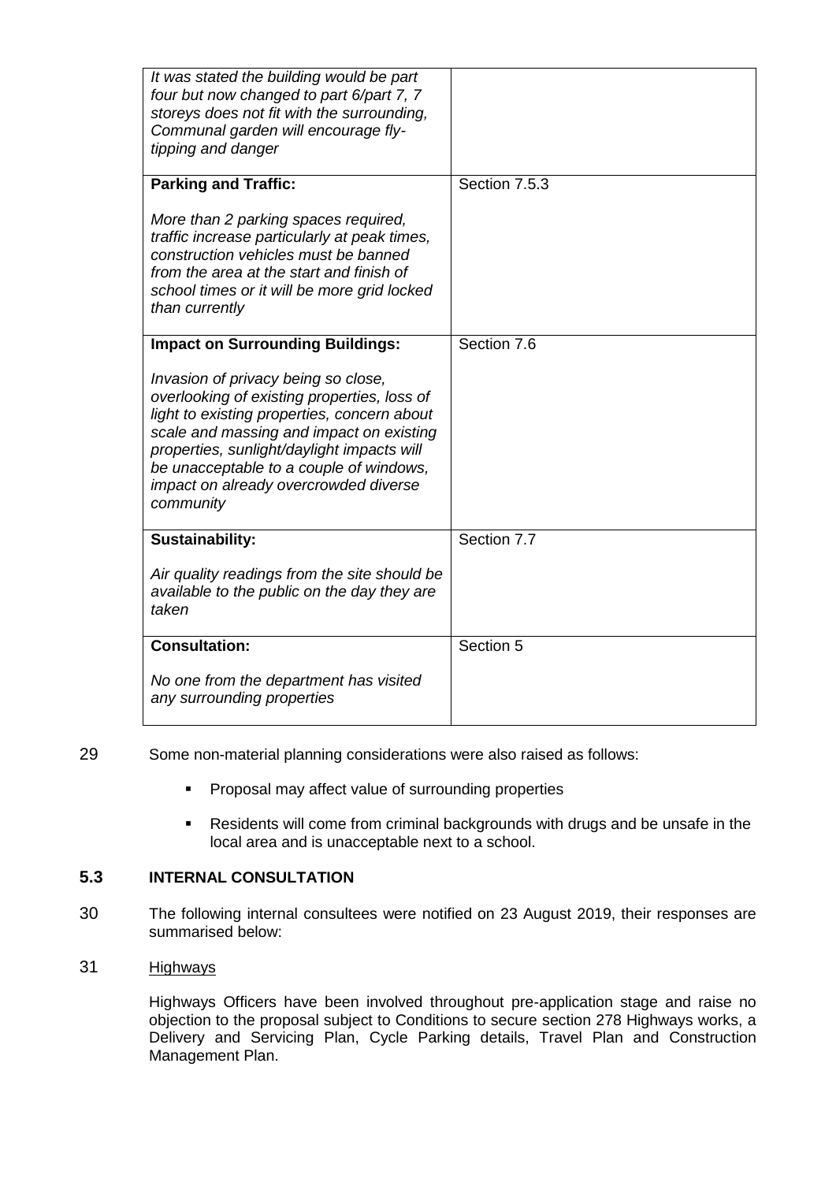| | |
|---|---|
| *It was stated the building would be part four but now changed to part 6/part 7, 7 storeys does not fit with the surrounding, Communal garden will encourage fly-tipping and danger* | |
| **Parking and Traffic:**<br><br>*More than 2 parking spaces required, traffic increase particularly at peak times, construction vehicles must be banned from the area at the start and finish of school times or it will be more grid locked than currently* | Section 7.5.3 |
| **Impact on Surrounding Buildings:**<br><br>*Invasion of privacy being so close, overlooking of existing properties, loss of light to existing properties, concern about scale and massing and impact on existing properties, sunlight/daylight impacts will be unacceptable to a couple of windows, impact on already overcrowded diverse community* | Section 7.6 |
| **Sustainability:**<br><br>*Air quality readings from the site should be available to the public on the day they are taken* | Section 7.7 |
| **Consultation:**<br><br>*No one from the department has visited any surrounding properties* | Section 5 |

29 Some non-material planning considerations were also raised as follows:

- Proposal may affect value of surrounding properties
- Residents will come from criminal backgrounds with drugs and be unsafe in the local area and is unacceptable next to a school.

## 5.3 INTERNAL CONSULTATION

30 The following internal consultees were notified on 23 August 2019, their responses are summarised below:

31 Highways

Highways Officers have been involved throughout pre-application stage and raise no objection to the proposal subject to Conditions to secure section 278 Highways works, a Delivery and Servicing Plan, Cycle Parking details, Travel Plan and Construction Management Plan.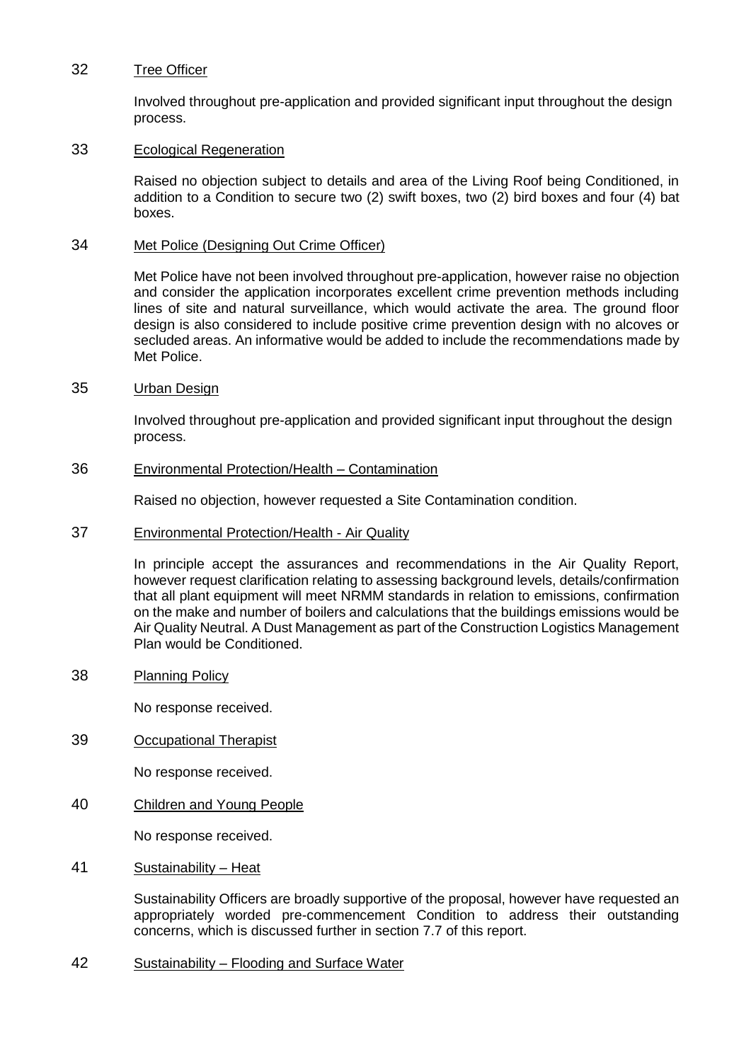32 Tree Officer

Involved throughout pre-application and provided significant input throughout the design process.

33 Ecological Regeneration

Raised no objection subject to details and area of the Living Roof being Conditioned, in addition to a Condition to secure two (2) swift boxes, two (2) bird boxes and four (4) bat boxes.

34 Met Police (Designing Out Crime Officer)

Met Police have not been involved throughout pre-application, however raise no objection and consider the application incorporates excellent crime prevention methods including lines of site and natural surveillance, which would activate the area. The ground floor design is also considered to include positive crime prevention design with no alcoves or secluded areas. An informative would be added to include the recommendations made by Met Police.

35 Urban Design

Involved throughout pre-application and provided significant input throughout the design process.

36 Environmental Protection/Health – Contamination

Raised no objection, however requested a Site Contamination condition.

37 Environmental Protection/Health - Air Quality

In principle accept the assurances and recommendations in the Air Quality Report, however request clarification relating to assessing background levels, details/confirmation that all plant equipment will meet NRMM standards in relation to emissions, confirmation on the make and number of boilers and calculations that the buildings emissions would be Air Quality Neutral. A Dust Management as part of the Construction Logistics Management Plan would be Conditioned.

38 Planning Policy

No response received.

39 Occupational Therapist

No response received.

40 Children and Young People

No response received.

41 Sustainability – Heat

Sustainability Officers are broadly supportive of the proposal, however have requested an appropriately worded pre-commencement Condition to address their outstanding concerns, which is discussed further in section 7.7 of this report.

42 Sustainability – Flooding and Surface Water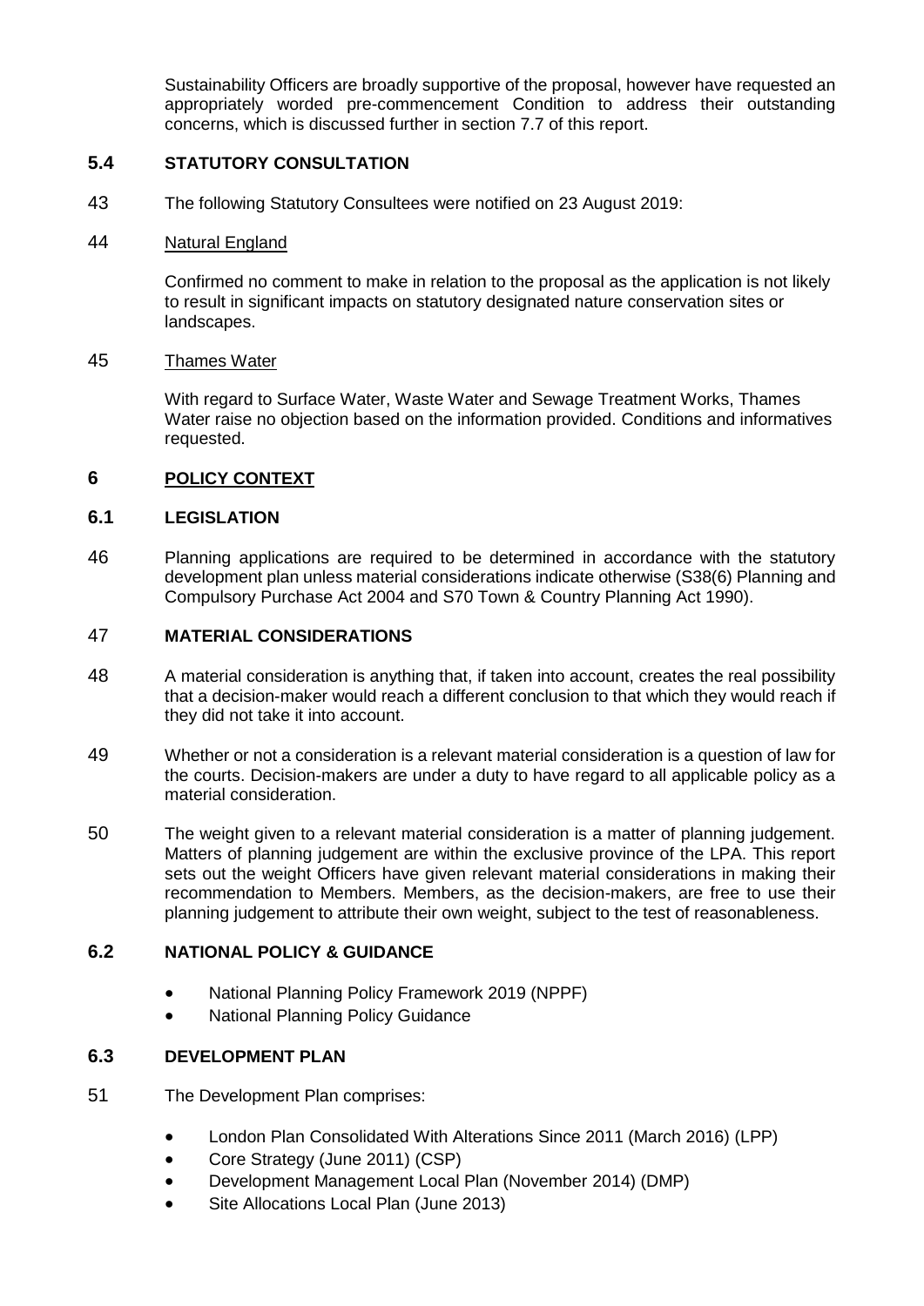Sustainability Officers are broadly supportive of the proposal, however have requested an appropriately worded pre-commencement Condition to address their outstanding concerns, which is discussed further in section 7.7 of this report.

## 5.4 STATUTORY CONSULTATION

43 The following Statutory Consultees were notified on 23 August 2019:

44 Natural England

Confirmed no comment to make in relation to the proposal as the application is not likely to result in significant impacts on statutory designated nature conservation sites or landscapes.

45 Thames Water

With regard to Surface Water, Waste Water and Sewage Treatment Works, Thames Water raise no objection based on the information provided. Conditions and informatives requested.

# 6 POLICY CONTEXT

## 6.1 LEGISLATION

46 Planning applications are required to be determined in accordance with the statutory development plan unless material considerations indicate otherwise (S38(6) Planning and Compulsory Purchase Act 2004 and S70 Town & Country Planning Act 1990).

## 47 MATERIAL CONSIDERATIONS

48 A material consideration is anything that, if taken into account, creates the real possibility that a decision-maker would reach a different conclusion to that which they would reach if they did not take it into account.

49 Whether or not a consideration is a relevant material consideration is a question of law for the courts. Decision-makers are under a duty to have regard to all applicable policy as a material consideration.

50 The weight given to a relevant material consideration is a matter of planning judgement. Matters of planning judgement are within the exclusive province of the LPA. This report sets out the weight Officers have given relevant material considerations in making their recommendation to Members. Members, as the decision-makers, are free to use their planning judgement to attribute their own weight, subject to the test of reasonableness.

## 6.2 NATIONAL POLICY & GUIDANCE

- National Planning Policy Framework 2019 (NPPF)
- National Planning Policy Guidance

## 6.3 DEVELOPMENT PLAN

51 The Development Plan comprises:

- London Plan Consolidated With Alterations Since 2011 (March 2016) (LPP)
- Core Strategy (June 2011) (CSP)
- Development Management Local Plan (November 2014) (DMP)
- Site Allocations Local Plan (June 2013)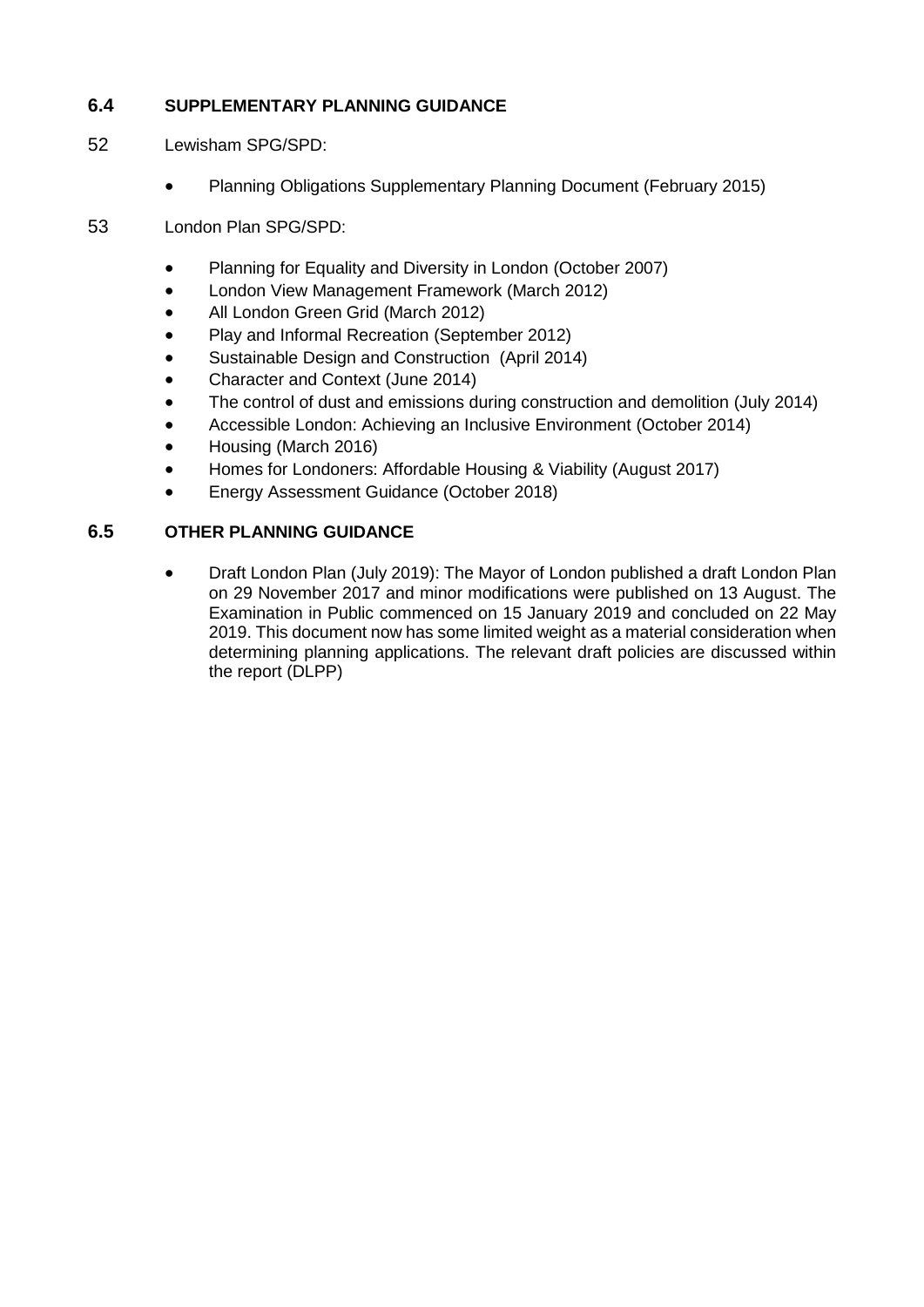### 6.4 SUPPLEMENTARY PLANNING GUIDANCE

52 Lewisham SPG/SPD:

- Planning Obligations Supplementary Planning Document (February 2015)

53 London Plan SPG/SPD:

- Planning for Equality and Diversity in London (October 2007)
- London View Management Framework (March 2012)
- All London Green Grid (March 2012)
- Play and Informal Recreation (September 2012)
- Sustainable Design and Construction (April 2014)
- Character and Context (June 2014)
- The control of dust and emissions during construction and demolition (July 2014)
- Accessible London: Achieving an Inclusive Environment (October 2014)
- Housing (March 2016)
- Homes for Londoners: Affordable Housing & Viability (August 2017)
- Energy Assessment Guidance (October 2018)

### 6.5 OTHER PLANNING GUIDANCE

- Draft London Plan (July 2019): The Mayor of London published a draft London Plan on 29 November 2017 and minor modifications were published on 13 August. The Examination in Public commenced on 15 January 2019 and concluded on 22 May 2019. This document now has some limited weight as a material consideration when determining planning applications. The relevant draft policies are discussed within the report (DLPP)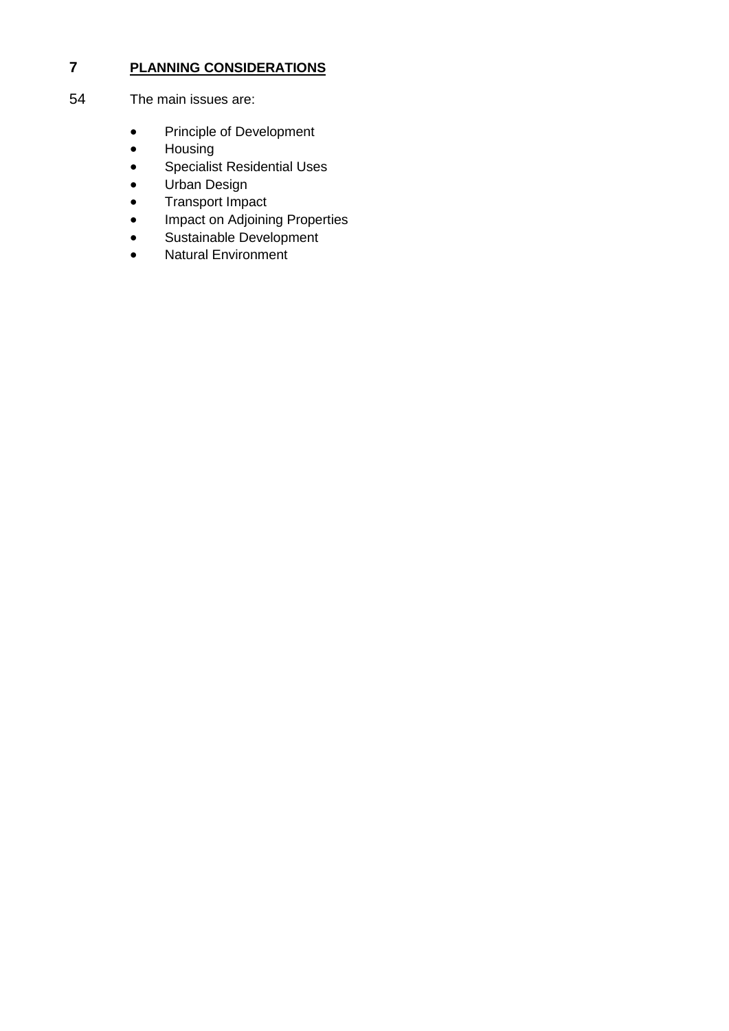## 7 PLANNING CONSIDERATIONS

54 The main issues are:

- Principle of Development
- Housing
- Specialist Residential Uses
- Urban Design
- Transport Impact
- Impact on Adjoining Properties
- Sustainable Development
- Natural Environment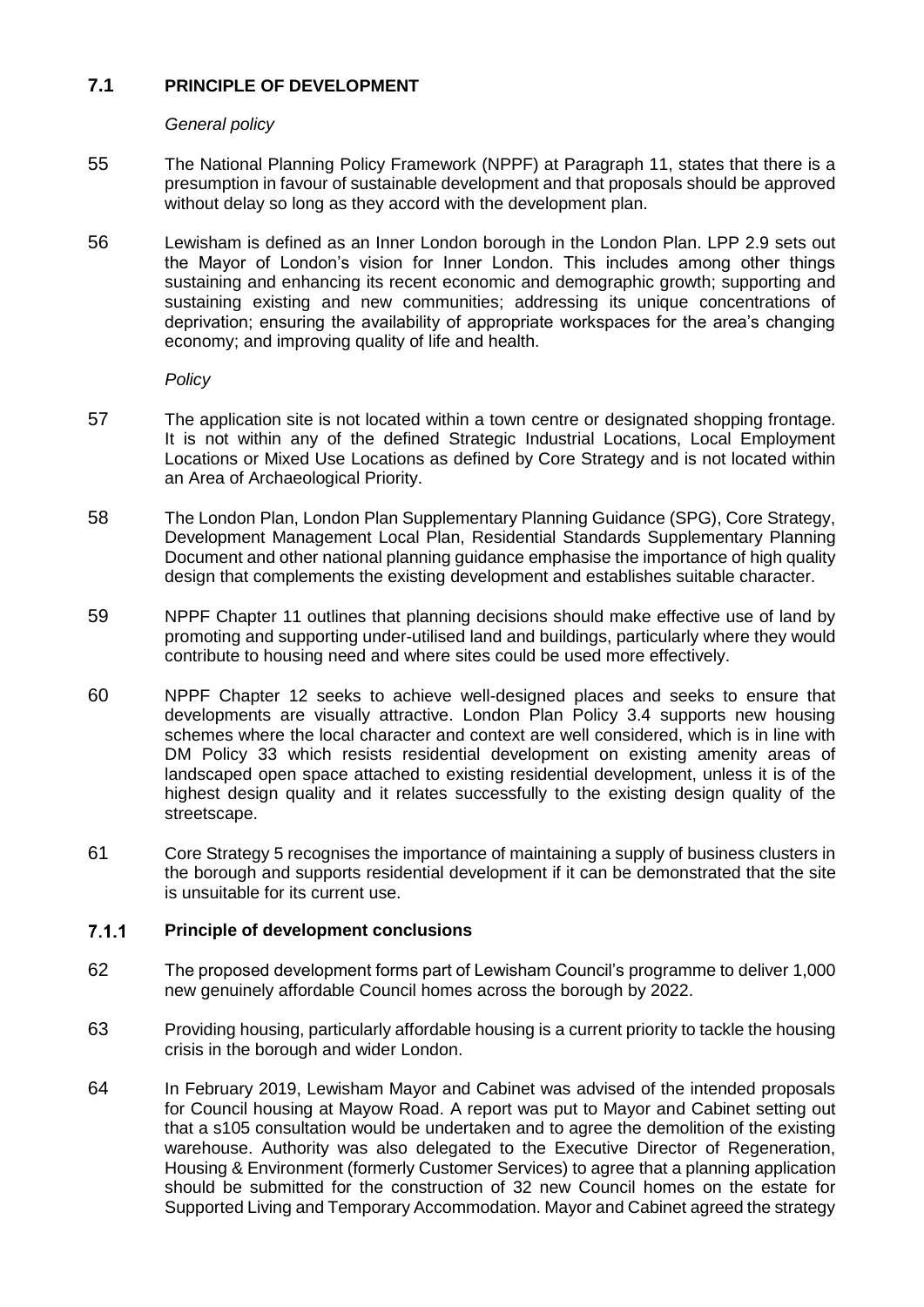## 7.1 PRINCIPLE OF DEVELOPMENT

*General policy*

55 The National Planning Policy Framework (NPPF) at Paragraph 11, states that there is a presumption in favour of sustainable development and that proposals should be approved without delay so long as they accord with the development plan.

56 Lewisham is defined as an Inner London borough in the London Plan. LPP 2.9 sets out the Mayor of London's vision for Inner London. This includes among other things sustaining and enhancing its recent economic and demographic growth; supporting and sustaining existing and new communities; addressing its unique concentrations of deprivation; ensuring the availability of appropriate workspaces for the area's changing economy; and improving quality of life and health.

*Policy*

57 The application site is not located within a town centre or designated shopping frontage. It is not within any of the defined Strategic Industrial Locations, Local Employment Locations or Mixed Use Locations as defined by Core Strategy and is not located within an Area of Archaeological Priority.

58 The London Plan, London Plan Supplementary Planning Guidance (SPG), Core Strategy, Development Management Local Plan, Residential Standards Supplementary Planning Document and other national planning guidance emphasise the importance of high quality design that complements the existing development and establishes suitable character.

59 NPPF Chapter 11 outlines that planning decisions should make effective use of land by promoting and supporting under-utilised land and buildings, particularly where they would contribute to housing need and where sites could be used more effectively.

60 NPPF Chapter 12 seeks to achieve well-designed places and seeks to ensure that developments are visually attractive. London Plan Policy 3.4 supports new housing schemes where the local character and context are well considered, which is in line with DM Policy 33 which resists residential development on existing amenity areas of landscaped open space attached to existing residential development, unless it is of the highest design quality and it relates successfully to the existing design quality of the streetscape.

61 Core Strategy 5 recognises the importance of maintaining a supply of business clusters in the borough and supports residential development if it can be demonstrated that the site is unsuitable for its current use.

### 7.1.1 Principle of development conclusions

62 The proposed development forms part of Lewisham Council's programme to deliver 1,000 new genuinely affordable Council homes across the borough by 2022.

63 Providing housing, particularly affordable housing is a current priority to tackle the housing crisis in the borough and wider London.

64 In February 2019, Lewisham Mayor and Cabinet was advised of the intended proposals for Council housing at Mayow Road. A report was put to Mayor and Cabinet setting out that a s105 consultation would be undertaken and to agree the demolition of the existing warehouse. Authority was also delegated to the Executive Director of Regeneration, Housing & Environment (formerly Customer Services) to agree that a planning application should be submitted for the construction of 32 new Council homes on the estate for Supported Living and Temporary Accommodation. Mayor and Cabinet agreed the strategy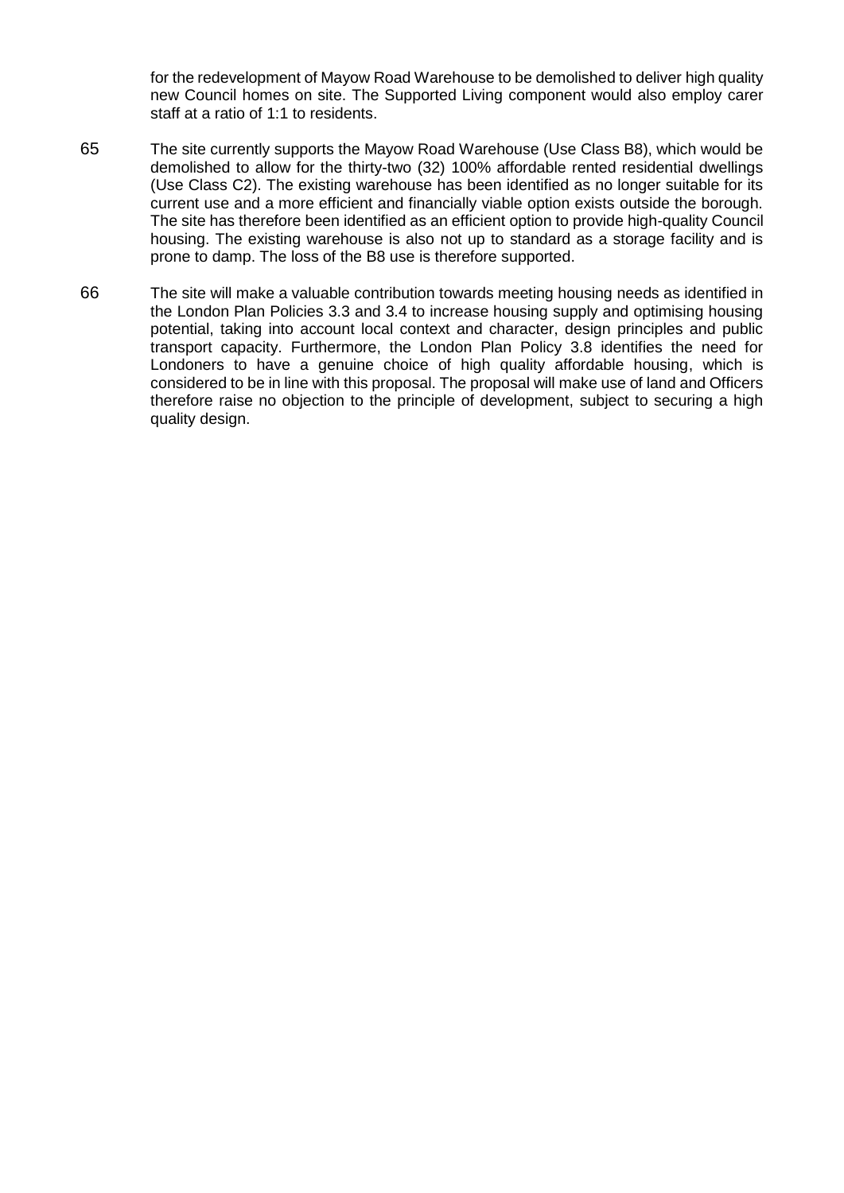for the redevelopment of Mayow Road Warehouse to be demolished to deliver high quality new Council homes on site. The Supported Living component would also employ carer staff at a ratio of 1:1 to residents.

65 The site currently supports the Mayow Road Warehouse (Use Class B8), which would be demolished to allow for the thirty-two (32) 100% affordable rented residential dwellings (Use Class C2). The existing warehouse has been identified as no longer suitable for its current use and a more efficient and financially viable option exists outside the borough. The site has therefore been identified as an efficient option to provide high-quality Council housing. The existing warehouse is also not up to standard as a storage facility and is prone to damp. The loss of the B8 use is therefore supported.

66 The site will make a valuable contribution towards meeting housing needs as identified in the London Plan Policies 3.3 and 3.4 to increase housing supply and optimising housing potential, taking into account local context and character, design principles and public transport capacity. Furthermore, the London Plan Policy 3.8 identifies the need for Londoners to have a genuine choice of high quality affordable housing, which is considered to be in line with this proposal. The proposal will make use of land and Officers therefore raise no objection to the principle of development, subject to securing a high quality design.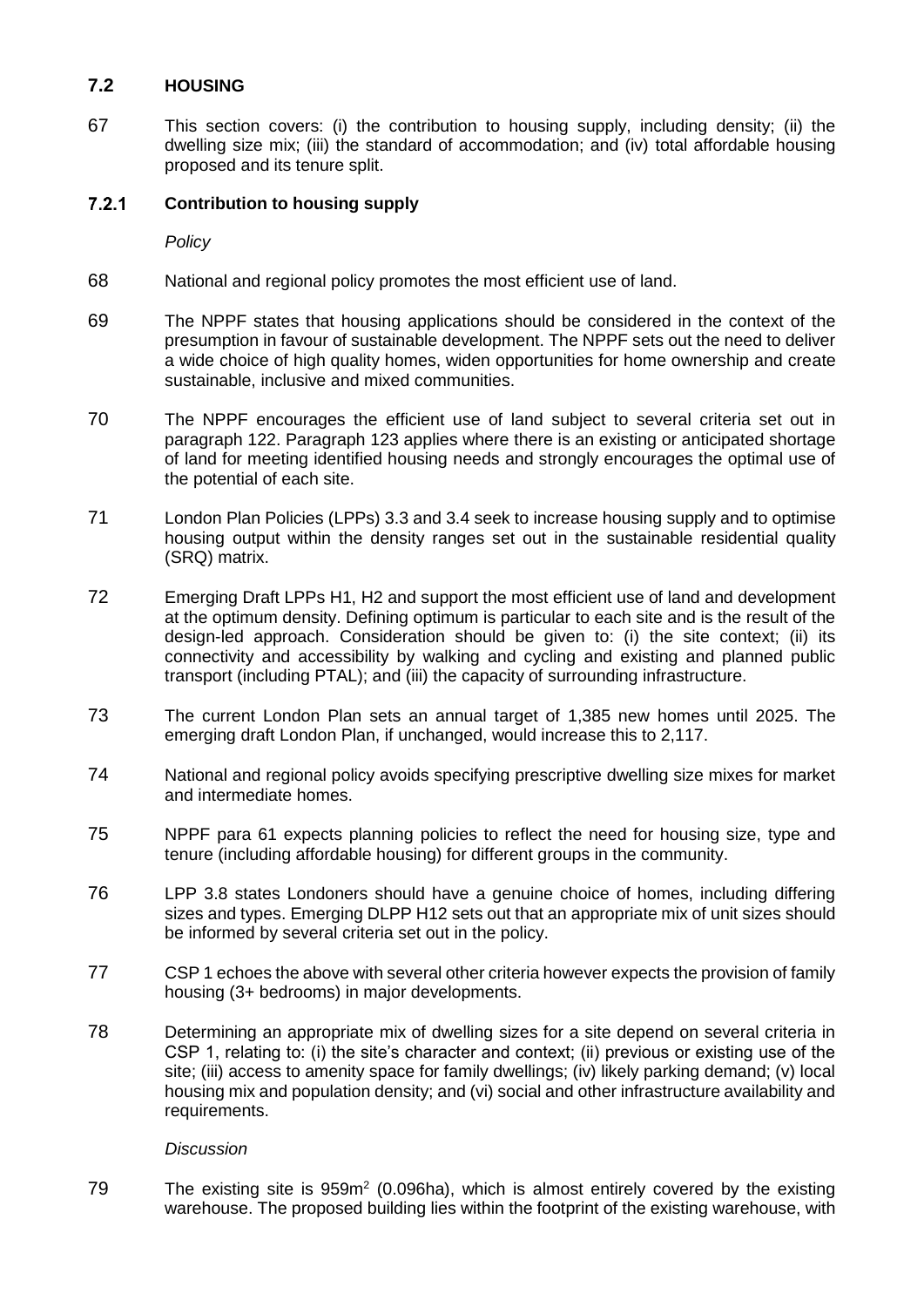## 7.2 HOUSING

67 This section covers: (i) the contribution to housing supply, including density; (ii) the dwelling size mix; (iii) the standard of accommodation; and (iv) total affordable housing proposed and its tenure split.

### 7.2.1 Contribution to housing supply

*Policy*

68 National and regional policy promotes the most efficient use of land.

69 The NPPF states that housing applications should be considered in the context of the presumption in favour of sustainable development. The NPPF sets out the need to deliver a wide choice of high quality homes, widen opportunities for home ownership and create sustainable, inclusive and mixed communities.

70 The NPPF encourages the efficient use of land subject to several criteria set out in paragraph 122. Paragraph 123 applies where there is an existing or anticipated shortage of land for meeting identified housing needs and strongly encourages the optimal use of the potential of each site.

71 London Plan Policies (LPPs) 3.3 and 3.4 seek to increase housing supply and to optimise housing output within the density ranges set out in the sustainable residential quality (SRQ) matrix.

72 Emerging Draft LPPs H1, H2 and support the most efficient use of land and development at the optimum density. Defining optimum is particular to each site and is the result of the design-led approach. Consideration should be given to: (i) the site context; (ii) its connectivity and accessibility by walking and cycling and existing and planned public transport (including PTAL); and (iii) the capacity of surrounding infrastructure.

73 The current London Plan sets an annual target of 1,385 new homes until 2025. The emerging draft London Plan, if unchanged, would increase this to 2,117.

74 National and regional policy avoids specifying prescriptive dwelling size mixes for market and intermediate homes.

75 NPPF para 61 expects planning policies to reflect the need for housing size, type and tenure (including affordable housing) for different groups in the community.

76 LPP 3.8 states Londoners should have a genuine choice of homes, including differing sizes and types. Emerging DLPP H12 sets out that an appropriate mix of unit sizes should be informed by several criteria set out in the policy.

77 CSP 1 echoes the above with several other criteria however expects the provision of family housing (3+ bedrooms) in major developments.

78 Determining an appropriate mix of dwelling sizes for a site depend on several criteria in CSP 1, relating to: (i) the site's character and context; (ii) previous or existing use of the site; (iii) access to amenity space for family dwellings; (iv) likely parking demand; (v) local housing mix and population density; and (vi) social and other infrastructure availability and requirements.

*Discussion*

79 The existing site is 959m$^2$ (0.096ha), which is almost entirely covered by the existing warehouse. The proposed building lies within the footprint of the existing warehouse, with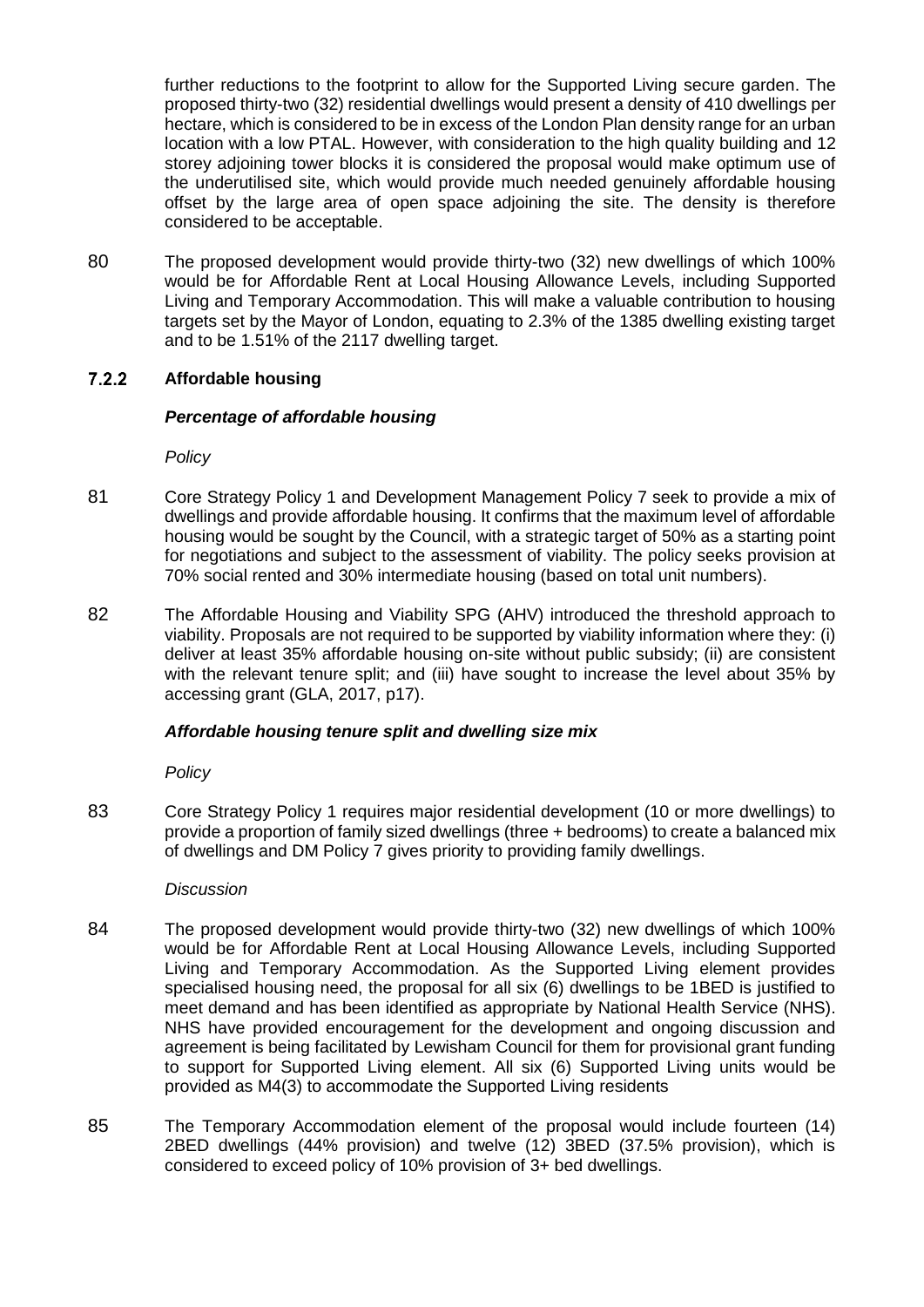further reductions to the footprint to allow for the Supported Living secure garden. The proposed thirty-two (32) residential dwellings would present a density of 410 dwellings per hectare, which is considered to be in excess of the London Plan density range for an urban location with a low PTAL. However, with consideration to the high quality building and 12 storey adjoining tower blocks it is considered the proposal would make optimum use of the underutilised site, which would provide much needed genuinely affordable housing offset by the large area of open space adjoining the site. The density is therefore considered to be acceptable.

80 The proposed development would provide thirty-two (32) new dwellings of which 100% would be for Affordable Rent at Local Housing Allowance Levels, including Supported Living and Temporary Accommodation. This will make a valuable contribution to housing targets set by the Mayor of London, equating to 2.3% of the 1385 dwelling existing target and to be 1.51% of the 2117 dwelling target.

### 7.2.2 Affordable housing

#### *Percentage of affordable housing*

*Policy*

81 Core Strategy Policy 1 and Development Management Policy 7 seek to provide a mix of dwellings and provide affordable housing. It confirms that the maximum level of affordable housing would be sought by the Council, with a strategic target of 50% as a starting point for negotiations and subject to the assessment of viability. The policy seeks provision at 70% social rented and 30% intermediate housing (based on total unit numbers).

82 The Affordable Housing and Viability SPG (AHV) introduced the threshold approach to viability. Proposals are not required to be supported by viability information where they: (i) deliver at least 35% affordable housing on-site without public subsidy; (ii) are consistent with the relevant tenure split; and (iii) have sought to increase the level about 35% by accessing grant (GLA, 2017, p17).

#### *Affordable housing tenure split and dwelling size mix*

*Policy*

83 Core Strategy Policy 1 requires major residential development (10 or more dwellings) to provide a proportion of family sized dwellings (three + bedrooms) to create a balanced mix of dwellings and DM Policy 7 gives priority to providing family dwellings.

*Discussion*

84 The proposed development would provide thirty-two (32) new dwellings of which 100% would be for Affordable Rent at Local Housing Allowance Levels, including Supported Living and Temporary Accommodation. As the Supported Living element provides specialised housing need, the proposal for all six (6) dwellings to be 1BED is justified to meet demand and has been identified as appropriate by National Health Service (NHS). NHS have provided encouragement for the development and ongoing discussion and agreement is being facilitated by Lewisham Council for them for provisional grant funding to support for Supported Living element. All six (6) Supported Living units would be provided as M4(3) to accommodate the Supported Living residents

85 The Temporary Accommodation element of the proposal would include fourteen (14) 2BED dwellings (44% provision) and twelve (12) 3BED (37.5% provision), which is considered to exceed policy of 10% provision of 3+ bed dwellings.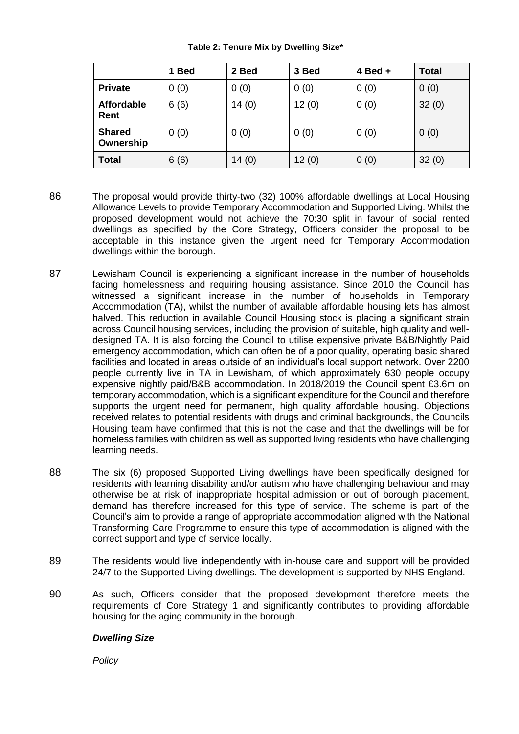**Table 2: Tenure Mix by Dwelling Size***

| | 1 Bed | 2 Bed | 3 Bed | 4 Bed + | Total |
|---|---|---|---|---|---|
| **Private** | 0 (0) | 0 (0) | 0 (0) | 0 (0) | 0 (0) |
| **Affordable Rent** | 6 (6) | 14 (0) | 12 (0) | 0 (0) | 32 (0) |
| **Shared Ownership** | 0 (0) | 0 (0) | 0 (0) | 0 (0) | 0 (0) |
| **Total** | 6 (6) | 14 (0) | 12 (0) | 0 (0) | 32 (0) |

86 The proposal would provide thirty-two (32) 100% affordable dwellings at Local Housing Allowance Levels to provide Temporary Accommodation and Supported Living. Whilst the proposed development would not achieve the 70:30 split in favour of social rented dwellings as specified by the Core Strategy, Officers consider the proposal to be acceptable in this instance given the urgent need for Temporary Accommodation dwellings within the borough.

87 Lewisham Council is experiencing a significant increase in the number of households facing homelessness and requiring housing assistance. Since 2010 the Council has witnessed a significant increase in the number of households in Temporary Accommodation (TA), whilst the number of available affordable housing lets has almost halved. This reduction in available Council Housing stock is placing a significant strain across Council housing services, including the provision of suitable, high quality and well-designed TA. It is also forcing the Council to utilise expensive private B&B/Nightly Paid emergency accommodation, which can often be of a poor quality, operating basic shared facilities and located in areas outside of an individual's local support network. Over 2200 people currently live in TA in Lewisham, of which approximately 630 people occupy expensive nightly paid/B&B accommodation. In 2018/2019 the Council spent £3.6m on temporary accommodation, which is a significant expenditure for the Council and therefore supports the urgent need for permanent, high quality affordable housing. Objections received relates to potential residents with drugs and criminal backgrounds, the Councils Housing team have confirmed that this is not the case and that the dwellings will be for homeless families with children as well as supported living residents who have challenging learning needs.

88 The six (6) proposed Supported Living dwellings have been specifically designed for residents with learning disability and/or autism who have challenging behaviour and may otherwise be at risk of inappropriate hospital admission or out of borough placement, demand has therefore increased for this type of service. The scheme is part of the Council's aim to provide a range of appropriate accommodation aligned with the National Transforming Care Programme to ensure this type of accommodation is aligned with the correct support and type of service locally.

89 The residents would live independently with in-house care and support will be provided 24/7 to the Supported Living dwellings. The development is supported by NHS England.

90 As such, Officers consider that the proposed development therefore meets the requirements of Core Strategy 1 and significantly contributes to providing affordable housing for the aging community in the borough.

***Dwelling Size***

*Policy*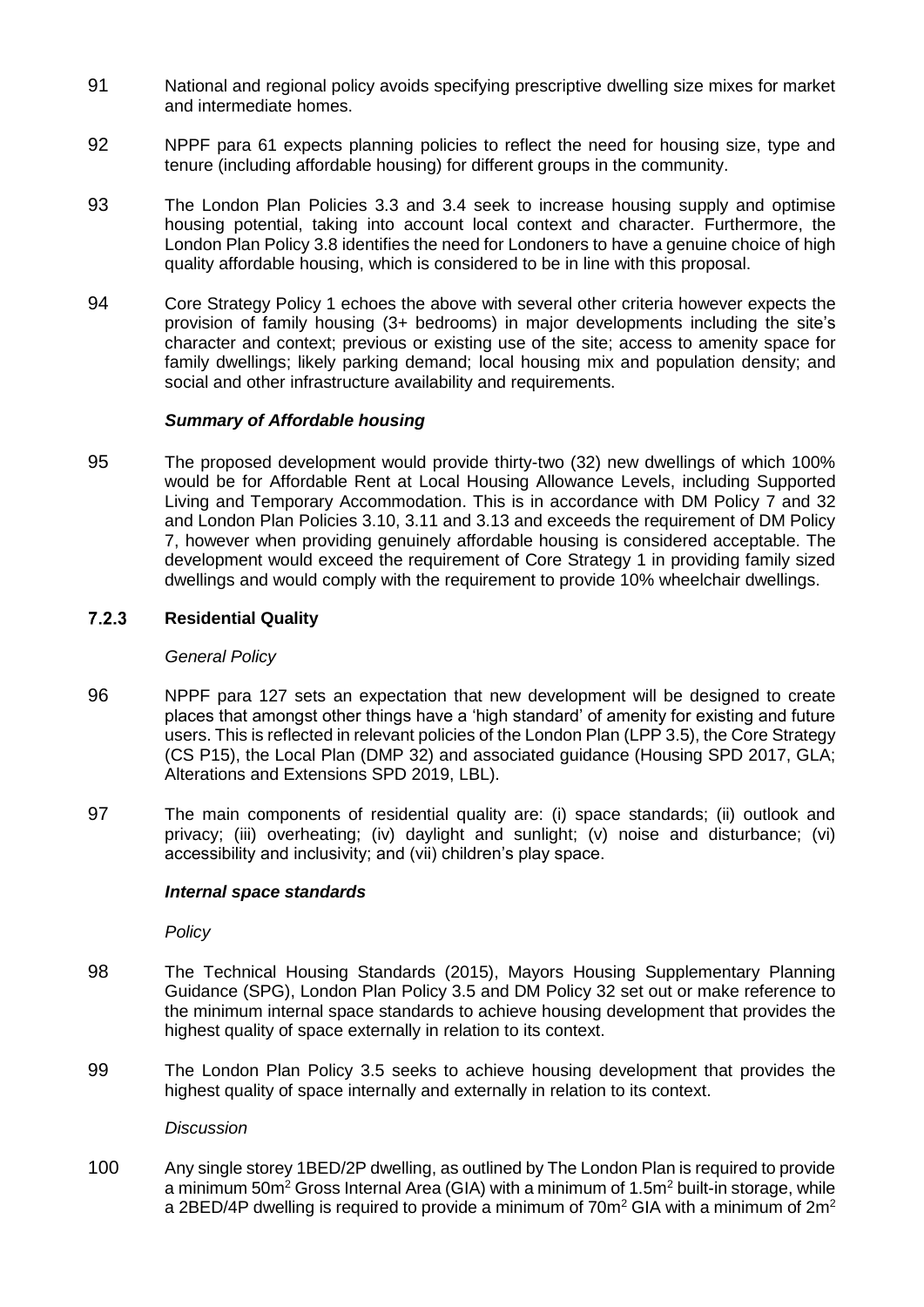91 National and regional policy avoids specifying prescriptive dwelling size mixes for market and intermediate homes.

92 NPPF para 61 expects planning policies to reflect the need for housing size, type and tenure (including affordable housing) for different groups in the community.

93 The London Plan Policies 3.3 and 3.4 seek to increase housing supply and optimise housing potential, taking into account local context and character. Furthermore, the London Plan Policy 3.8 identifies the need for Londoners to have a genuine choice of high quality affordable housing, which is considered to be in line with this proposal.

94 Core Strategy Policy 1 echoes the above with several other criteria however expects the provision of family housing (3+ bedrooms) in major developments including the site's character and context; previous or existing use of the site; access to amenity space for family dwellings; likely parking demand; local housing mix and population density; and social and other infrastructure availability and requirements.

***Summary of Affordable housing***

95 The proposed development would provide thirty-two (32) new dwellings of which 100% would be for Affordable Rent at Local Housing Allowance Levels, including Supported Living and Temporary Accommodation. This is in accordance with DM Policy 7 and 32 and London Plan Policies 3.10, 3.11 and 3.13 and exceeds the requirement of DM Policy 7, however when providing genuinely affordable housing is considered acceptable. The development would exceed the requirement of Core Strategy 1 in providing family sized dwellings and would comply with the requirement to provide 10% wheelchair dwellings.

### 7.2.3 Residential Quality

*General Policy*

96 NPPF para 127 sets an expectation that new development will be designed to create places that amongst other things have a 'high standard' of amenity for existing and future users. This is reflected in relevant policies of the London Plan (LPP 3.5), the Core Strategy (CS P15), the Local Plan (DMP 32) and associated guidance (Housing SPD 2017, GLA; Alterations and Extensions SPD 2019, LBL).

97 The main components of residential quality are: (i) space standards; (ii) outlook and privacy; (iii) overheating; (iv) daylight and sunlight; (v) noise and disturbance; (vi) accessibility and inclusivity; and (vii) children's play space.

***Internal space standards***

*Policy*

98 The Technical Housing Standards (2015), Mayors Housing Supplementary Planning Guidance (SPG), London Plan Policy 3.5 and DM Policy 32 set out or make reference to the minimum internal space standards to achieve housing development that provides the highest quality of space externally in relation to its context.

99 The London Plan Policy 3.5 seeks to achieve housing development that provides the highest quality of space internally and externally in relation to its context.

*Discussion*

100 Any single storey 1BED/2P dwelling, as outlined by The London Plan is required to provide a minimum 50m$^2$ Gross Internal Area (GIA) with a minimum of 1.5m$^2$ built-in storage, while a 2BED/4P dwelling is required to provide a minimum of 70m$^2$ GIA with a minimum of 2m$^2$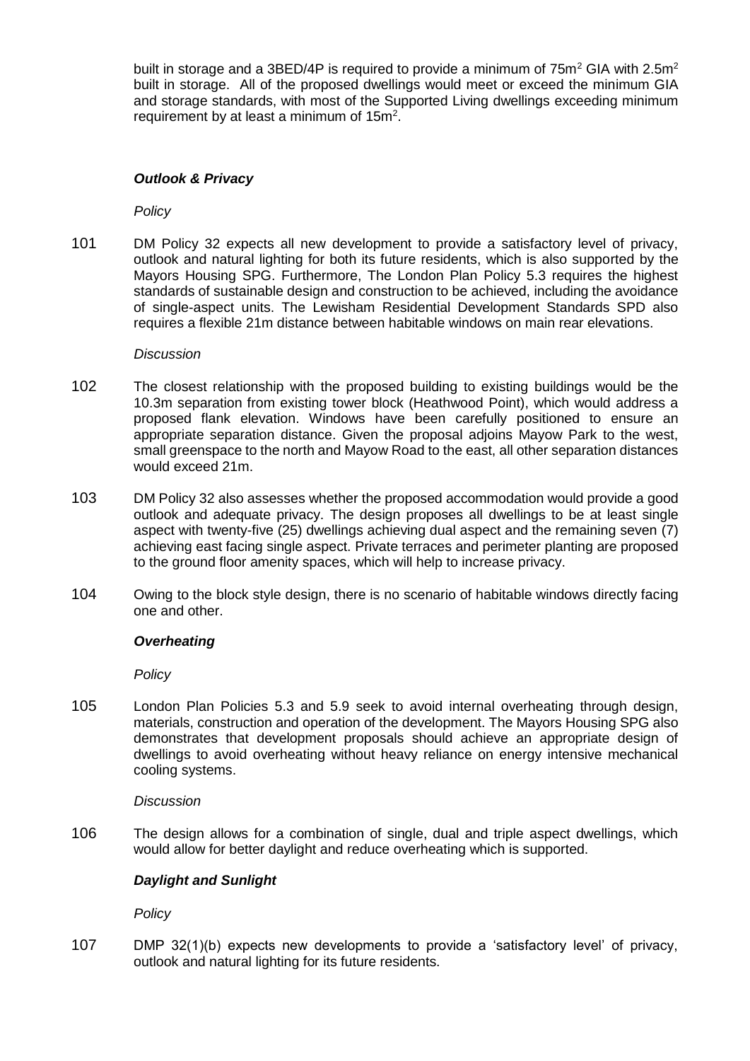built in storage and a 3BED/4P is required to provide a minimum of 75m$^2$ GIA with 2.5m$^2$ built in storage. All of the proposed dwellings would meet or exceed the minimum GIA and storage standards, with most of the Supported Living dwellings exceeding minimum requirement by at least a minimum of 15m$^2$.

***Outlook & Privacy***

*Policy*

101 DM Policy 32 expects all new development to provide a satisfactory level of privacy, outlook and natural lighting for both its future residents, which is also supported by the Mayors Housing SPG. Furthermore, The London Plan Policy 5.3 requires the highest standards of sustainable design and construction to be achieved, including the avoidance of single-aspect units. The Lewisham Residential Development Standards SPD also requires a flexible 21m distance between habitable windows on main rear elevations.

*Discussion*

102 The closest relationship with the proposed building to existing buildings would be the 10.3m separation from existing tower block (Heathwood Point), which would address a proposed flank elevation. Windows have been carefully positioned to ensure an appropriate separation distance. Given the proposal adjoins Mayow Park to the west, small greenspace to the north and Mayow Road to the east, all other separation distances would exceed 21m.

103 DM Policy 32 also assesses whether the proposed accommodation would provide a good outlook and adequate privacy. The design proposes all dwellings to be at least single aspect with twenty-five (25) dwellings achieving dual aspect and the remaining seven (7) achieving east facing single aspect. Private terraces and perimeter planting are proposed to the ground floor amenity spaces, which will help to increase privacy.

104 Owing to the block style design, there is no scenario of habitable windows directly facing one and other.

***Overheating***

*Policy*

105 London Plan Policies 5.3 and 5.9 seek to avoid internal overheating through design, materials, construction and operation of the development. The Mayors Housing SPG also demonstrates that development proposals should achieve an appropriate design of dwellings to avoid overheating without heavy reliance on energy intensive mechanical cooling systems.

*Discussion*

106 The design allows for a combination of single, dual and triple aspect dwellings, which would allow for better daylight and reduce overheating which is supported.

***Daylight and Sunlight***

*Policy*

107 DMP 32(1)(b) expects new developments to provide a 'satisfactory level' of privacy, outlook and natural lighting for its future residents.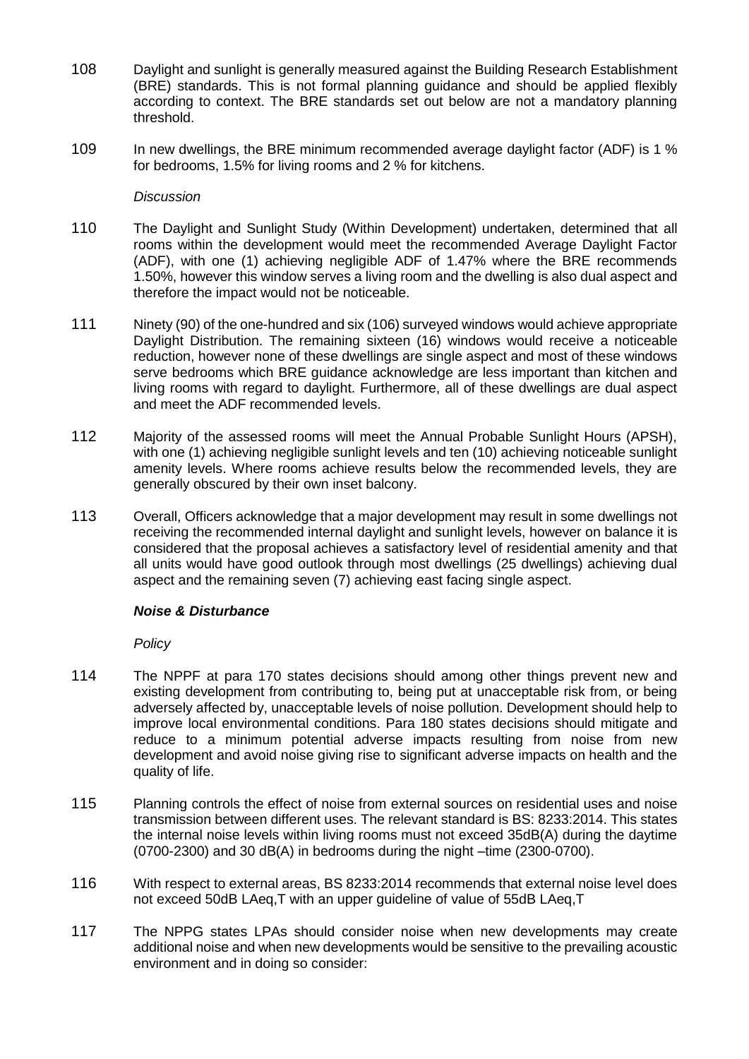108 Daylight and sunlight is generally measured against the Building Research Establishment (BRE) standards. This is not formal planning guidance and should be applied flexibly according to context. The BRE standards set out below are not a mandatory planning threshold.

109 In new dwellings, the BRE minimum recommended average daylight factor (ADF) is 1 % for bedrooms, 1.5% for living rooms and 2 % for kitchens.

*Discussion*

110 The Daylight and Sunlight Study (Within Development) undertaken, determined that all rooms within the development would meet the recommended Average Daylight Factor (ADF), with one (1) achieving negligible ADF of 1.47% where the BRE recommends 1.50%, however this window serves a living room and the dwelling is also dual aspect and therefore the impact would not be noticeable.

111 Ninety (90) of the one-hundred and six (106) surveyed windows would achieve appropriate Daylight Distribution. The remaining sixteen (16) windows would receive a noticeable reduction, however none of these dwellings are single aspect and most of these windows serve bedrooms which BRE guidance acknowledge are less important than kitchen and living rooms with regard to daylight. Furthermore, all of these dwellings are dual aspect and meet the ADF recommended levels.

112 Majority of the assessed rooms will meet the Annual Probable Sunlight Hours (APSH), with one (1) achieving negligible sunlight levels and ten (10) achieving noticeable sunlight amenity levels. Where rooms achieve results below the recommended levels, they are generally obscured by their own inset balcony.

113 Overall, Officers acknowledge that a major development may result in some dwellings not receiving the recommended internal daylight and sunlight levels, however on balance it is considered that the proposal achieves a satisfactory level of residential amenity and that all units would have good outlook through most dwellings (25 dwellings) achieving dual aspect and the remaining seven (7) achieving east facing single aspect.

***Noise & Disturbance***

*Policy*

114 The NPPF at para 170 states decisions should among other things prevent new and existing development from contributing to, being put at unacceptable risk from, or being adversely affected by, unacceptable levels of noise pollution. Development should help to improve local environmental conditions. Para 180 states decisions should mitigate and reduce to a minimum potential adverse impacts resulting from noise from new development and avoid noise giving rise to significant adverse impacts on health and the quality of life.

115 Planning controls the effect of noise from external sources on residential uses and noise transmission between different uses. The relevant standard is BS: 8233:2014. This states the internal noise levels within living rooms must not exceed 35dB(A) during the daytime (0700-2300) and 30 dB(A) in bedrooms during the night –time (2300-0700).

116 With respect to external areas, BS 8233:2014 recommends that external noise level does not exceed 50dB LAeq,T with an upper guideline of value of 55dB LAeq,T

117 The NPPG states LPAs should consider noise when new developments may create additional noise and when new developments would be sensitive to the prevailing acoustic environment and in doing so consider: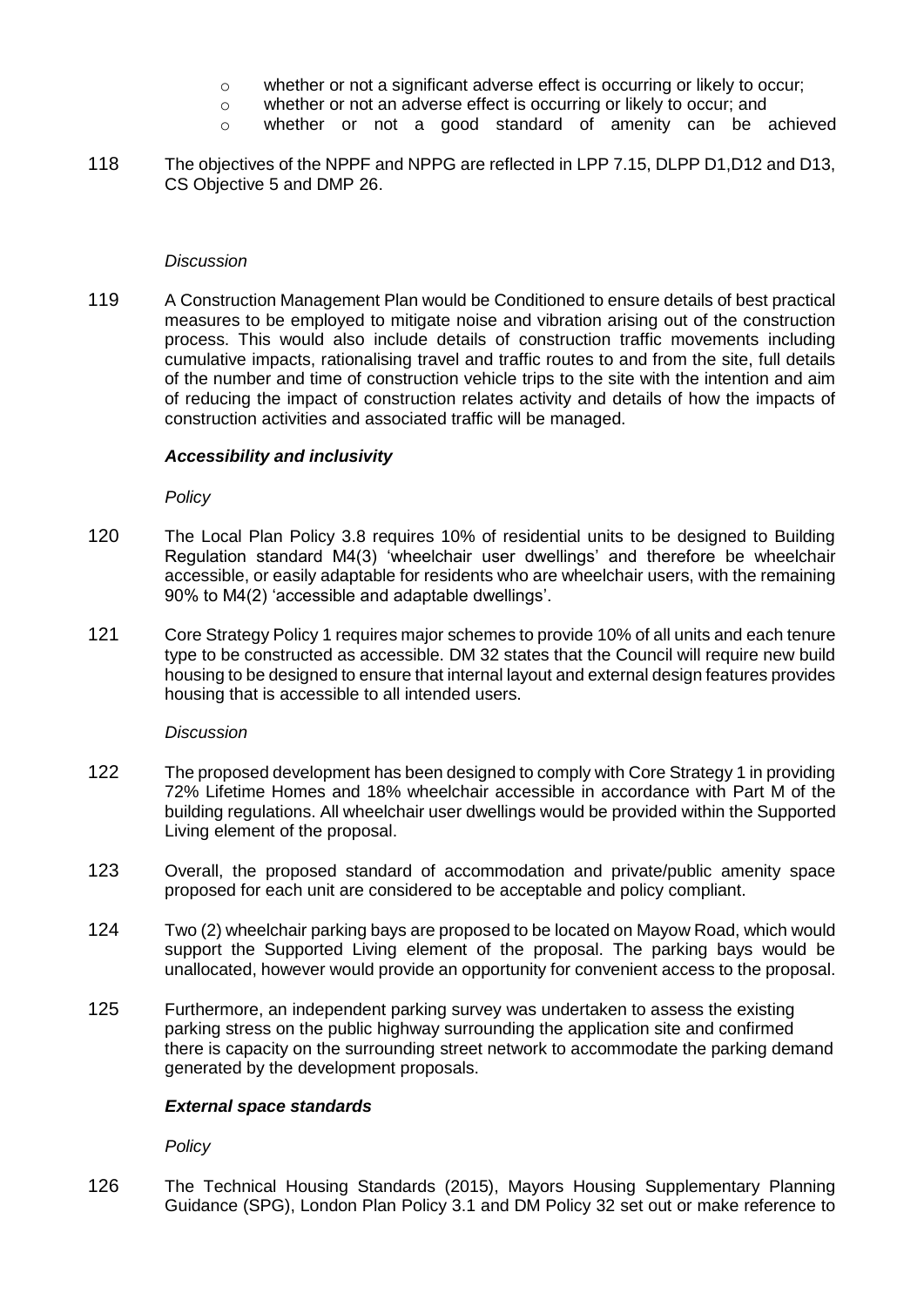- whether or not a significant adverse effect is occurring or likely to occur;
- whether or not an adverse effect is occurring or likely to occur; and
- whether or not a good standard of amenity can be achieved

118 The objectives of the NPPF and NPPG are reflected in LPP 7.15, DLPP D1,D12 and D13, CS Objective 5 and DMP 26.

*Discussion*

119 A Construction Management Plan would be Conditioned to ensure details of best practical measures to be employed to mitigate noise and vibration arising out of the construction process. This would also include details of construction traffic movements including cumulative impacts, rationalising travel and traffic routes to and from the site, full details of the number and time of construction vehicle trips to the site with the intention and aim of reducing the impact of construction relates activity and details of how the impacts of construction activities and associated traffic will be managed.

### ***Accessibility and inclusivity***

*Policy*

120 The Local Plan Policy 3.8 requires 10% of residential units to be designed to Building Regulation standard M4(3) 'wheelchair user dwellings' and therefore be wheelchair accessible, or easily adaptable for residents who are wheelchair users, with the remaining 90% to M4(2) 'accessible and adaptable dwellings'.

121 Core Strategy Policy 1 requires major schemes to provide 10% of all units and each tenure type to be constructed as accessible. DM 32 states that the Council will require new build housing to be designed to ensure that internal layout and external design features provides housing that is accessible to all intended users.

*Discussion*

122 The proposed development has been designed to comply with Core Strategy 1 in providing 72% Lifetime Homes and 18% wheelchair accessible in accordance with Part M of the building regulations. All wheelchair user dwellings would be provided within the Supported Living element of the proposal.

123 Overall, the proposed standard of accommodation and private/public amenity space proposed for each unit are considered to be acceptable and policy compliant.

124 Two (2) wheelchair parking bays are proposed to be located on Mayow Road, which would support the Supported Living element of the proposal. The parking bays would be unallocated, however would provide an opportunity for convenient access to the proposal.

125 Furthermore, an independent parking survey was undertaken to assess the existing parking stress on the public highway surrounding the application site and confirmed there is capacity on the surrounding street network to accommodate the parking demand generated by the development proposals.

### ***External space standards***

*Policy*

126 The Technical Housing Standards (2015), Mayors Housing Supplementary Planning Guidance (SPG), London Plan Policy 3.1 and DM Policy 32 set out or make reference to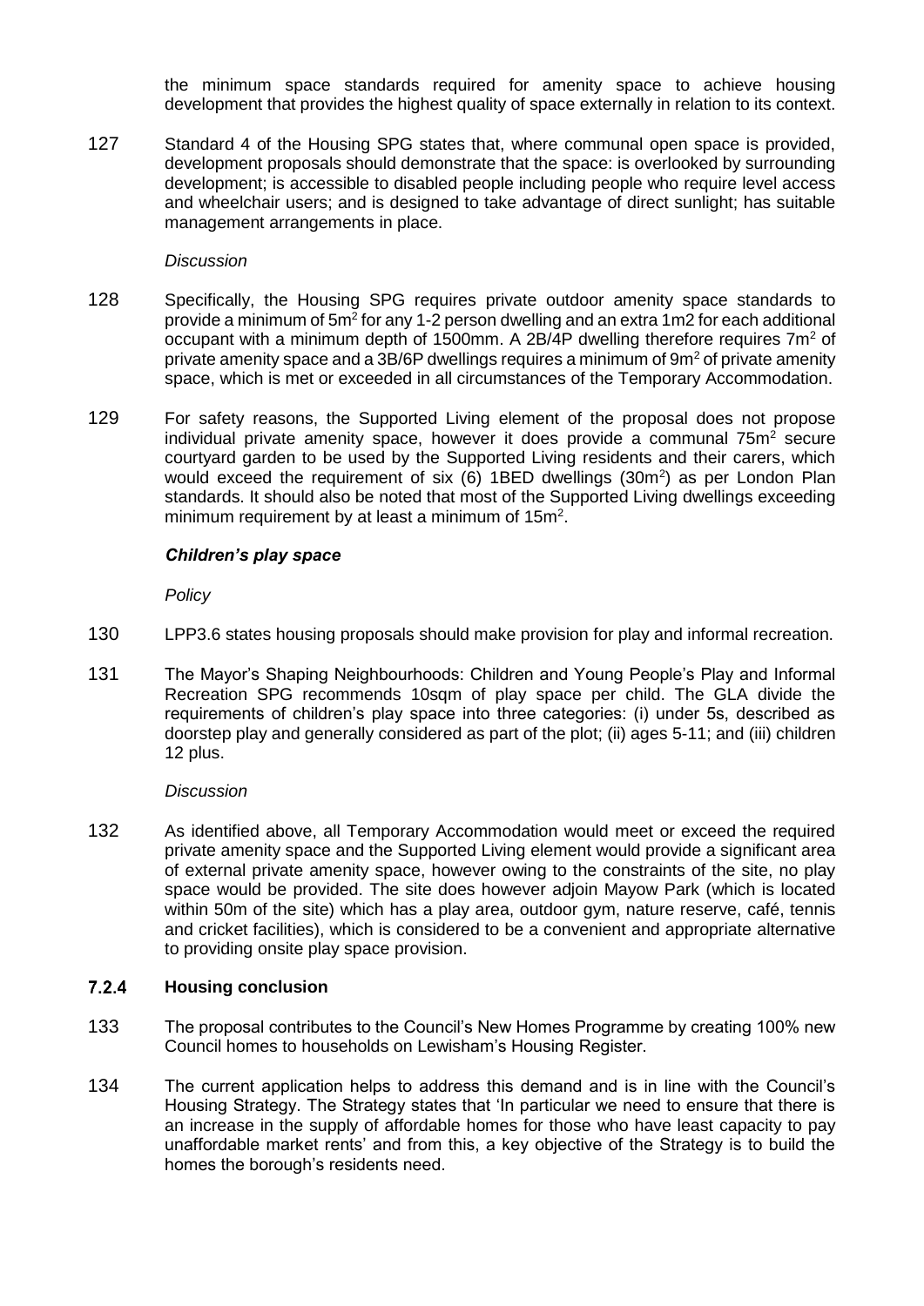the minimum space standards required for amenity space to achieve housing development that provides the highest quality of space externally in relation to its context.

127 Standard 4 of the Housing SPG states that, where communal open space is provided, development proposals should demonstrate that the space: is overlooked by surrounding development; is accessible to disabled people including people who require level access and wheelchair users; and is designed to take advantage of direct sunlight; has suitable management arrangements in place.

*Discussion*

128 Specifically, the Housing SPG requires private outdoor amenity space standards to provide a minimum of $5m^2$ for any 1-2 person dwelling and an extra 1m2 for each additional occupant with a minimum depth of 1500mm. A 2B/4P dwelling therefore requires $7m^2$ of private amenity space and a 3B/6P dwellings requires a minimum of $9m^2$ of private amenity space, which is met or exceeded in all circumstances of the Temporary Accommodation.

129 For safety reasons, the Supported Living element of the proposal does not propose individual private amenity space, however it does provide a communal $75m^2$ secure courtyard garden to be used by the Supported Living residents and their carers, which would exceed the requirement of six (6) 1BED dwellings ($30m^2$) as per London Plan standards. It should also be noted that most of the Supported Living dwellings exceeding minimum requirement by at least a minimum of $15m^2$.

***Children's play space***

*Policy*

130 LPP3.6 states housing proposals should make provision for play and informal recreation.

131 The Mayor's Shaping Neighbourhoods: Children and Young People's Play and Informal Recreation SPG recommends 10sqm of play space per child. The GLA divide the requirements of children's play space into three categories: (i) under 5s, described as doorstep play and generally considered as part of the plot; (ii) ages 5-11; and (iii) children 12 plus.

*Discussion*

132 As identified above, all Temporary Accommodation would meet or exceed the required private amenity space and the Supported Living element would provide a significant area of external private amenity space, however owing to the constraints of the site, no play space would be provided. The site does however adjoin Mayow Park (which is located within 50m of the site) which has a play area, outdoor gym, nature reserve, café, tennis and cricket facilities), which is considered to be a convenient and appropriate alternative to providing onsite play space provision.

### 7.2.4 Housing conclusion

133 The proposal contributes to the Council's New Homes Programme by creating 100% new Council homes to households on Lewisham's Housing Register.

134 The current application helps to address this demand and is in line with the Council's Housing Strategy. The Strategy states that 'In particular we need to ensure that there is an increase in the supply of affordable homes for those who have least capacity to pay unaffordable market rents' and from this, a key objective of the Strategy is to build the homes the borough's residents need.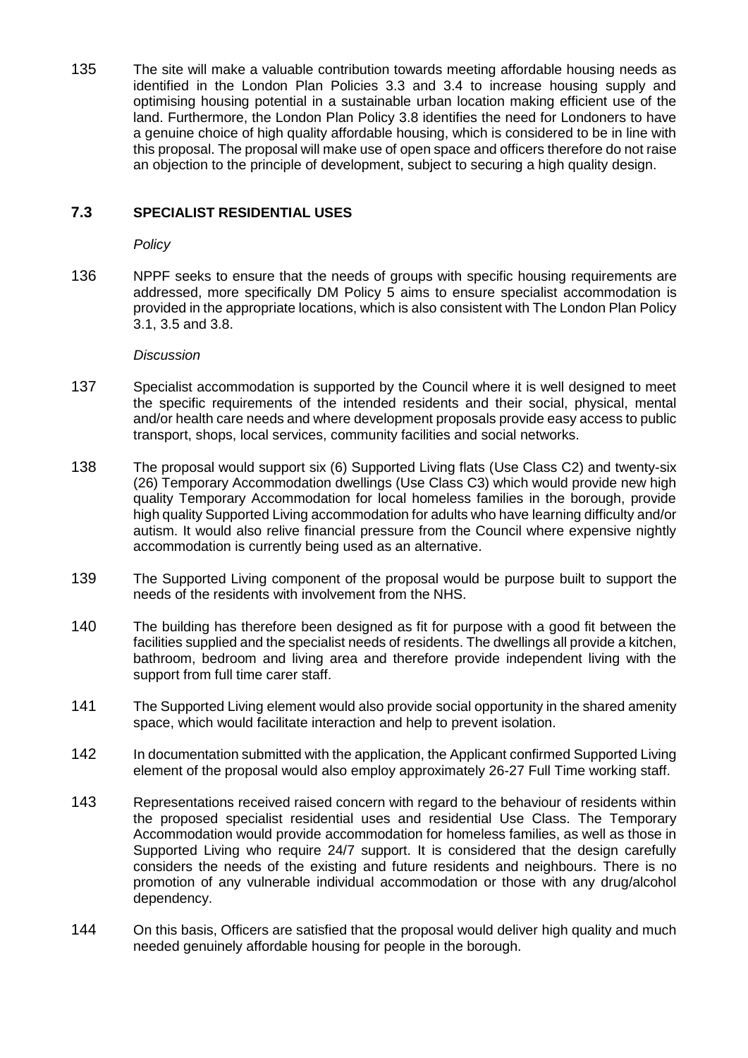135 The site will make a valuable contribution towards meeting affordable housing needs as identified in the London Plan Policies 3.3 and 3.4 to increase housing supply and optimising housing potential in a sustainable urban location making efficient use of the land. Furthermore, the London Plan Policy 3.8 identifies the need for Londoners to have a genuine choice of high quality affordable housing, which is considered to be in line with this proposal. The proposal will make use of open space and officers therefore do not raise an objection to the principle of development, subject to securing a high quality design.

### 7.3 SPECIALIST RESIDENTIAL USES

*Policy*

136 NPPF seeks to ensure that the needs of groups with specific housing requirements are addressed, more specifically DM Policy 5 aims to ensure specialist accommodation is provided in the appropriate locations, which is also consistent with The London Plan Policy 3.1, 3.5 and 3.8.

*Discussion*

137 Specialist accommodation is supported by the Council where it is well designed to meet the specific requirements of the intended residents and their social, physical, mental and/or health care needs and where development proposals provide easy access to public transport, shops, local services, community facilities and social networks.

138 The proposal would support six (6) Supported Living flats (Use Class C2) and twenty-six (26) Temporary Accommodation dwellings (Use Class C3) which would provide new high quality Temporary Accommodation for local homeless families in the borough, provide high quality Supported Living accommodation for adults who have learning difficulty and/or autism. It would also relive financial pressure from the Council where expensive nightly accommodation is currently being used as an alternative.

139 The Supported Living component of the proposal would be purpose built to support the needs of the residents with involvement from the NHS.

140 The building has therefore been designed as fit for purpose with a good fit between the facilities supplied and the specialist needs of residents. The dwellings all provide a kitchen, bathroom, bedroom and living area and therefore provide independent living with the support from full time carer staff.

141 The Supported Living element would also provide social opportunity in the shared amenity space, which would facilitate interaction and help to prevent isolation.

142 In documentation submitted with the application, the Applicant confirmed Supported Living element of the proposal would also employ approximately 26-27 Full Time working staff.

143 Representations received raised concern with regard to the behaviour of residents within the proposed specialist residential uses and residential Use Class. The Temporary Accommodation would provide accommodation for homeless families, as well as those in Supported Living who require 24/7 support. It is considered that the design carefully considers the needs of the existing and future residents and neighbours. There is no promotion of any vulnerable individual accommodation or those with any drug/alcohol dependency.

144 On this basis, Officers are satisfied that the proposal would deliver high quality and much needed genuinely affordable housing for people in the borough.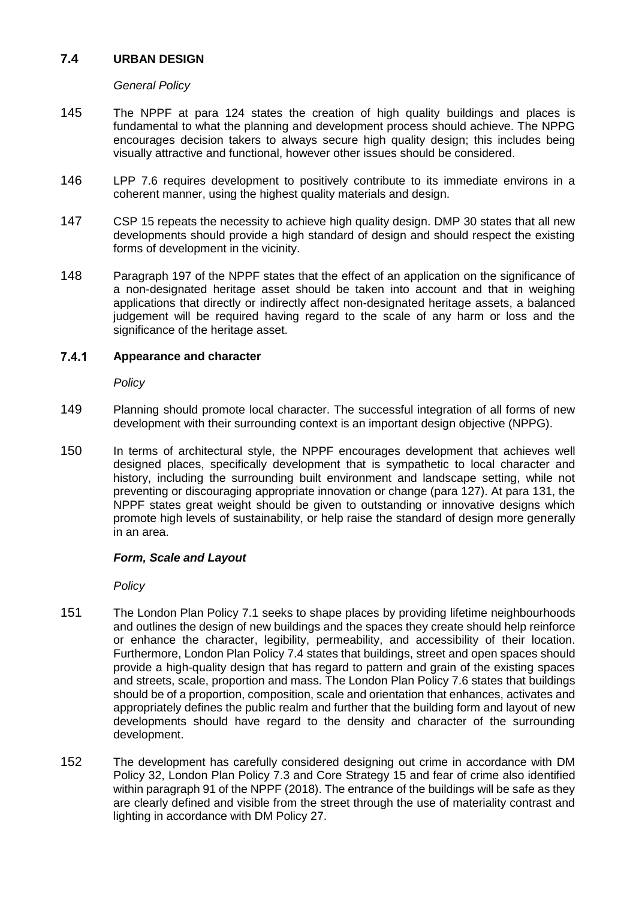## 7.4 URBAN DESIGN

*General Policy*

145 The NPPF at para 124 states the creation of high quality buildings and places is fundamental to what the planning and development process should achieve. The NPPG encourages decision takers to always secure high quality design; this includes being visually attractive and functional, however other issues should be considered.

146 LPP 7.6 requires development to positively contribute to its immediate environs in a coherent manner, using the highest quality materials and design.

147 CSP 15 repeats the necessity to achieve high quality design. DMP 30 states that all new developments should provide a high standard of design and should respect the existing forms of development in the vicinity.

148 Paragraph 197 of the NPPF states that the effect of an application on the significance of a non-designated heritage asset should be taken into account and that in weighing applications that directly or indirectly affect non-designated heritage assets, a balanced judgement will be required having regard to the scale of any harm or loss and the significance of the heritage asset.

### 7.4.1 Appearance and character

*Policy*

149 Planning should promote local character. The successful integration of all forms of new development with their surrounding context is an important design objective (NPPG).

150 In terms of architectural style, the NPPF encourages development that achieves well designed places, specifically development that is sympathetic to local character and history, including the surrounding built environment and landscape setting, while not preventing or discouraging appropriate innovation or change (para 127). At para 131, the NPPF states great weight should be given to outstanding or innovative designs which promote high levels of sustainability, or help raise the standard of design more generally in an area.

***Form, Scale and Layout***

*Policy*

151 The London Plan Policy 7.1 seeks to shape places by providing lifetime neighbourhoods and outlines the design of new buildings and the spaces they create should help reinforce or enhance the character, legibility, permeability, and accessibility of their location. Furthermore, London Plan Policy 7.4 states that buildings, street and open spaces should provide a high-quality design that has regard to pattern and grain of the existing spaces and streets, scale, proportion and mass. The London Plan Policy 7.6 states that buildings should be of a proportion, composition, scale and orientation that enhances, activates and appropriately defines the public realm and further that the building form and layout of new developments should have regard to the density and character of the surrounding development.

152 The development has carefully considered designing out crime in accordance with DM Policy 32, London Plan Policy 7.3 and Core Strategy 15 and fear of crime also identified within paragraph 91 of the NPPF (2018). The entrance of the buildings will be safe as they are clearly defined and visible from the street through the use of materiality contrast and lighting in accordance with DM Policy 27.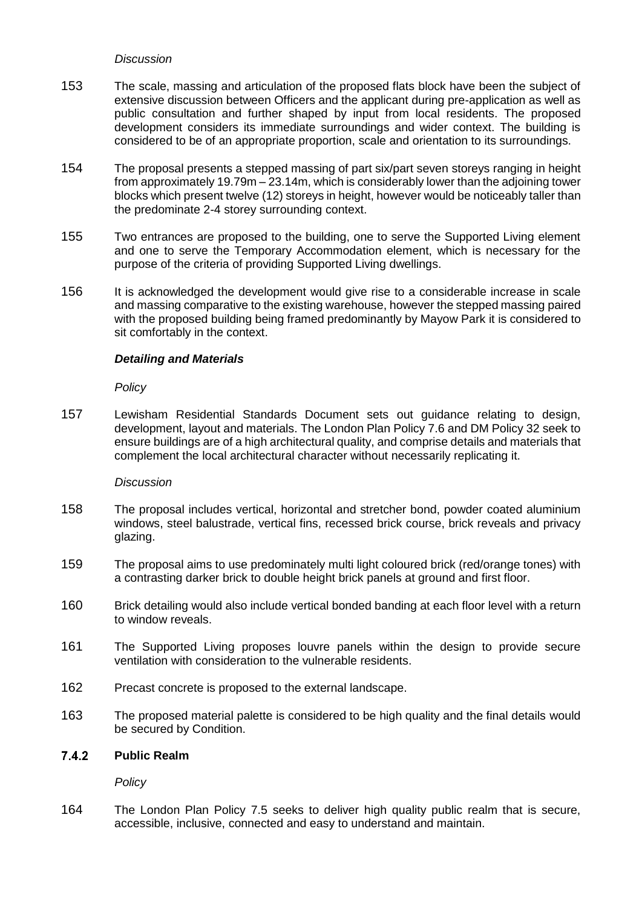*Discussion*

153 The scale, massing and articulation of the proposed flats block have been the subject of extensive discussion between Officers and the applicant during pre-application as well as public consultation and further shaped by input from local residents. The proposed development considers its immediate surroundings and wider context. The building is considered to be of an appropriate proportion, scale and orientation to its surroundings.

154 The proposal presents a stepped massing of part six/part seven storeys ranging in height from approximately 19.79m – 23.14m, which is considerably lower than the adjoining tower blocks which present twelve (12) storeys in height, however would be noticeably taller than the predominate 2-4 storey surrounding context.

155 Two entrances are proposed to the building, one to serve the Supported Living element and one to serve the Temporary Accommodation element, which is necessary for the purpose of the criteria of providing Supported Living dwellings.

156 It is acknowledged the development would give rise to a considerable increase in scale and massing comparative to the existing warehouse, however the stepped massing paired with the proposed building being framed predominantly by Mayow Park it is considered to sit comfortably in the context.

***Detailing and Materials***

*Policy*

157 Lewisham Residential Standards Document sets out guidance relating to design, development, layout and materials. The London Plan Policy 7.6 and DM Policy 32 seek to ensure buildings are of a high architectural quality, and comprise details and materials that complement the local architectural character without necessarily replicating it.

*Discussion*

158 The proposal includes vertical, horizontal and stretcher bond, powder coated aluminium windows, steel balustrade, vertical fins, recessed brick course, brick reveals and privacy glazing.

159 The proposal aims to use predominately multi light coloured brick (red/orange tones) with a contrasting darker brick to double height brick panels at ground and first floor.

160 Brick detailing would also include vertical bonded banding at each floor level with a return to window reveals.

161 The Supported Living proposes louvre panels within the design to provide secure ventilation with consideration to the vulnerable residents.

162 Precast concrete is proposed to the external landscape.

163 The proposed material palette is considered to be high quality and the final details would be secured by Condition.

### 7.4.2 Public Realm

*Policy*

164 The London Plan Policy 7.5 seeks to deliver high quality public realm that is secure, accessible, inclusive, connected and easy to understand and maintain.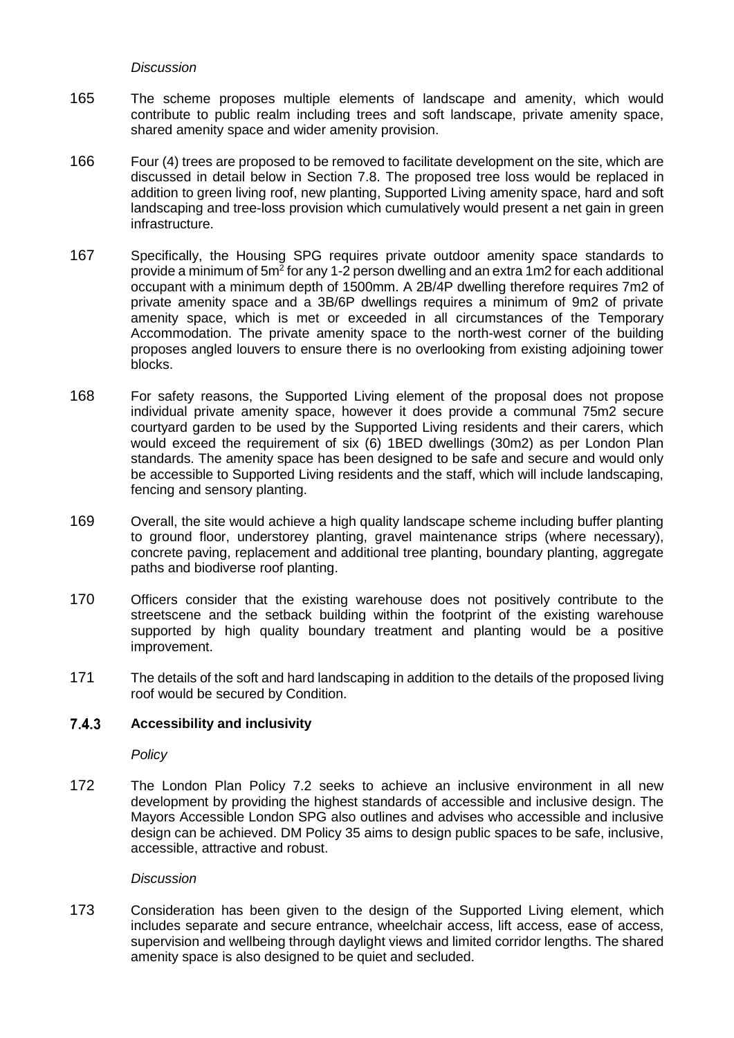*Discussion*

165 The scheme proposes multiple elements of landscape and amenity, which would contribute to public realm including trees and soft landscape, private amenity space, shared amenity space and wider amenity provision.

166 Four (4) trees are proposed to be removed to facilitate development on the site, which are discussed in detail below in Section 7.8. The proposed tree loss would be replaced in addition to green living roof, new planting, Supported Living amenity space, hard and soft landscaping and tree-loss provision which cumulatively would present a net gain in green infrastructure.

167 Specifically, the Housing SPG requires private outdoor amenity space standards to provide a minimum of $5m^2$ for any 1-2 person dwelling and an extra 1m2 for each additional occupant with a minimum depth of 1500mm. A 2B/4P dwelling therefore requires 7m2 of private amenity space and a 3B/6P dwellings requires a minimum of 9m2 of private amenity space, which is met or exceeded in all circumstances of the Temporary Accommodation. The private amenity space to the north-west corner of the building proposes angled louvers to ensure there is no overlooking from existing adjoining tower blocks.

168 For safety reasons, the Supported Living element of the proposal does not propose individual private amenity space, however it does provide a communal 75m2 secure courtyard garden to be used by the Supported Living residents and their carers, which would exceed the requirement of six (6) 1BED dwellings (30m2) as per London Plan standards. The amenity space has been designed to be safe and secure and would only be accessible to Supported Living residents and the staff, which will include landscaping, fencing and sensory planting.

169 Overall, the site would achieve a high quality landscape scheme including buffer planting to ground floor, understorey planting, gravel maintenance strips (where necessary), concrete paving, replacement and additional tree planting, boundary planting, aggregate paths and biodiverse roof planting.

170 Officers consider that the existing warehouse does not positively contribute to the streetscene and the setback building within the footprint of the existing warehouse supported by high quality boundary treatment and planting would be a positive improvement.

171 The details of the soft and hard landscaping in addition to the details of the proposed living roof would be secured by Condition.

### 7.4.3 Accessibility and inclusivity

*Policy*

172 The London Plan Policy 7.2 seeks to achieve an inclusive environment in all new development by providing the highest standards of accessible and inclusive design. The Mayors Accessible London SPG also outlines and advises who accessible and inclusive design can be achieved. DM Policy 35 aims to design public spaces to be safe, inclusive, accessible, attractive and robust.

*Discussion*

173 Consideration has been given to the design of the Supported Living element, which includes separate and secure entrance, wheelchair access, lift access, ease of access, supervision and wellbeing through daylight views and limited corridor lengths. The shared amenity space is also designed to be quiet and secluded.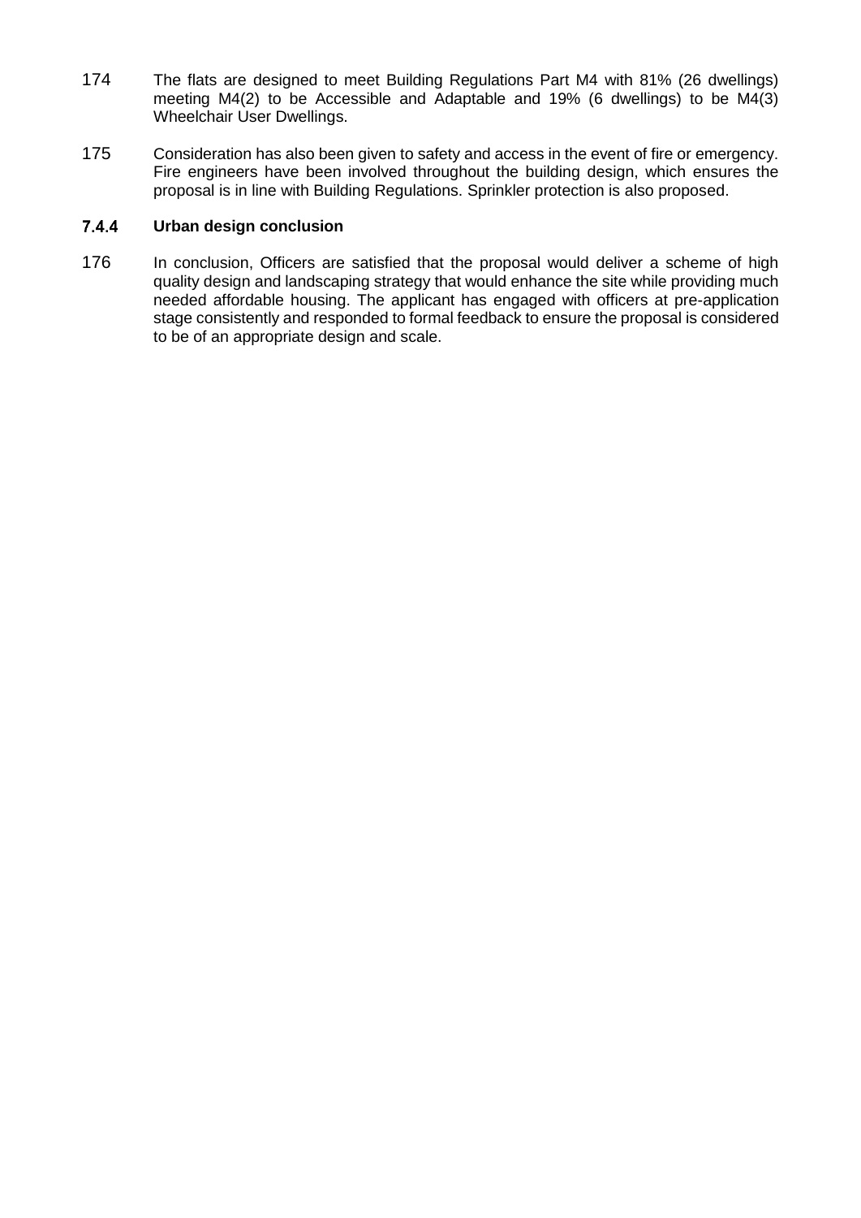174 The flats are designed to meet Building Regulations Part M4 with 81% (26 dwellings) meeting M4(2) to be Accessible and Adaptable and 19% (6 dwellings) to be M4(3) Wheelchair User Dwellings.

175 Consideration has also been given to safety and access in the event of fire or emergency. Fire engineers have been involved throughout the building design, which ensures the proposal is in line with Building Regulations. Sprinkler protection is also proposed.

### 7.4.4 Urban design conclusion

176 In conclusion, Officers are satisfied that the proposal would deliver a scheme of high quality design and landscaping strategy that would enhance the site while providing much needed affordable housing. The applicant has engaged with officers at pre-application stage consistently and responded to formal feedback to ensure the proposal is considered to be of an appropriate design and scale.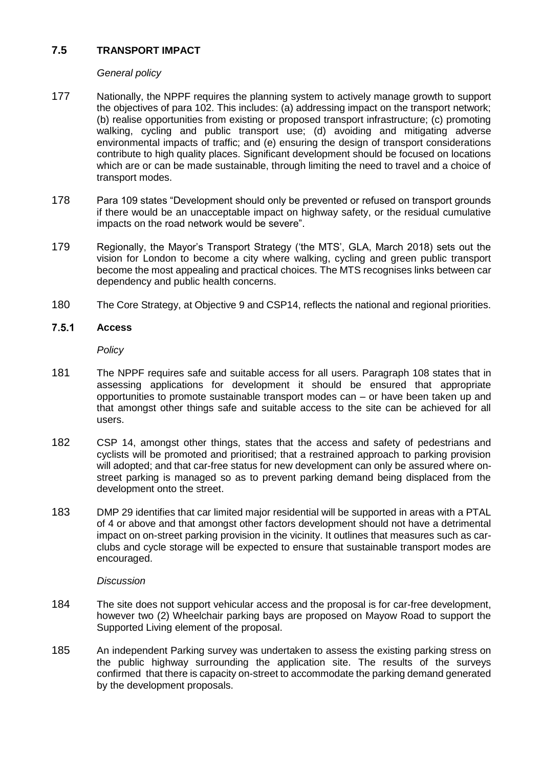## 7.5 TRANSPORT IMPACT

*General policy*

177 Nationally, the NPPF requires the planning system to actively manage growth to support the objectives of para 102. This includes: (a) addressing impact on the transport network; (b) realise opportunities from existing or proposed transport infrastructure; (c) promoting walking, cycling and public transport use; (d) avoiding and mitigating adverse environmental impacts of traffic; and (e) ensuring the design of transport considerations contribute to high quality places. Significant development should be focused on locations which are or can be made sustainable, through limiting the need to travel and a choice of transport modes.

178 Para 109 states "Development should only be prevented or refused on transport grounds if there would be an unacceptable impact on highway safety, or the residual cumulative impacts on the road network would be severe".

179 Regionally, the Mayor's Transport Strategy ('the MTS', GLA, March 2018) sets out the vision for London to become a city where walking, cycling and green public transport become the most appealing and practical choices. The MTS recognises links between car dependency and public health concerns.

180 The Core Strategy, at Objective 9 and CSP14, reflects the national and regional priorities.

### 7.5.1 Access

*Policy*

181 The NPPF requires safe and suitable access for all users. Paragraph 108 states that in assessing applications for development it should be ensured that appropriate opportunities to promote sustainable transport modes can – or have been taken up and that amongst other things safe and suitable access to the site can be achieved for all users.

182 CSP 14, amongst other things, states that the access and safety of pedestrians and cyclists will be promoted and prioritised; that a restrained approach to parking provision will adopted; and that car-free status for new development can only be assured where on-street parking is managed so as to prevent parking demand being displaced from the development onto the street.

183 DMP 29 identifies that car limited major residential will be supported in areas with a PTAL of 4 or above and that amongst other factors development should not have a detrimental impact on on-street parking provision in the vicinity. It outlines that measures such as car-clubs and cycle storage will be expected to ensure that sustainable transport modes are encouraged.

*Discussion*

184 The site does not support vehicular access and the proposal is for car-free development, however two (2) Wheelchair parking bays are proposed on Mayow Road to support the Supported Living element of the proposal.

185 An independent Parking survey was undertaken to assess the existing parking stress on the public highway surrounding the application site. The results of the surveys confirmed that there is capacity on-street to accommodate the parking demand generated by the development proposals.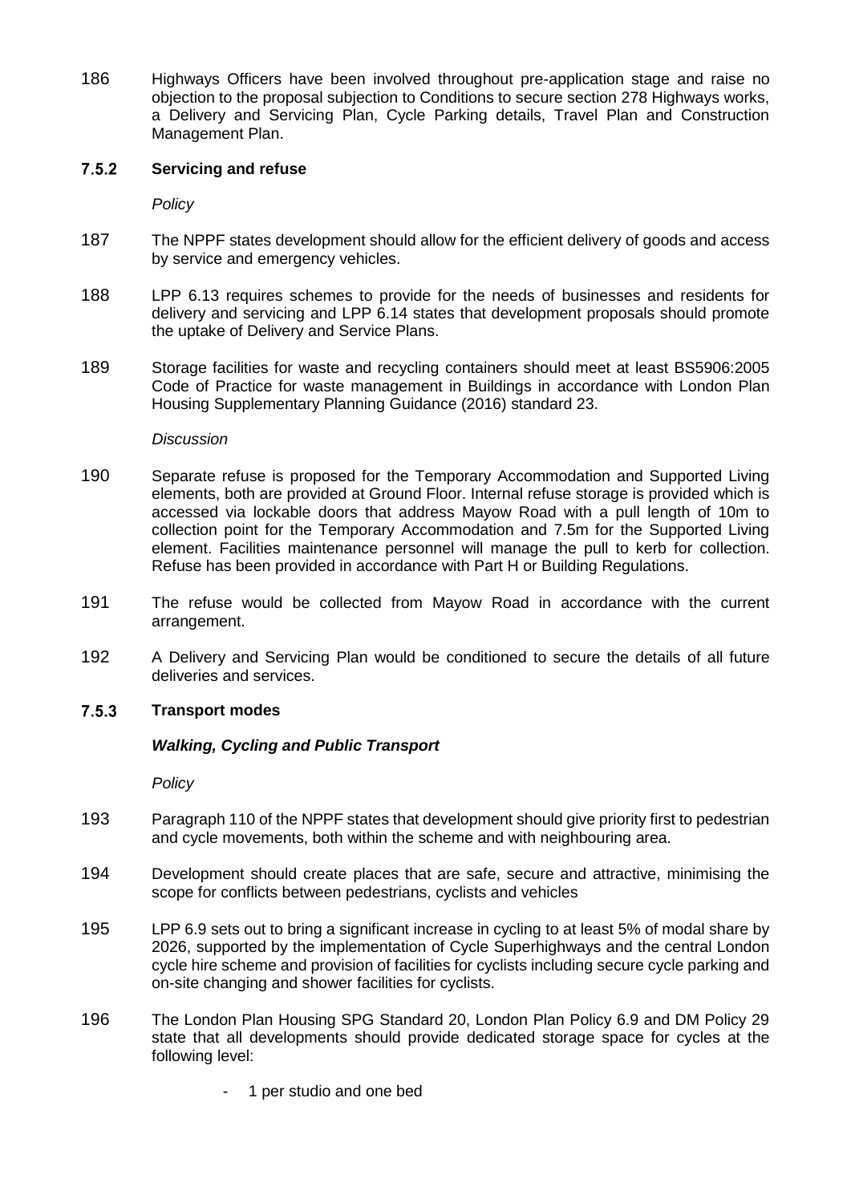186 Highways Officers have been involved throughout pre-application stage and raise no objection to the proposal subjection to Conditions to secure section 278 Highways works, a Delivery and Servicing Plan, Cycle Parking details, Travel Plan and Construction Management Plan.

### 7.5.2 Servicing and refuse

*Policy*

187 The NPPF states development should allow for the efficient delivery of goods and access by service and emergency vehicles.

188 LPP 6.13 requires schemes to provide for the needs of businesses and residents for delivery and servicing and LPP 6.14 states that development proposals should promote the uptake of Delivery and Service Plans.

189 Storage facilities for waste and recycling containers should meet at least BS5906:2005 Code of Practice for waste management in Buildings in accordance with London Plan Housing Supplementary Planning Guidance (2016) standard 23.

*Discussion*

190 Separate refuse is proposed for the Temporary Accommodation and Supported Living elements, both are provided at Ground Floor. Internal refuse storage is provided which is accessed via lockable doors that address Mayow Road with a pull length of 10m to collection point for the Temporary Accommodation and 7.5m for the Supported Living element. Facilities maintenance personnel will manage the pull to kerb for collection. Refuse has been provided in accordance with Part H or Building Regulations.

191 The refuse would be collected from Mayow Road in accordance with the current arrangement.

192 A Delivery and Servicing Plan would be conditioned to secure the details of all future deliveries and services.

### 7.5.3 Transport modes

***Walking, Cycling and Public Transport***

*Policy*

193 Paragraph 110 of the NPPF states that development should give priority first to pedestrian and cycle movements, both within the scheme and with neighbouring area.

194 Development should create places that are safe, secure and attractive, minimising the scope for conflicts between pedestrians, cyclists and vehicles

195 LPP 6.9 sets out to bring a significant increase in cycling to at least 5% of modal share by 2026, supported by the implementation of Cycle Superhighways and the central London cycle hire scheme and provision of facilities for cyclists including secure cycle parking and on-site changing and shower facilities for cyclists.

196 The London Plan Housing SPG Standard 20, London Plan Policy 6.9 and DM Policy 29 state that all developments should provide dedicated storage space for cycles at the following level:

- 1 per studio and one bed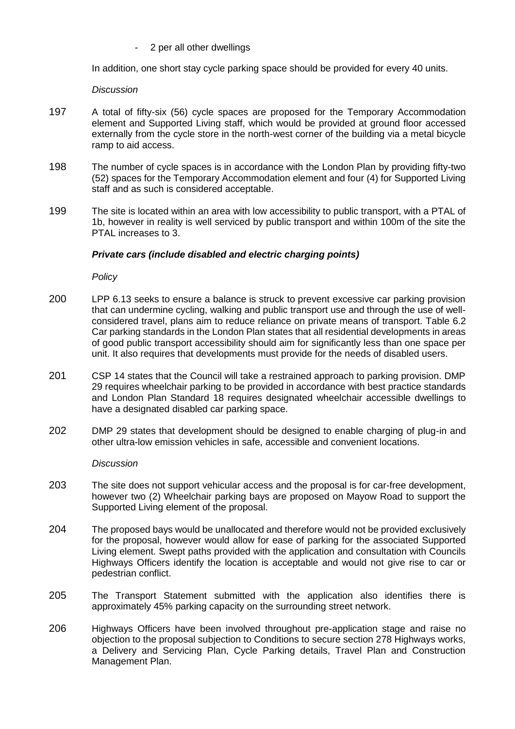- 2 per all other dwellings

In addition, one short stay cycle parking space should be provided for every 40 units.

*Discussion*

197 A total of fifty-six (56) cycle spaces are proposed for the Temporary Accommodation element and Supported Living staff, which would be provided at ground floor accessed externally from the cycle store in the north-west corner of the building via a metal bicycle ramp to aid access.

198 The number of cycle spaces is in accordance with the London Plan by providing fifty-two (52) spaces for the Temporary Accommodation element and four (4) for Supported Living staff and as such is considered acceptable.

199 The site is located within an area with low accessibility to public transport, with a PTAL of 1b, however in reality is well serviced by public transport and within 100m of the site the PTAL increases to 3.

***Private cars (include disabled and electric charging points)***

*Policy*

200 LPP 6.13 seeks to ensure a balance is struck to prevent excessive car parking provision that can undermine cycling, walking and public transport use and through the use of well-considered travel, plans aim to reduce reliance on private means of transport. Table 6.2 Car parking standards in the London Plan states that all residential developments in areas of good public transport accessibility should aim for significantly less than one space per unit. It also requires that developments must provide for the needs of disabled users.

201 CSP 14 states that the Council will take a restrained approach to parking provision. DMP 29 requires wheelchair parking to be provided in accordance with best practice standards and London Plan Standard 18 requires designated wheelchair accessible dwellings to have a designated disabled car parking space.

202 DMP 29 states that development should be designed to enable charging of plug-in and other ultra-low emission vehicles in safe, accessible and convenient locations.

*Discussion*

203 The site does not support vehicular access and the proposal is for car-free development, however two (2) Wheelchair parking bays are proposed on Mayow Road to support the Supported Living element of the proposal.

204 The proposed bays would be unallocated and therefore would not be provided exclusively for the proposal, however would allow for ease of parking for the associated Supported Living element. Swept paths provided with the application and consultation with Councils Highways Officers identify the location is acceptable and would not give rise to car or pedestrian conflict.

205 The Transport Statement submitted with the application also identifies there is approximately 45% parking capacity on the surrounding street network.

206 Highways Officers have been involved throughout pre-application stage and raise no objection to the proposal subjection to Conditions to secure section 278 Highways works, a Delivery and Servicing Plan, Cycle Parking details, Travel Plan and Construction Management Plan.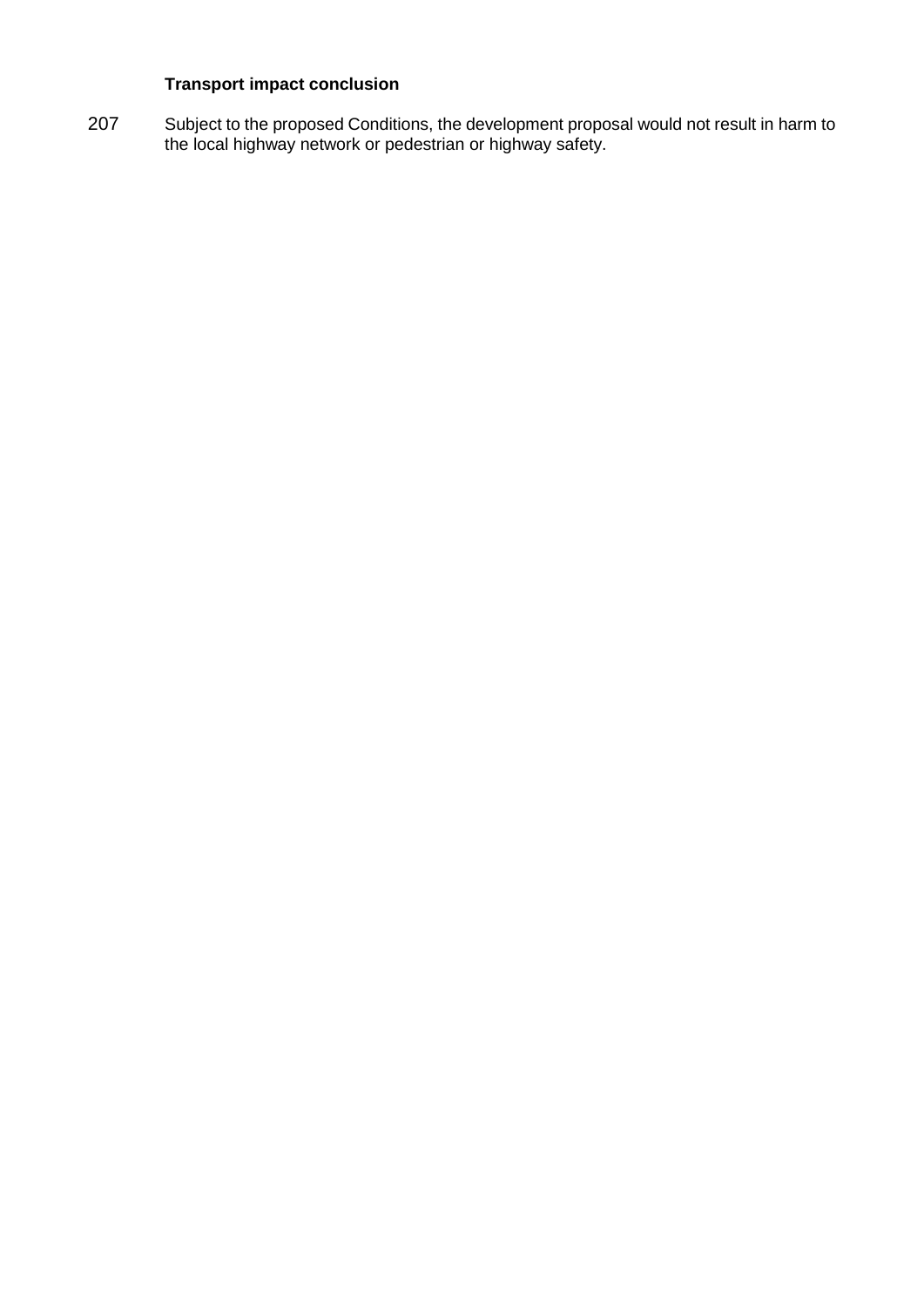**Transport impact conclusion**

207 Subject to the proposed Conditions, the development proposal would not result in harm to the local highway network or pedestrian or highway safety.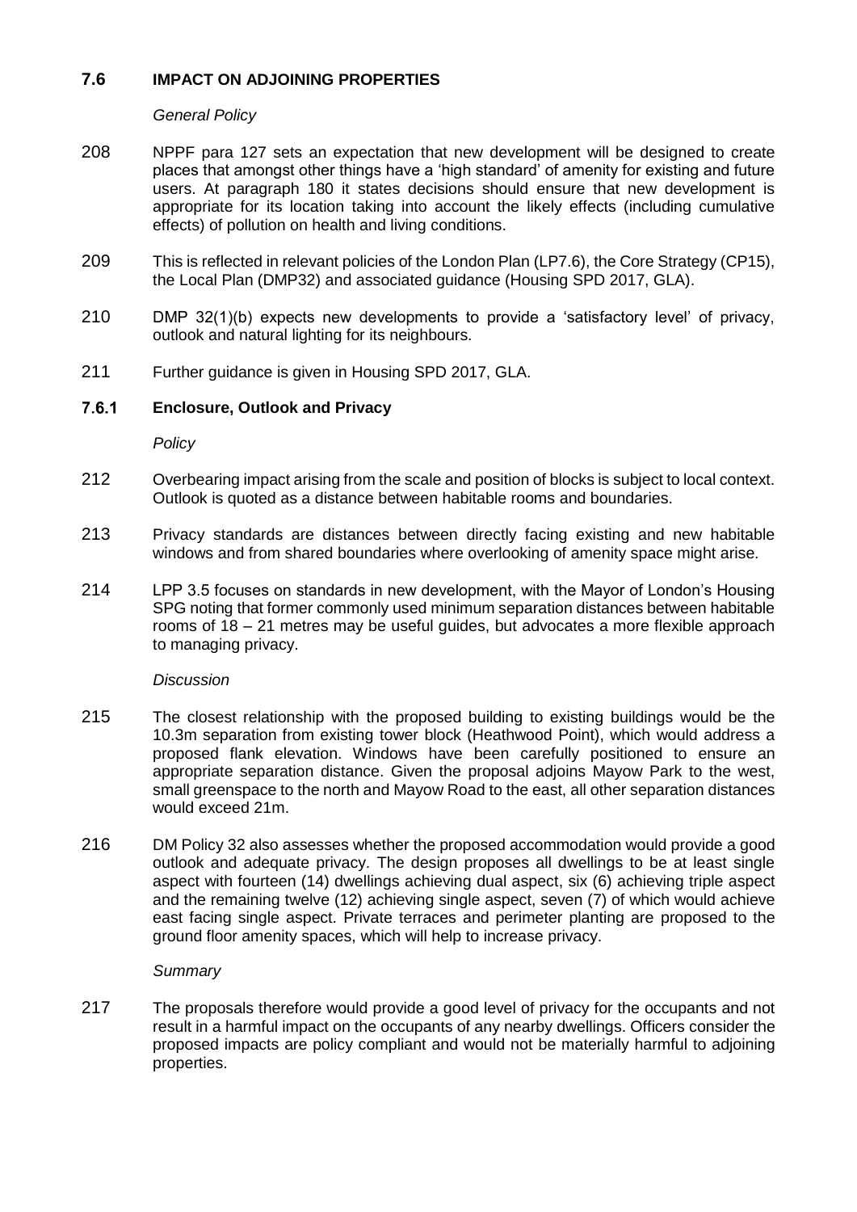## 7.6 IMPACT ON ADJOINING PROPERTIES

*General Policy*

208 NPPF para 127 sets an expectation that new development will be designed to create places that amongst other things have a 'high standard' of amenity for existing and future users. At paragraph 180 it states decisions should ensure that new development is appropriate for its location taking into account the likely effects (including cumulative effects) of pollution on health and living conditions.

209 This is reflected in relevant policies of the London Plan (LP7.6), the Core Strategy (CP15), the Local Plan (DMP32) and associated guidance (Housing SPD 2017, GLA).

210 DMP 32(1)(b) expects new developments to provide a 'satisfactory level' of privacy, outlook and natural lighting for its neighbours.

211 Further guidance is given in Housing SPD 2017, GLA.

### 7.6.1 Enclosure, Outlook and Privacy

*Policy*

212 Overbearing impact arising from the scale and position of blocks is subject to local context. Outlook is quoted as a distance between habitable rooms and boundaries.

213 Privacy standards are distances between directly facing existing and new habitable windows and from shared boundaries where overlooking of amenity space might arise.

214 LPP 3.5 focuses on standards in new development, with the Mayor of London's Housing SPG noting that former commonly used minimum separation distances between habitable rooms of 18 – 21 metres may be useful guides, but advocates a more flexible approach to managing privacy.

*Discussion*

215 The closest relationship with the proposed building to existing buildings would be the 10.3m separation from existing tower block (Heathwood Point), which would address a proposed flank elevation. Windows have been carefully positioned to ensure an appropriate separation distance. Given the proposal adjoins Mayow Park to the west, small greenspace to the north and Mayow Road to the east, all other separation distances would exceed 21m.

216 DM Policy 32 also assesses whether the proposed accommodation would provide a good outlook and adequate privacy. The design proposes all dwellings to be at least single aspect with fourteen (14) dwellings achieving dual aspect, six (6) achieving triple aspect and the remaining twelve (12) achieving single aspect, seven (7) of which would achieve east facing single aspect. Private terraces and perimeter planting are proposed to the ground floor amenity spaces, which will help to increase privacy.

*Summary*

217 The proposals therefore would provide a good level of privacy for the occupants and not result in a harmful impact on the occupants of any nearby dwellings. Officers consider the proposed impacts are policy compliant and would not be materially harmful to adjoining properties.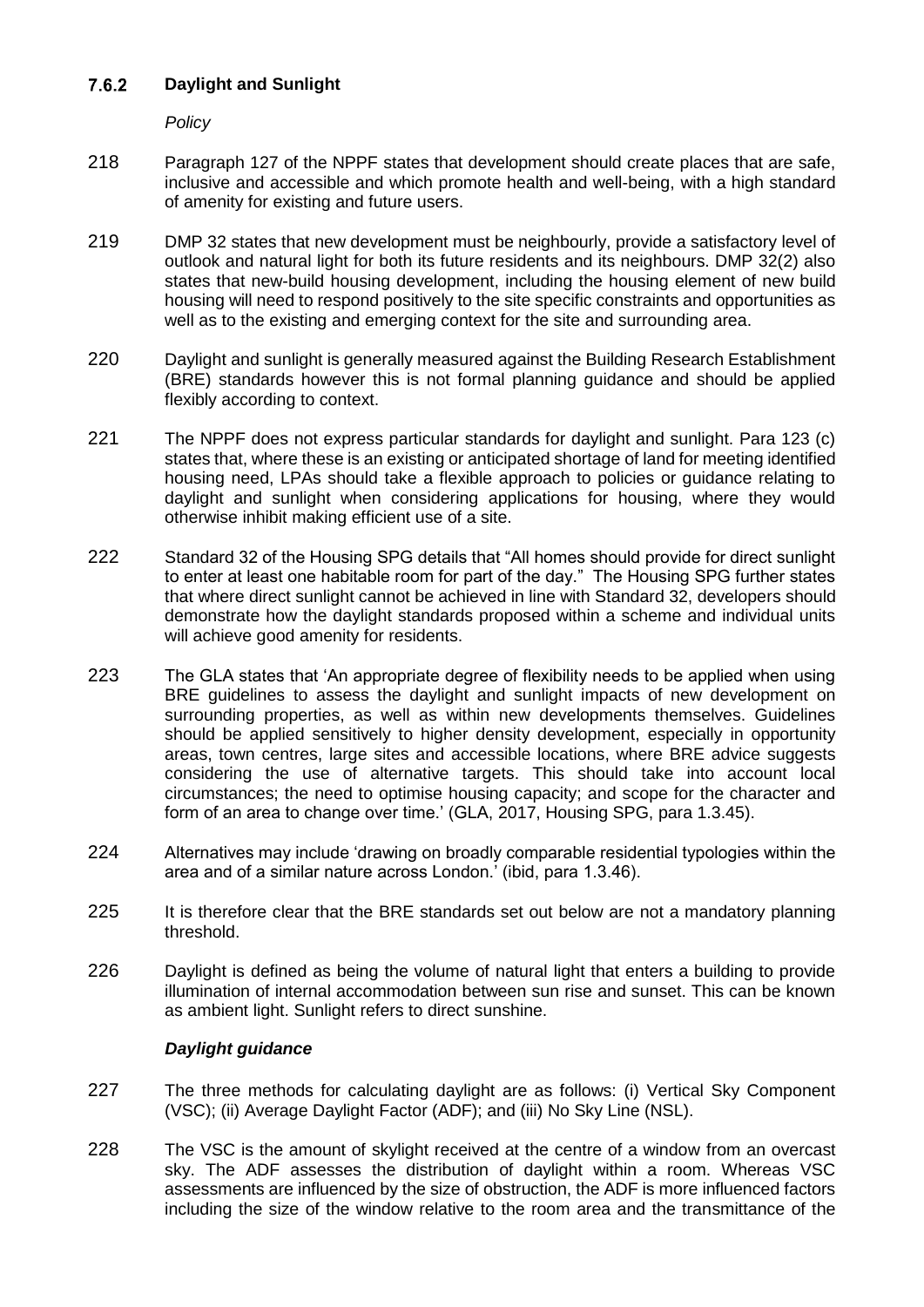### 7.6.2 Daylight and Sunlight

*Policy*

218 Paragraph 127 of the NPPF states that development should create places that are safe, inclusive and accessible and which promote health and well-being, with a high standard of amenity for existing and future users.

219 DMP 32 states that new development must be neighbourly, provide a satisfactory level of outlook and natural light for both its future residents and its neighbours. DMP 32(2) also states that new-build housing development, including the housing element of new build housing will need to respond positively to the site specific constraints and opportunities as well as to the existing and emerging context for the site and surrounding area.

220 Daylight and sunlight is generally measured against the Building Research Establishment (BRE) standards however this is not formal planning guidance and should be applied flexibly according to context.

221 The NPPF does not express particular standards for daylight and sunlight. Para 123 (c) states that, where these is an existing or anticipated shortage of land for meeting identified housing need, LPAs should take a flexible approach to policies or guidance relating to daylight and sunlight when considering applications for housing, where they would otherwise inhibit making efficient use of a site.

222 Standard 32 of the Housing SPG details that "All homes should provide for direct sunlight to enter at least one habitable room for part of the day." The Housing SPG further states that where direct sunlight cannot be achieved in line with Standard 32, developers should demonstrate how the daylight standards proposed within a scheme and individual units will achieve good amenity for residents.

223 The GLA states that 'An appropriate degree of flexibility needs to be applied when using BRE guidelines to assess the daylight and sunlight impacts of new development on surrounding properties, as well as within new developments themselves. Guidelines should be applied sensitively to higher density development, especially in opportunity areas, town centres, large sites and accessible locations, where BRE advice suggests considering the use of alternative targets. This should take into account local circumstances; the need to optimise housing capacity; and scope for the character and form of an area to change over time.' (GLA, 2017, Housing SPG, para 1.3.45).

224 Alternatives may include 'drawing on broadly comparable residential typologies within the area and of a similar nature across London.' (ibid, para 1.3.46).

225 It is therefore clear that the BRE standards set out below are not a mandatory planning threshold.

226 Daylight is defined as being the volume of natural light that enters a building to provide illumination of internal accommodation between sun rise and sunset. This can be known as ambient light. Sunlight refers to direct sunshine.

***Daylight guidance***

227 The three methods for calculating daylight are as follows: (i) Vertical Sky Component (VSC); (ii) Average Daylight Factor (ADF); and (iii) No Sky Line (NSL).

228 The VSC is the amount of skylight received at the centre of a window from an overcast sky. The ADF assesses the distribution of daylight within a room. Whereas VSC assessments are influenced by the size of obstruction, the ADF is more influenced factors including the size of the window relative to the room area and the transmittance of the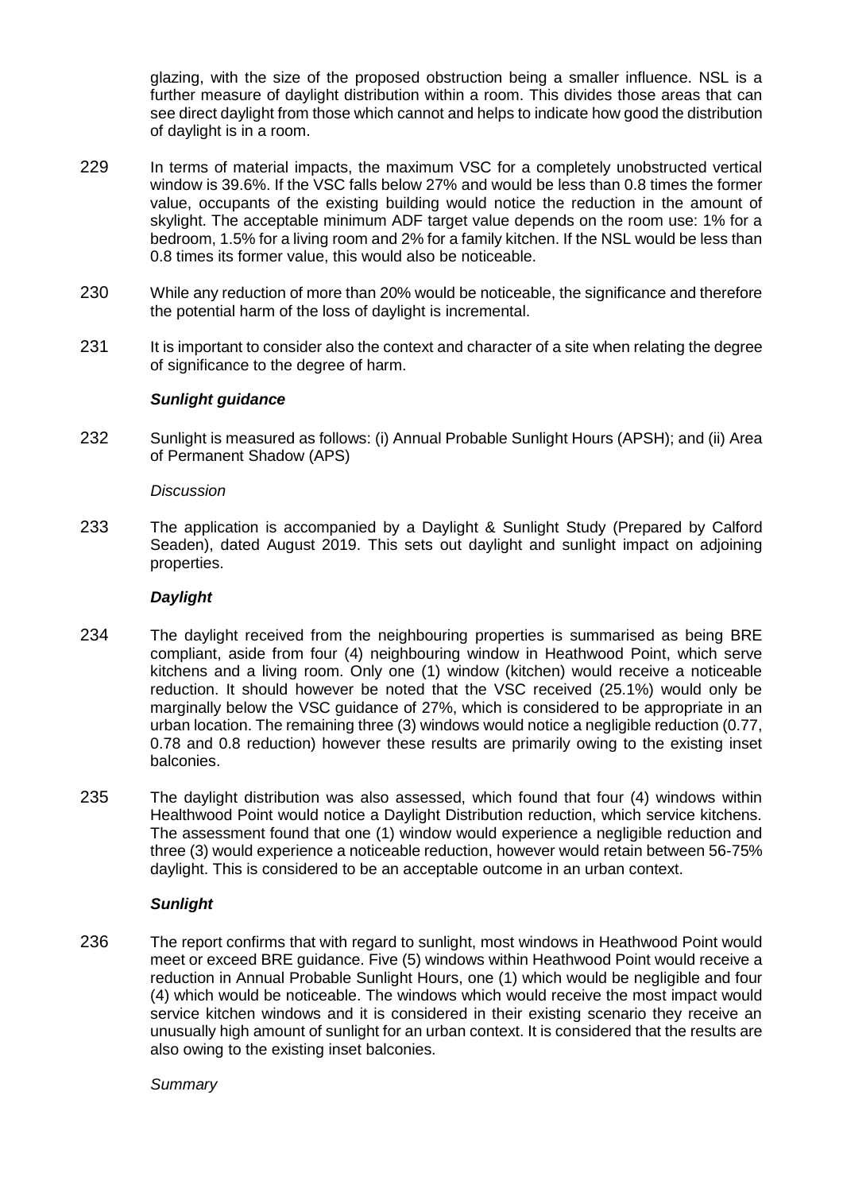glazing, with the size of the proposed obstruction being a smaller influence. NSL is a further measure of daylight distribution within a room. This divides those areas that can see direct daylight from those which cannot and helps to indicate how good the distribution of daylight is in a room.

229 In terms of material impacts, the maximum VSC for a completely unobstructed vertical window is 39.6%. If the VSC falls below 27% and would be less than 0.8 times the former value, occupants of the existing building would notice the reduction in the amount of skylight. The acceptable minimum ADF target value depends on the room use: 1% for a bedroom, 1.5% for a living room and 2% for a family kitchen. If the NSL would be less than 0.8 times its former value, this would also be noticeable.

230 While any reduction of more than 20% would be noticeable, the significance and therefore the potential harm of the loss of daylight is incremental.

231 It is important to consider also the context and character of a site when relating the degree of significance to the degree of harm.

***Sunlight guidance***

232 Sunlight is measured as follows: (i) Annual Probable Sunlight Hours (APSH); and (ii) Area of Permanent Shadow (APS)

*Discussion*

233 The application is accompanied by a Daylight & Sunlight Study (Prepared by Calford Seaden), dated August 2019. This sets out daylight and sunlight impact on adjoining properties.

***Daylight***

234 The daylight received from the neighbouring properties is summarised as being BRE compliant, aside from four (4) neighbouring window in Heathwood Point, which serve kitchens and a living room. Only one (1) window (kitchen) would receive a noticeable reduction. It should however be noted that the VSC received (25.1%) would only be marginally below the VSC guidance of 27%, which is considered to be appropriate in an urban location. The remaining three (3) windows would notice a negligible reduction (0.77, 0.78 and 0.8 reduction) however these results are primarily owing to the existing inset balconies.

235 The daylight distribution was also assessed, which found that four (4) windows within Healthwood Point would notice a Daylight Distribution reduction, which service kitchens. The assessment found that one (1) window would experience a negligible reduction and three (3) would experience a noticeable reduction, however would retain between 56-75% daylight. This is considered to be an acceptable outcome in an urban context.

***Sunlight***

236 The report confirms that with regard to sunlight, most windows in Heathwood Point would meet or exceed BRE guidance. Five (5) windows within Heathwood Point would receive a reduction in Annual Probable Sunlight Hours, one (1) which would be negligible and four (4) which would be noticeable. The windows which would receive the most impact would service kitchen windows and it is considered in their existing scenario they receive an unusually high amount of sunlight for an urban context. It is considered that the results are also owing to the existing inset balconies.

*Summary*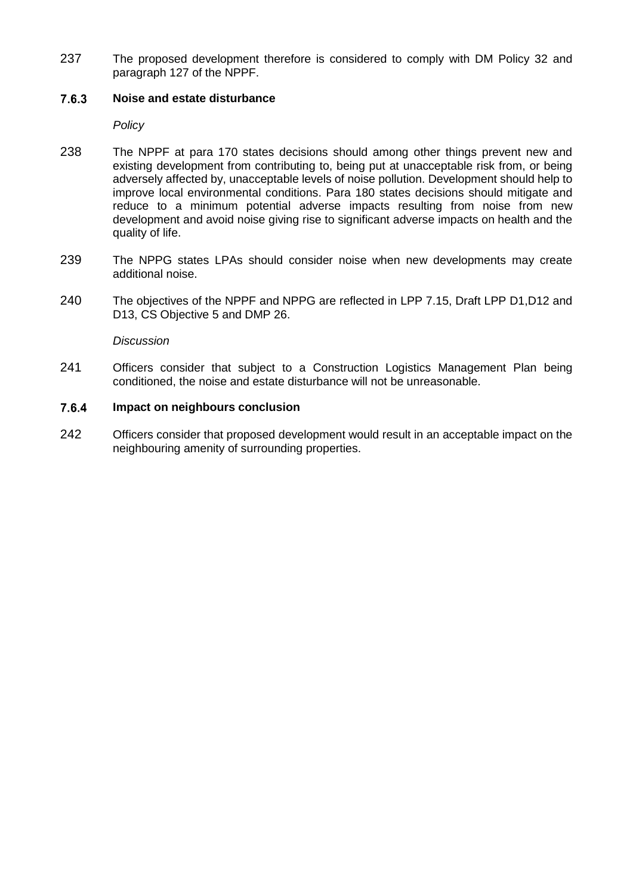237 The proposed development therefore is considered to comply with DM Policy 32 and paragraph 127 of the NPPF.

### 7.6.3 Noise and estate disturbance

*Policy*

238 The NPPF at para 170 states decisions should among other things prevent new and existing development from contributing to, being put at unacceptable risk from, or being adversely affected by, unacceptable levels of noise pollution. Development should help to improve local environmental conditions. Para 180 states decisions should mitigate and reduce to a minimum potential adverse impacts resulting from noise from new development and avoid noise giving rise to significant adverse impacts on health and the quality of life.

239 The NPPG states LPAs should consider noise when new developments may create additional noise.

240 The objectives of the NPPF and NPPG are reflected in LPP 7.15, Draft LPP D1,D12 and D13, CS Objective 5 and DMP 26.

*Discussion*

241 Officers consider that subject to a Construction Logistics Management Plan being conditioned, the noise and estate disturbance will not be unreasonable.

### 7.6.4 Impact on neighbours conclusion

242 Officers consider that proposed development would result in an acceptable impact on the neighbouring amenity of surrounding properties.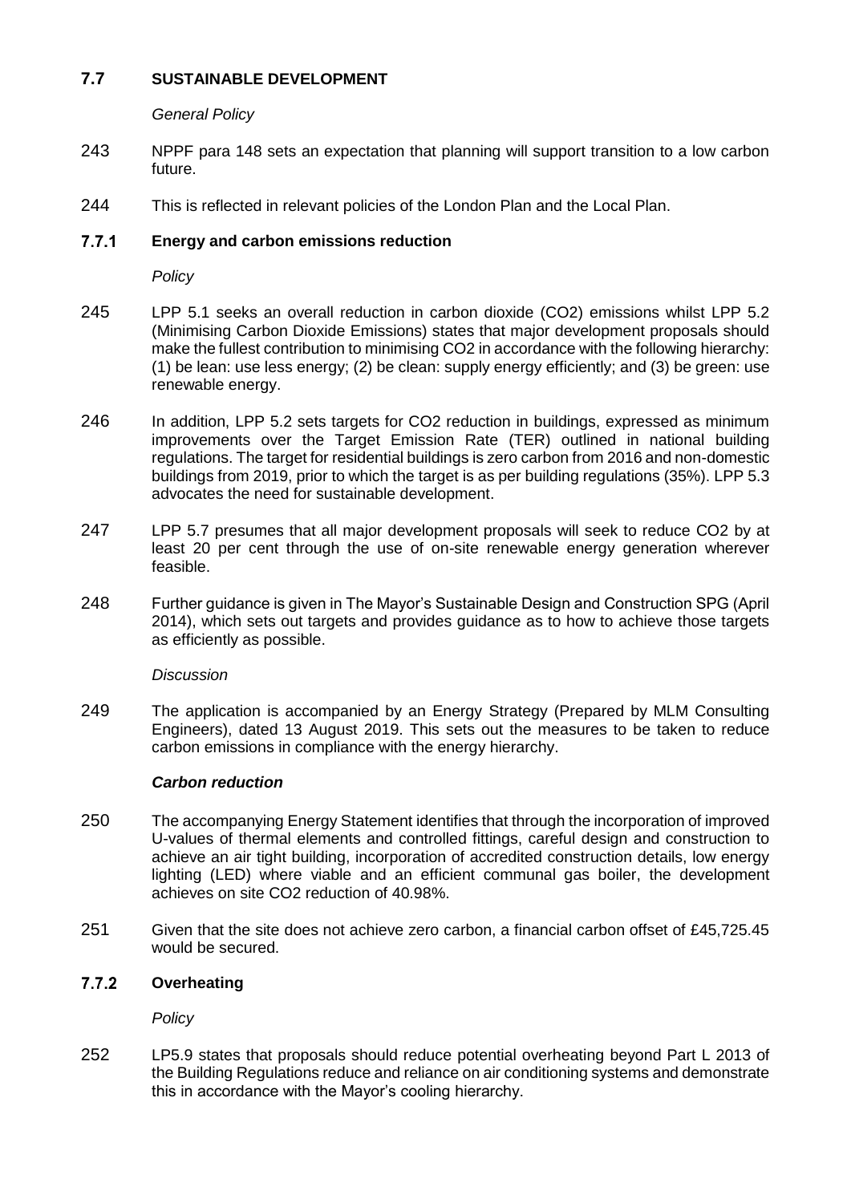## 7.7 SUSTAINABLE DEVELOPMENT

*General Policy*

243 NPPF para 148 sets an expectation that planning will support transition to a low carbon future.

244 This is reflected in relevant policies of the London Plan and the Local Plan.

### 7.7.1 Energy and carbon emissions reduction

*Policy*

245 LPP 5.1 seeks an overall reduction in carbon dioxide ($CO_2$) emissions whilst LPP 5.2 (Minimising Carbon Dioxide Emissions) states that major development proposals should make the fullest contribution to minimising $CO_2$ in accordance with the following hierarchy: (1) be lean: use less energy; (2) be clean: supply energy efficiently; and (3) be green: use renewable energy.

246 In addition, LPP 5.2 sets targets for $CO_2$ reduction in buildings, expressed as minimum improvements over the Target Emission Rate (TER) outlined in national building regulations. The target for residential buildings is zero carbon from 2016 and non-domestic buildings from 2019, prior to which the target is as per building regulations (35%). LPP 5.3 advocates the need for sustainable development.

247 LPP 5.7 presumes that all major development proposals will seek to reduce $CO_2$ by at least 20 per cent through the use of on-site renewable energy generation wherever feasible.

248 Further guidance is given in The Mayor's Sustainable Design and Construction SPG (April 2014), which sets out targets and provides guidance as to how to achieve those targets as efficiently as possible.

*Discussion*

249 The application is accompanied by an Energy Strategy (Prepared by MLM Consulting Engineers), dated 13 August 2019. This sets out the measures to be taken to reduce carbon emissions in compliance with the energy hierarchy.

***Carbon reduction***

250 The accompanying Energy Statement identifies that through the incorporation of improved U-values of thermal elements and controlled fittings, careful design and construction to achieve an air tight building, incorporation of accredited construction details, low energy lighting (LED) where viable and an efficient communal gas boiler, the development achieves on site $CO_2$ reduction of 40.98%.

251 Given that the site does not achieve zero carbon, a financial carbon offset of £45,725.45 would be secured.

### 7.7.2 Overheating

*Policy*

252 LP5.9 states that proposals should reduce potential overheating beyond Part L 2013 of the Building Regulations reduce and reliance on air conditioning systems and demonstrate this in accordance with the Mayor's cooling hierarchy.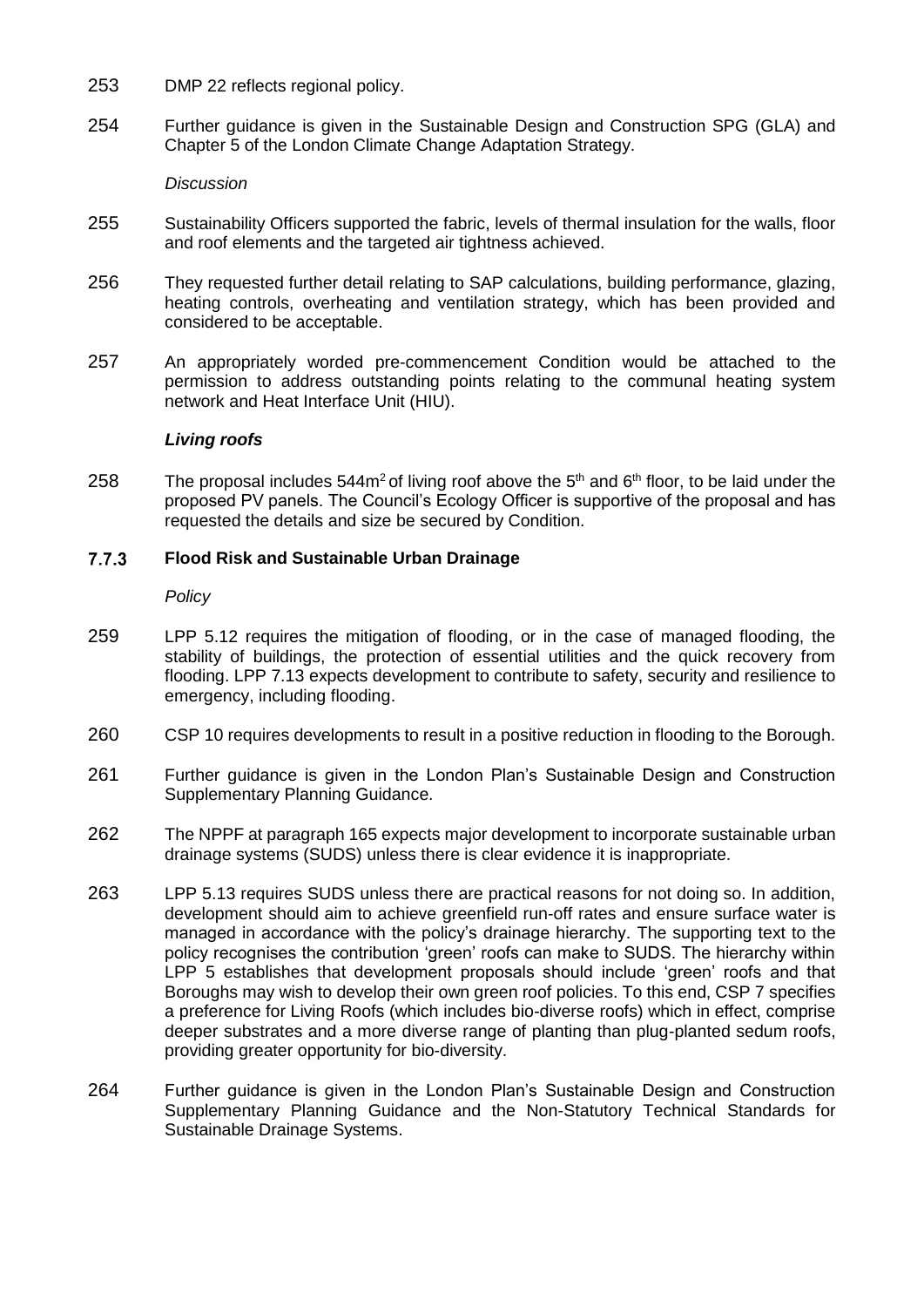253 DMP 22 reflects regional policy.

254 Further guidance is given in the Sustainable Design and Construction SPG (GLA) and Chapter 5 of the London Climate Change Adaptation Strategy.

*Discussion*

255 Sustainability Officers supported the fabric, levels of thermal insulation for the walls, floor and roof elements and the targeted air tightness achieved.

256 They requested further detail relating to SAP calculations, building performance, glazing, heating controls, overheating and ventilation strategy, which has been provided and considered to be acceptable.

257 An appropriately worded pre-commencement Condition would be attached to the permission to address outstanding points relating to the communal heating system network and Heat Interface Unit (HIU).

***Living roofs***

258 The proposal includes 544m$^2$ of living roof above the 5$^{th}$ and 6$^{th}$ floor, to be laid under the proposed PV panels. The Council's Ecology Officer is supportive of the proposal and has requested the details and size be secured by Condition.

### 7.7.3 Flood Risk and Sustainable Urban Drainage

*Policy*

259 LPP 5.12 requires the mitigation of flooding, or in the case of managed flooding, the stability of buildings, the protection of essential utilities and the quick recovery from flooding. LPP 7.13 expects development to contribute to safety, security and resilience to emergency, including flooding.

260 CSP 10 requires developments to result in a positive reduction in flooding to the Borough.

261 Further guidance is given in the London Plan's Sustainable Design and Construction Supplementary Planning Guidance.

262 The NPPF at paragraph 165 expects major development to incorporate sustainable urban drainage systems (SUDS) unless there is clear evidence it is inappropriate.

263 LPP 5.13 requires SUDS unless there are practical reasons for not doing so. In addition, development should aim to achieve greenfield run-off rates and ensure surface water is managed in accordance with the policy's drainage hierarchy. The supporting text to the policy recognises the contribution 'green' roofs can make to SUDS. The hierarchy within LPP 5 establishes that development proposals should include 'green' roofs and that Boroughs may wish to develop their own green roof policies. To this end, CSP 7 specifies a preference for Living Roofs (which includes bio-diverse roofs) which in effect, comprise deeper substrates and a more diverse range of planting than plug-planted sedum roofs, providing greater opportunity for bio-diversity.

264 Further guidance is given in the London Plan's Sustainable Design and Construction Supplementary Planning Guidance and the Non-Statutory Technical Standards for Sustainable Drainage Systems.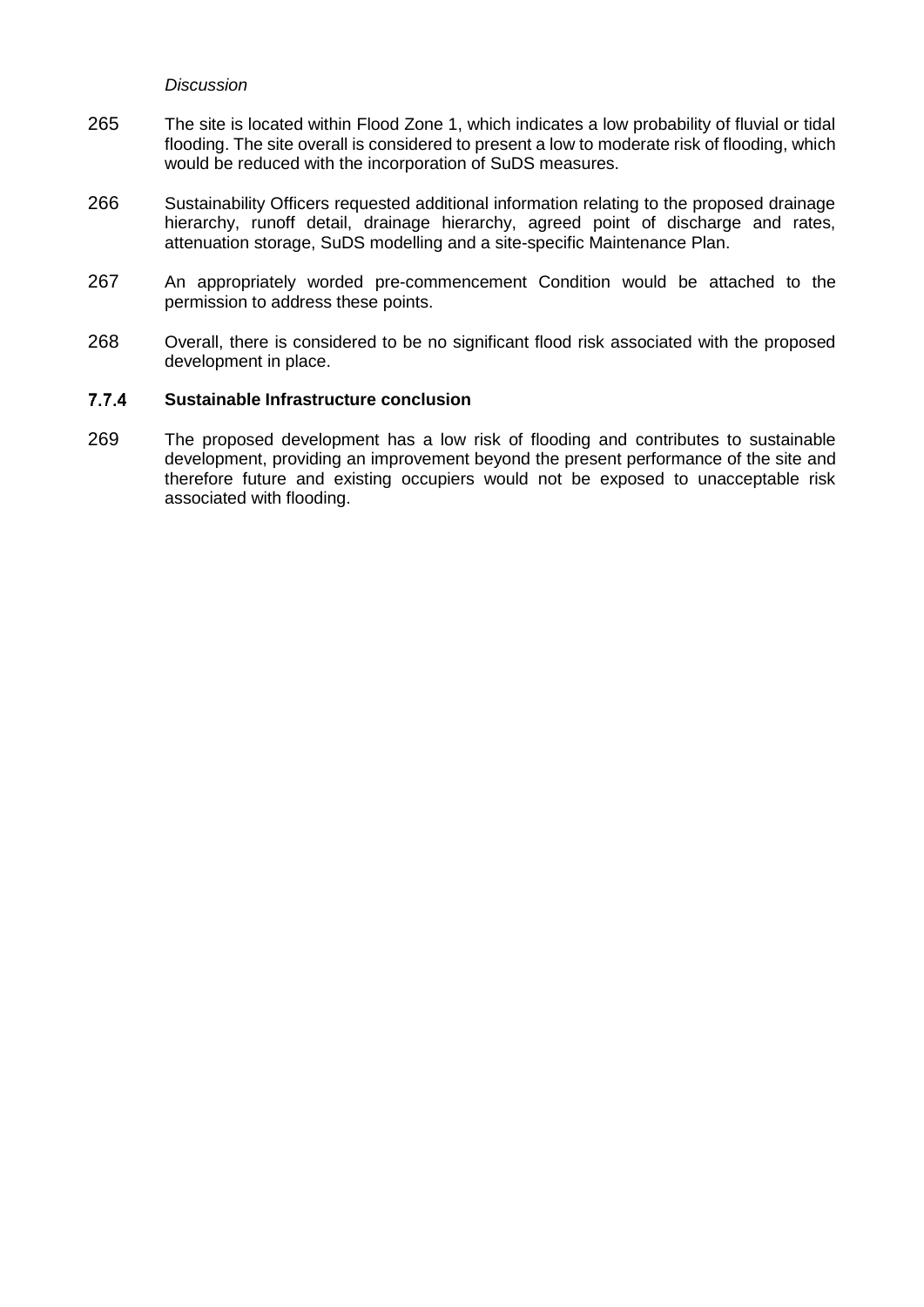*Discussion*

265 The site is located within Flood Zone 1, which indicates a low probability of fluvial or tidal flooding. The site overall is considered to present a low to moderate risk of flooding, which would be reduced with the incorporation of SuDS measures.

266 Sustainability Officers requested additional information relating to the proposed drainage hierarchy, runoff detail, drainage hierarchy, agreed point of discharge and rates, attenuation storage, SuDS modelling and a site-specific Maintenance Plan.

267 An appropriately worded pre-commencement Condition would be attached to the permission to address these points.

268 Overall, there is considered to be no significant flood risk associated with the proposed development in place.

### 7.7.4 Sustainable Infrastructure conclusion

269 The proposed development has a low risk of flooding and contributes to sustainable development, providing an improvement beyond the present performance of the site and therefore future and existing occupiers would not be exposed to unacceptable risk associated with flooding.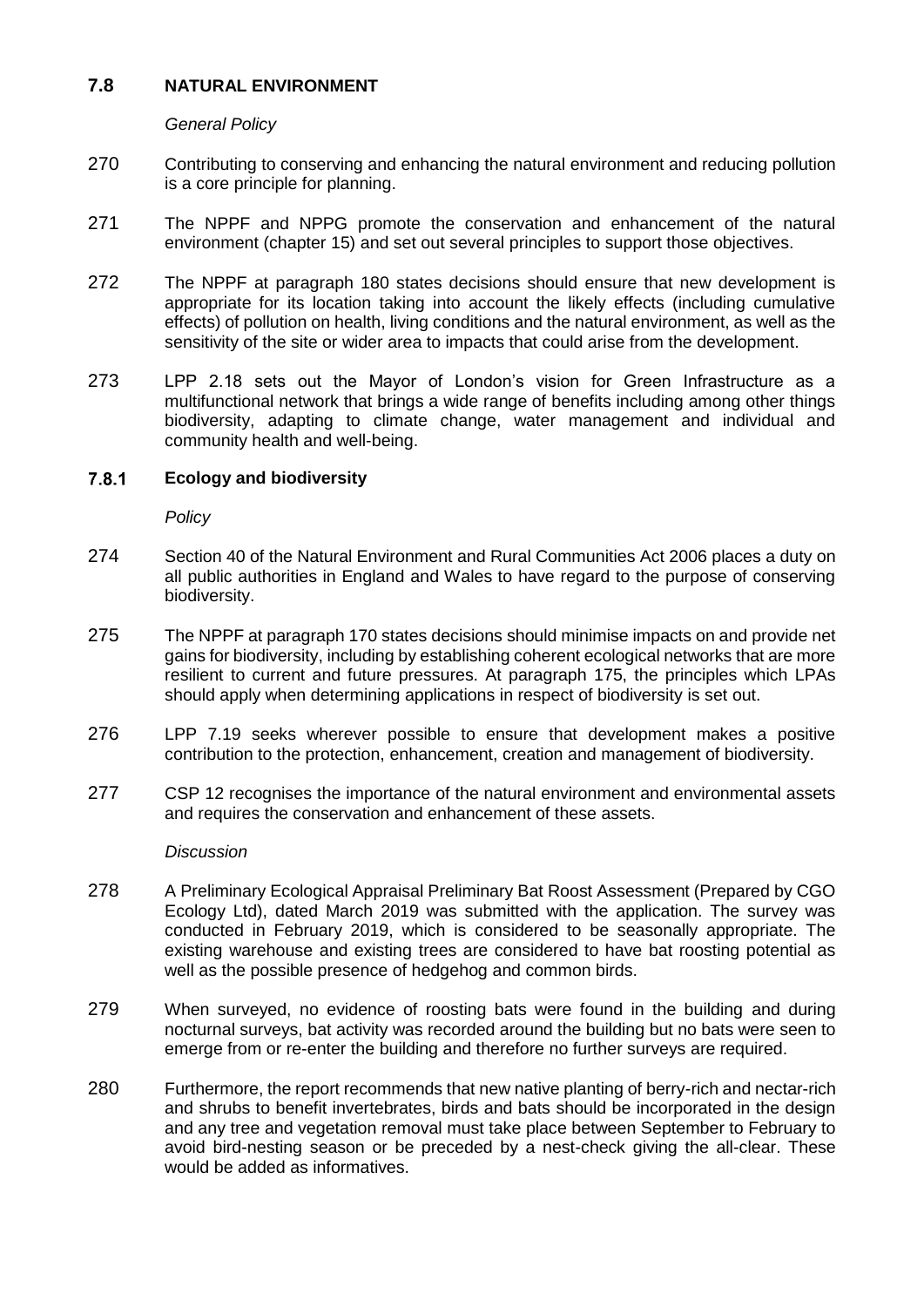## 7.8 NATURAL ENVIRONMENT

*General Policy*

270 Contributing to conserving and enhancing the natural environment and reducing pollution is a core principle for planning.

271 The NPPF and NPPG promote the conservation and enhancement of the natural environment (chapter 15) and set out several principles to support those objectives.

272 The NPPF at paragraph 180 states decisions should ensure that new development is appropriate for its location taking into account the likely effects (including cumulative effects) of pollution on health, living conditions and the natural environment, as well as the sensitivity of the site or wider area to impacts that could arise from the development.

273 LPP 2.18 sets out the Mayor of London's vision for Green Infrastructure as a multifunctional network that brings a wide range of benefits including among other things biodiversity, adapting to climate change, water management and individual and community health and well-being.

### 7.8.1 Ecology and biodiversity

*Policy*

274 Section 40 of the Natural Environment and Rural Communities Act 2006 places a duty on all public authorities in England and Wales to have regard to the purpose of conserving biodiversity.

275 The NPPF at paragraph 170 states decisions should minimise impacts on and provide net gains for biodiversity, including by establishing coherent ecological networks that are more resilient to current and future pressures. At paragraph 175, the principles which LPAs should apply when determining applications in respect of biodiversity is set out.

276 LPP 7.19 seeks wherever possible to ensure that development makes a positive contribution to the protection, enhancement, creation and management of biodiversity.

277 CSP 12 recognises the importance of the natural environment and environmental assets and requires the conservation and enhancement of these assets.

*Discussion*

278 A Preliminary Ecological Appraisal Preliminary Bat Roost Assessment (Prepared by CGO Ecology Ltd), dated March 2019 was submitted with the application. The survey was conducted in February 2019, which is considered to be seasonally appropriate. The existing warehouse and existing trees are considered to have bat roosting potential as well as the possible presence of hedgehog and common birds.

279 When surveyed, no evidence of roosting bats were found in the building and during nocturnal surveys, bat activity was recorded around the building but no bats were seen to emerge from or re-enter the building and therefore no further surveys are required.

280 Furthermore, the report recommends that new native planting of berry-rich and nectar-rich and shrubs to benefit invertebrates, birds and bats should be incorporated in the design and any tree and vegetation removal must take place between September to February to avoid bird-nesting season or be preceded by a nest-check giving the all-clear. These would be added as informatives.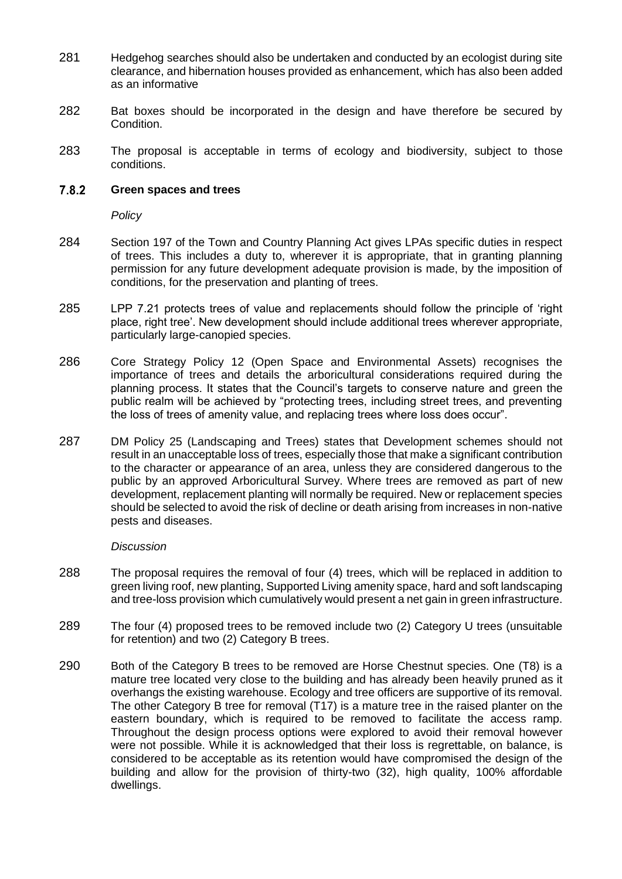281 Hedgehog searches should also be undertaken and conducted by an ecologist during site clearance, and hibernation houses provided as enhancement, which has also been added as an informative

282 Bat boxes should be incorporated in the design and have therefore be secured by Condition.

283 The proposal is acceptable in terms of ecology and biodiversity, subject to those conditions.

### 7.8.2 Green spaces and trees

*Policy*

284 Section 197 of the Town and Country Planning Act gives LPAs specific duties in respect of trees. This includes a duty to, wherever it is appropriate, that in granting planning permission for any future development adequate provision is made, by the imposition of conditions, for the preservation and planting of trees.

285 LPP 7.21 protects trees of value and replacements should follow the principle of 'right place, right tree'. New development should include additional trees wherever appropriate, particularly large-canopied species.

286 Core Strategy Policy 12 (Open Space and Environmental Assets) recognises the importance of trees and details the arboricultural considerations required during the planning process. It states that the Council's targets to conserve nature and green the public realm will be achieved by "protecting trees, including street trees, and preventing the loss of trees of amenity value, and replacing trees where loss does occur".

287 DM Policy 25 (Landscaping and Trees) states that Development schemes should not result in an unacceptable loss of trees, especially those that make a significant contribution to the character or appearance of an area, unless they are considered dangerous to the public by an approved Arboricultural Survey. Where trees are removed as part of new development, replacement planting will normally be required. New or replacement species should be selected to avoid the risk of decline or death arising from increases in non-native pests and diseases.

*Discussion*

288 The proposal requires the removal of four (4) trees, which will be replaced in addition to green living roof, new planting, Supported Living amenity space, hard and soft landscaping and tree-loss provision which cumulatively would present a net gain in green infrastructure.

289 The four (4) proposed trees to be removed include two (2) Category U trees (unsuitable for retention) and two (2) Category B trees.

290 Both of the Category B trees to be removed are Horse Chestnut species. One (T8) is a mature tree located very close to the building and has already been heavily pruned as it overhangs the existing warehouse. Ecology and tree officers are supportive of its removal. The other Category B tree for removal (T17) is a mature tree in the raised planter on the eastern boundary, which is required to be removed to facilitate the access ramp. Throughout the design process options were explored to avoid their removal however were not possible. While it is acknowledged that their loss is regrettable, on balance, is considered to be acceptable as its retention would have compromised the design of the building and allow for the provision of thirty-two (32), high quality, 100% affordable dwellings.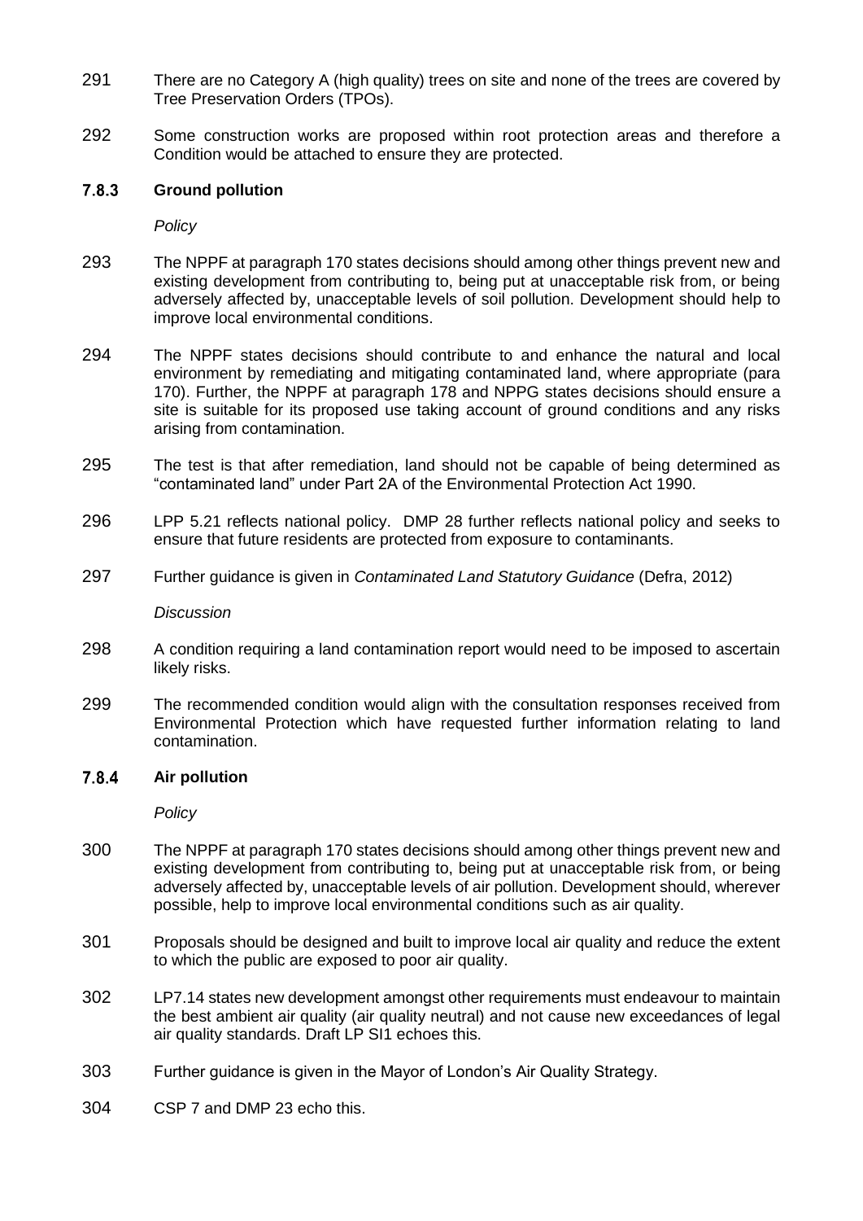291 There are no Category A (high quality) trees on site and none of the trees are covered by Tree Preservation Orders (TPOs).

292 Some construction works are proposed within root protection areas and therefore a Condition would be attached to ensure they are protected.

### 7.8.3 Ground pollution

*Policy*

293 The NPPF at paragraph 170 states decisions should among other things prevent new and existing development from contributing to, being put at unacceptable risk from, or being adversely affected by, unacceptable levels of soil pollution. Development should help to improve local environmental conditions.

294 The NPPF states decisions should contribute to and enhance the natural and local environment by remediating and mitigating contaminated land, where appropriate (para 170). Further, the NPPF at paragraph 178 and NPPG states decisions should ensure a site is suitable for its proposed use taking account of ground conditions and any risks arising from contamination.

295 The test is that after remediation, land should not be capable of being determined as "contaminated land" under Part 2A of the Environmental Protection Act 1990.

296 LPP 5.21 reflects national policy. DMP 28 further reflects national policy and seeks to ensure that future residents are protected from exposure to contaminants.

297 Further guidance is given in *Contaminated Land Statutory Guidance* (Defra, 2012)

*Discussion*

298 A condition requiring a land contamination report would need to be imposed to ascertain likely risks.

299 The recommended condition would align with the consultation responses received from Environmental Protection which have requested further information relating to land contamination.

### 7.8.4 Air pollution

*Policy*

300 The NPPF at paragraph 170 states decisions should among other things prevent new and existing development from contributing to, being put at unacceptable risk from, or being adversely affected by, unacceptable levels of air pollution. Development should, wherever possible, help to improve local environmental conditions such as air quality.

301 Proposals should be designed and built to improve local air quality and reduce the extent to which the public are exposed to poor air quality.

302 LP7.14 states new development amongst other requirements must endeavour to maintain the best ambient air quality (air quality neutral) and not cause new exceedances of legal air quality standards. Draft LP SI1 echoes this.

303 Further guidance is given in the Mayor of London's Air Quality Strategy.

304 CSP 7 and DMP 23 echo this.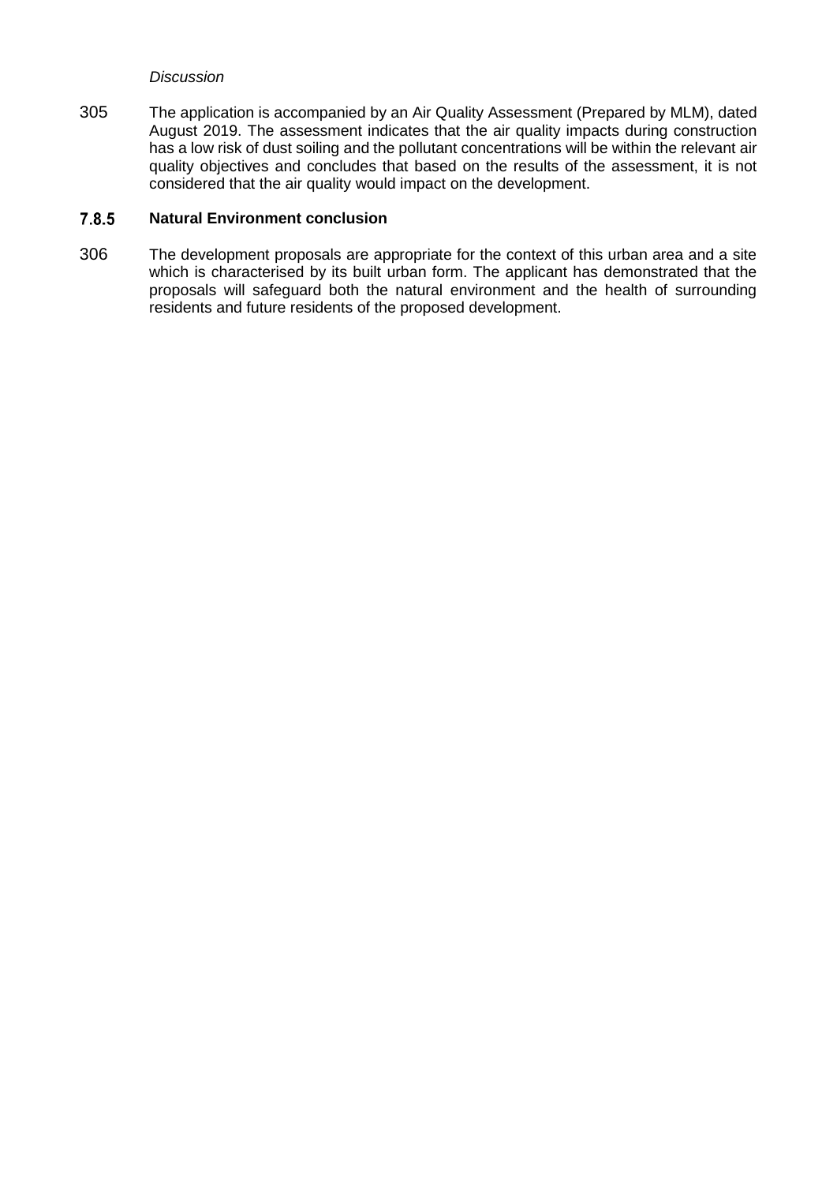*Discussion*

305 The application is accompanied by an Air Quality Assessment (Prepared by MLM), dated August 2019. The assessment indicates that the air quality impacts during construction has a low risk of dust soiling and the pollutant concentrations will be within the relevant air quality objectives and concludes that based on the results of the assessment, it is not considered that the air quality would impact on the development.

### 7.8.5 Natural Environment conclusion

306 The development proposals are appropriate for the context of this urban area and a site which is characterised by its built urban form. The applicant has demonstrated that the proposals will safeguard both the natural environment and the health of surrounding residents and future residents of the proposed development.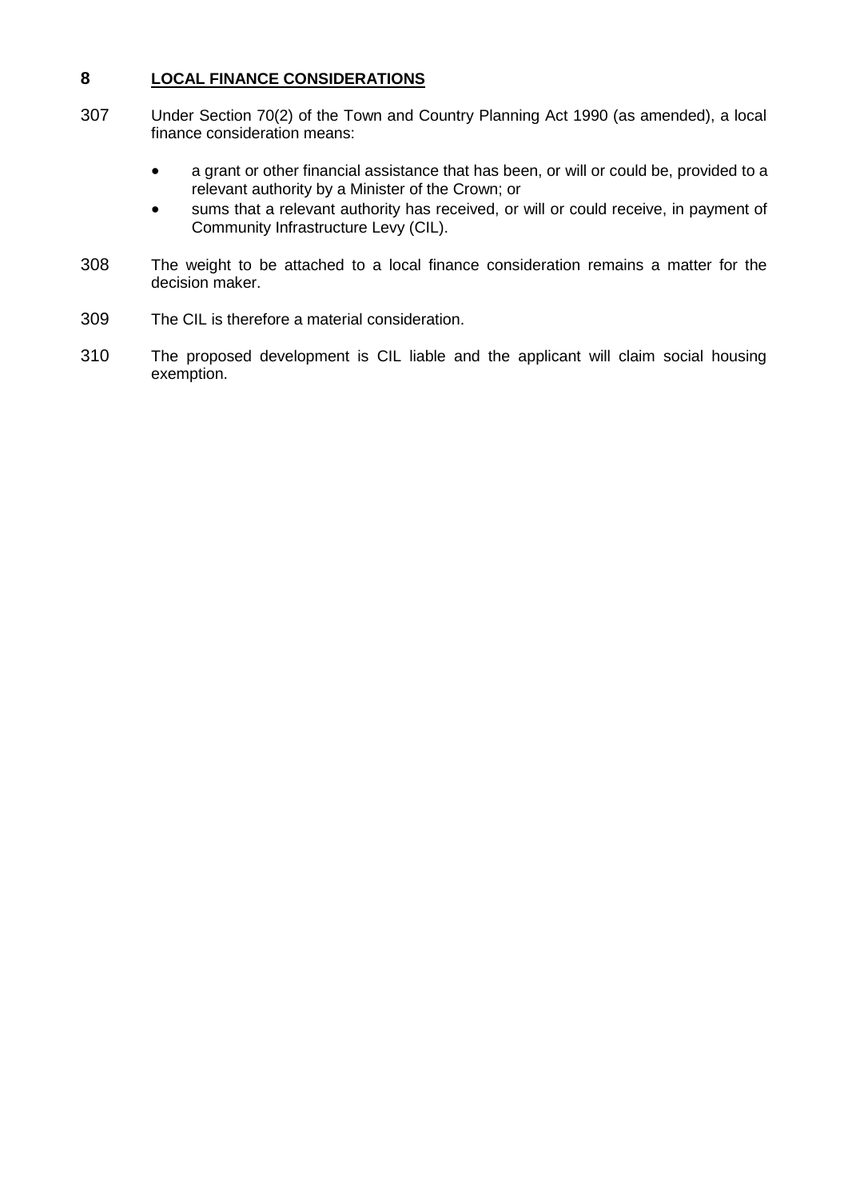## 8 LOCAL FINANCE CONSIDERATIONS

307 Under Section 70(2) of the Town and Country Planning Act 1990 (as amended), a local finance consideration means:

- a grant or other financial assistance that has been, or will or could be, provided to a relevant authority by a Minister of the Crown; or
- sums that a relevant authority has received, or will or could receive, in payment of Community Infrastructure Levy (CIL).

308 The weight to be attached to a local finance consideration remains a matter for the decision maker.

309 The CIL is therefore a material consideration.

310 The proposed development is CIL liable and the applicant will claim social housing exemption.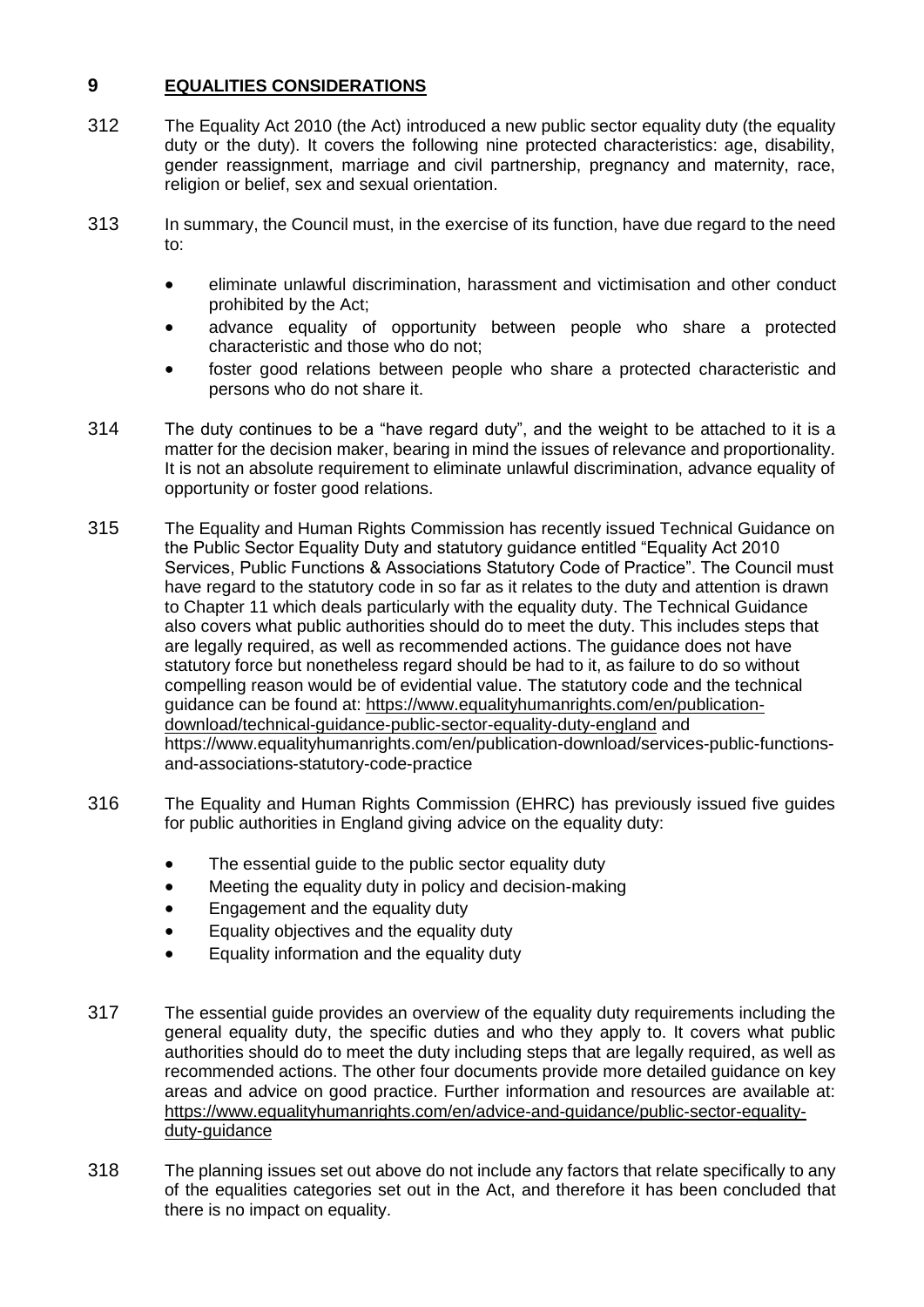## 9 EQUALITIES CONSIDERATIONS

312 The Equality Act 2010 (the Act) introduced a new public sector equality duty (the equality duty or the duty). It covers the following nine protected characteristics: age, disability, gender reassignment, marriage and civil partnership, pregnancy and maternity, race, religion or belief, sex and sexual orientation.

313 In summary, the Council must, in the exercise of its function, have due regard to the need to:

- eliminate unlawful discrimination, harassment and victimisation and other conduct prohibited by the Act;
- advance equality of opportunity between people who share a protected characteristic and those who do not;
- foster good relations between people who share a protected characteristic and persons who do not share it.

314 The duty continues to be a "have regard duty", and the weight to be attached to it is a matter for the decision maker, bearing in mind the issues of relevance and proportionality. It is not an absolute requirement to eliminate unlawful discrimination, advance equality of opportunity or foster good relations.

315 The Equality and Human Rights Commission has recently issued Technical Guidance on the Public Sector Equality Duty and statutory guidance entitled "Equality Act 2010 Services, Public Functions & Associations Statutory Code of Practice". The Council must have regard to the statutory code in so far as it relates to the duty and attention is drawn to Chapter 11 which deals particularly with the equality duty. The Technical Guidance also covers what public authorities should do to meet the duty. This includes steps that are legally required, as well as recommended actions. The guidance does not have statutory force but nonetheless regard should be had to it, as failure to do so without compelling reason would be of evidential value. The statutory code and the technical guidance can be found at: https://www.equalityhumanrights.com/en/publication-download/technical-guidance-public-sector-equality-duty-england and https://www.equalityhumanrights.com/en/publication-download/services-public-functions-and-associations-statutory-code-practice

316 The Equality and Human Rights Commission (EHRC) has previously issued five guides for public authorities in England giving advice on the equality duty:

- The essential guide to the public sector equality duty
- Meeting the equality duty in policy and decision-making
- Engagement and the equality duty
- Equality objectives and the equality duty
- Equality information and the equality duty

317 The essential guide provides an overview of the equality duty requirements including the general equality duty, the specific duties and who they apply to. It covers what public authorities should do to meet the duty including steps that are legally required, as well as recommended actions. The other four documents provide more detailed guidance on key areas and advice on good practice. Further information and resources are available at: https://www.equalityhumanrights.com/en/advice-and-guidance/public-sector-equality-duty-guidance

318 The planning issues set out above do not include any factors that relate specifically to any of the equalities categories set out in the Act, and therefore it has been concluded that there is no impact on equality.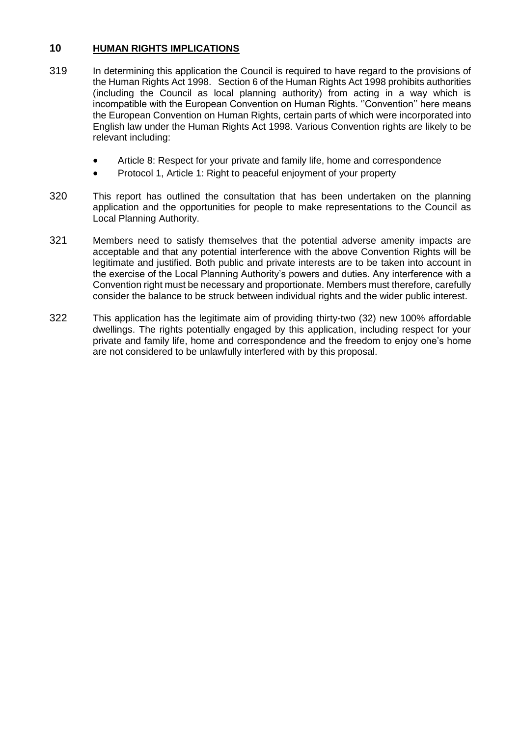## 10 **HUMAN RIGHTS IMPLICATIONS**

319 In determining this application the Council is required to have regard to the provisions of the Human Rights Act 1998. Section 6 of the Human Rights Act 1998 prohibits authorities (including the Council as local planning authority) from acting in a way which is incompatible with the European Convention on Human Rights. ''Convention'' here means the European Convention on Human Rights, certain parts of which were incorporated into English law under the Human Rights Act 1998. Various Convention rights are likely to be relevant including:

- Article 8: Respect for your private and family life, home and correspondence
- Protocol 1, Article 1: Right to peaceful enjoyment of your property

320 This report has outlined the consultation that has been undertaken on the planning application and the opportunities for people to make representations to the Council as Local Planning Authority.

321 Members need to satisfy themselves that the potential adverse amenity impacts are acceptable and that any potential interference with the above Convention Rights will be legitimate and justified. Both public and private interests are to be taken into account in the exercise of the Local Planning Authority's powers and duties. Any interference with a Convention right must be necessary and proportionate. Members must therefore, carefully consider the balance to be struck between individual rights and the wider public interest.

322 This application has the legitimate aim of providing thirty-two (32) new 100% affordable dwellings. The rights potentially engaged by this application, including respect for your private and family life, home and correspondence and the freedom to enjoy one's home are not considered to be unlawfully interfered with by this proposal.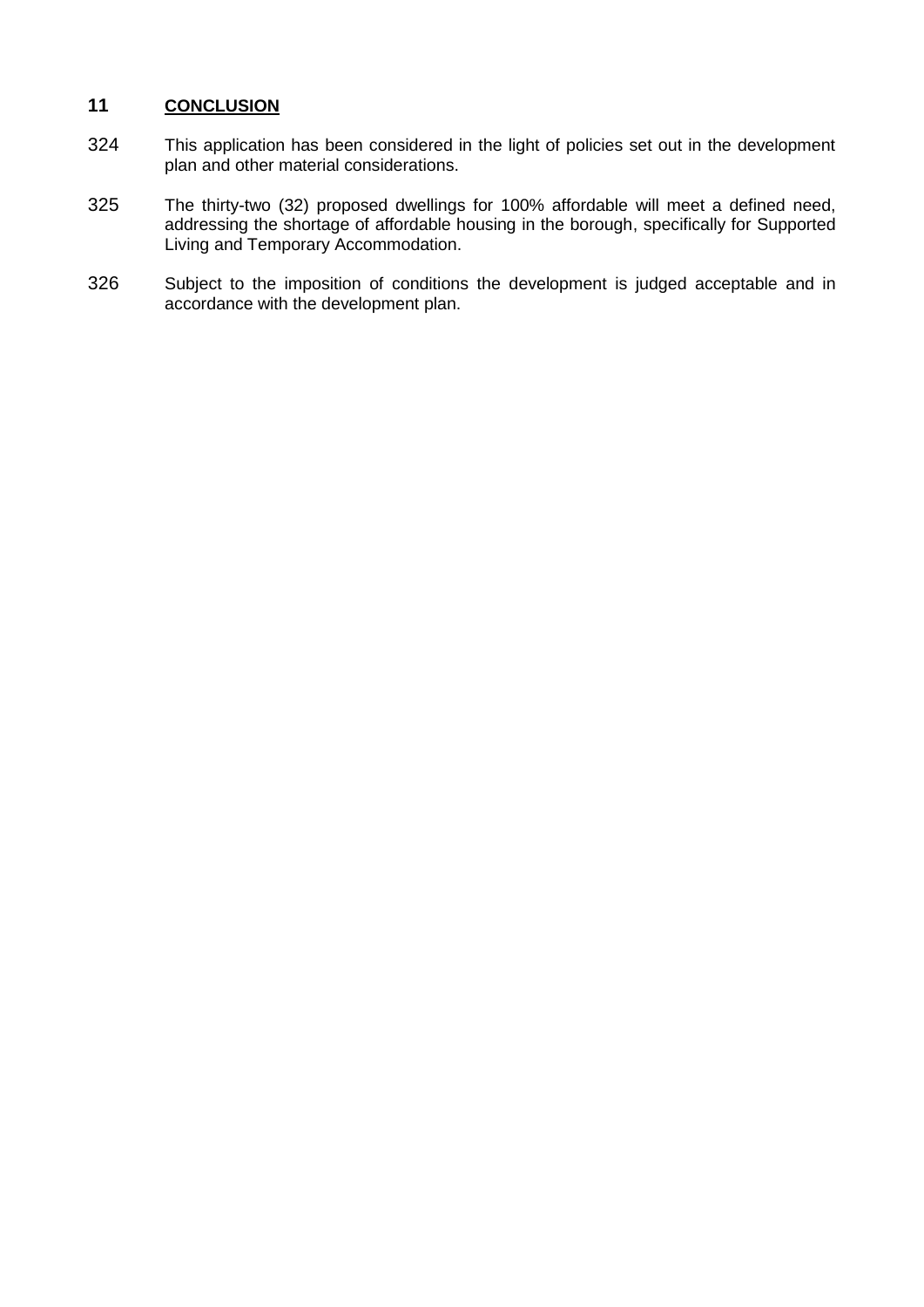## 11 CONCLUSION

324 This application has been considered in the light of policies set out in the development plan and other material considerations.

325 The thirty-two (32) proposed dwellings for 100% affordable will meet a defined need, addressing the shortage of affordable housing in the borough, specifically for Supported Living and Temporary Accommodation.

326 Subject to the imposition of conditions the development is judged acceptable and in accordance with the development plan.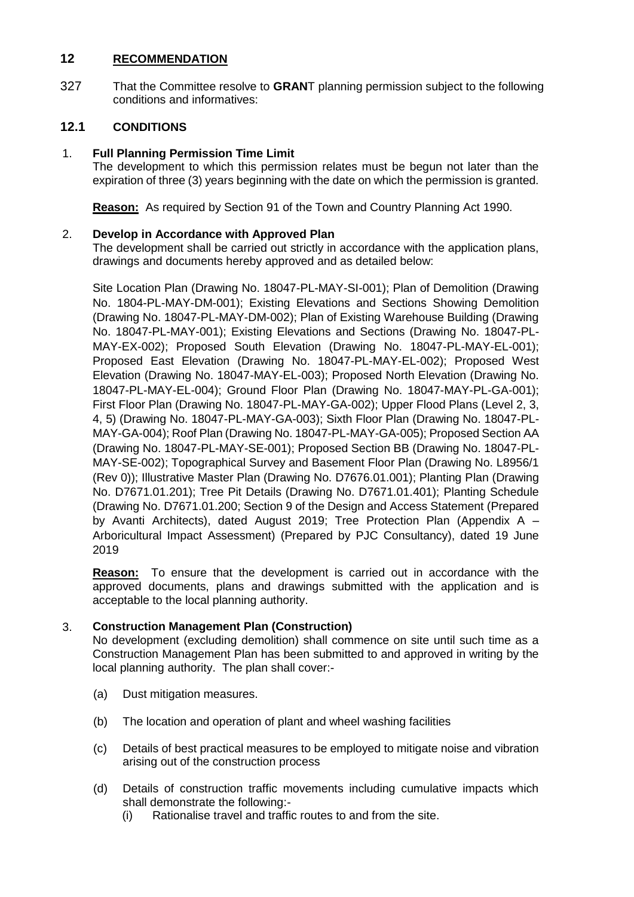## 12 RECOMMENDATION

327 That the Committee resolve to **GRAN**T planning permission subject to the following conditions and informatives:

### 12.1 CONDITIONS

1. **Full Planning Permission Time Limit**
   The development to which this permission relates must be begun not later than the expiration of three (3) years beginning with the date on which the permission is granted.

   **Reason:** As required by Section 91 of the Town and Country Planning Act 1990.

2. **Develop in Accordance with Approved Plan**
   The development shall be carried out strictly in accordance with the application plans, drawings and documents hereby approved and as detailed below:

   Site Location Plan (Drawing No. 18047-PL-MAY-SI-001); Plan of Demolition (Drawing No. 1804-PL-MAY-DM-001); Existing Elevations and Sections Showing Demolition (Drawing No. 18047-PL-MAY-DM-002); Plan of Existing Warehouse Building (Drawing No. 18047-PL-MAY-001); Existing Elevations and Sections (Drawing No. 18047-PL-MAY-EX-002); Proposed South Elevation (Drawing No. 18047-PL-MAY-EL-001); Proposed East Elevation (Drawing No. 18047-PL-MAY-EL-002); Proposed West Elevation (Drawing No. 18047-MAY-EL-003); Proposed North Elevation (Drawing No. 18047-PL-MAY-EL-004); Ground Floor Plan (Drawing No. 18047-MAY-PL-GA-001); First Floor Plan (Drawing No. 18047-PL-MAY-GA-002); Upper Flood Plans (Level 2, 3, 4, 5) (Drawing No. 18047-PL-MAY-GA-003); Sixth Floor Plan (Drawing No. 18047-PL-MAY-GA-004); Roof Plan (Drawing No. 18047-PL-MAY-GA-005); Proposed Section AA (Drawing No. 18047-PL-MAY-SE-001); Proposed Section BB (Drawing No. 18047-PL-MAY-SE-002); Topographical Survey and Basement Floor Plan (Drawing No. L8956/1 (Rev 0)); Illustrative Master Plan (Drawing No. D7676.01.001); Planting Plan (Drawing No. D7671.01.201); Tree Pit Details (Drawing No. D7671.01.401); Planting Schedule (Drawing No. D7671.01.200; Section 9 of the Design and Access Statement (Prepared by Avanti Architects), dated August 2019; Tree Protection Plan (Appendix A – Arboricultural Impact Assessment) (Prepared by PJC Consultancy), dated 19 June 2019

   **Reason:** To ensure that the development is carried out in accordance with the approved documents, plans and drawings submitted with the application and is acceptable to the local planning authority.

3. **Construction Management Plan (Construction)**
   No development (excluding demolition) shall commence on site until such time as a Construction Management Plan has been submitted to and approved in writing by the local planning authority. The plan shall cover:-

   (a) Dust mitigation measures.

   (b) The location and operation of plant and wheel washing facilities

   (c) Details of best practical measures to be employed to mitigate noise and vibration arising out of the construction process

   (d) Details of construction traffic movements including cumulative impacts which shall demonstrate the following:-
      (i) Rationalise travel and traffic routes to and from the site.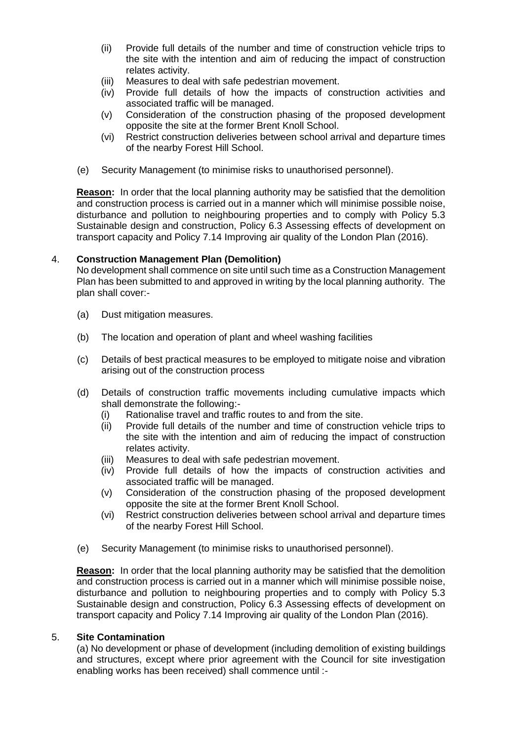(ii) Provide full details of the number and time of construction vehicle trips to the site with the intention and aim of reducing the impact of construction relates activity.
(iii) Measures to deal with safe pedestrian movement.
(iv) Provide full details of how the impacts of construction activities and associated traffic will be managed.
(v) Consideration of the construction phasing of the proposed development opposite the site at the former Brent Knoll School.
(vi) Restrict construction deliveries between school arrival and departure times of the nearby Forest Hill School.

(e) Security Management (to minimise risks to unauthorised personnel).

**Reason:** In order that the local planning authority may be satisfied that the demolition and construction process is carried out in a manner which will minimise possible noise, disturbance and pollution to neighbouring properties and to comply with Policy 5.3 Sustainable design and construction, Policy 6.3 Assessing effects of development on transport capacity and Policy 7.14 Improving air quality of the London Plan (2016).

4. **Construction Management Plan (Demolition)**

No development shall commence on site until such time as a Construction Management Plan has been submitted to and approved in writing by the local planning authority. The plan shall cover:-

(a) Dust mitigation measures.

(b) The location and operation of plant and wheel washing facilities

(c) Details of best practical measures to be employed to mitigate noise and vibration arising out of the construction process

(d) Details of construction traffic movements including cumulative impacts which shall demonstrate the following:-
(i) Rationalise travel and traffic routes to and from the site.
(ii) Provide full details of the number and time of construction vehicle trips to the site with the intention and aim of reducing the impact of construction relates activity.
(iii) Measures to deal with safe pedestrian movement.
(iv) Provide full details of how the impacts of construction activities and associated traffic will be managed.
(v) Consideration of the construction phasing of the proposed development opposite the site at the former Brent Knoll School.
(vi) Restrict construction deliveries between school arrival and departure times of the nearby Forest Hill School.

(e) Security Management (to minimise risks to unauthorised personnel).

**Reason:** In order that the local planning authority may be satisfied that the demolition and construction process is carried out in a manner which will minimise possible noise, disturbance and pollution to neighbouring properties and to comply with Policy 5.3 Sustainable design and construction, Policy 6.3 Assessing effects of development on transport capacity and Policy 7.14 Improving air quality of the London Plan (2016).

5. **Site Contamination**

(a) No development or phase of development (including demolition of existing buildings and structures, except where prior agreement with the Council for site investigation enabling works has been received) shall commence until :-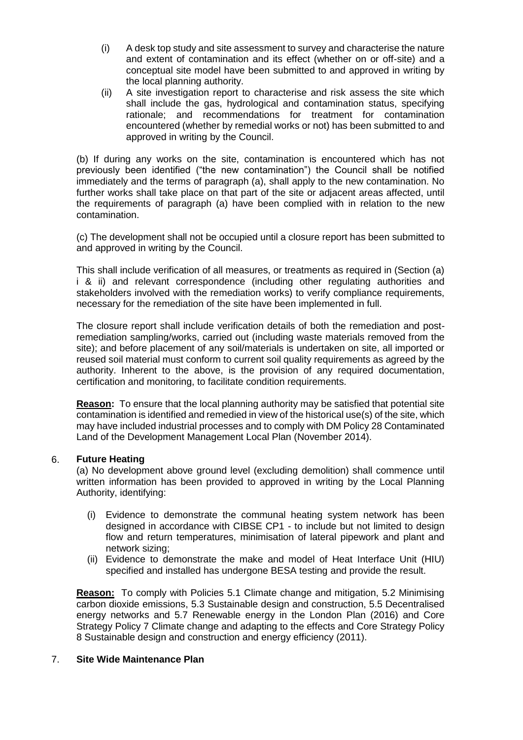(i) A desk top study and site assessment to survey and characterise the nature and extent of contamination and its effect (whether on or off-site) and a conceptual site model have been submitted to and approved in writing by the local planning authority.

(ii) A site investigation report to characterise and risk assess the site which shall include the gas, hydrological and contamination status, specifying rationale; and recommendations for treatment for contamination encountered (whether by remedial works or not) has been submitted to and approved in writing by the Council.

(b) If during any works on the site, contamination is encountered which has not previously been identified ("the new contamination") the Council shall be notified immediately and the terms of paragraph (a), shall apply to the new contamination. No further works shall take place on that part of the site or adjacent areas affected, until the requirements of paragraph (a) have been complied with in relation to the new contamination.

(c) The development shall not be occupied until a closure report has been submitted to and approved in writing by the Council.

This shall include verification of all measures, or treatments as required in (Section (a) i & ii) and relevant correspondence (including other regulating authorities and stakeholders involved with the remediation works) to verify compliance requirements, necessary for the remediation of the site have been implemented in full.

The closure report shall include verification details of both the remediation and post-remediation sampling/works, carried out (including waste materials removed from the site); and before placement of any soil/materials is undertaken on site, all imported or reused soil material must conform to current soil quality requirements as agreed by the authority. Inherent to the above, is the provision of any required documentation, certification and monitoring, to facilitate condition requirements.

**Reason:** To ensure that the local planning authority may be satisfied that potential site contamination is identified and remedied in view of the historical use(s) of the site, which may have included industrial processes and to comply with DM Policy 28 Contaminated Land of the Development Management Local Plan (November 2014).

6. **Future Heating**

(a) No development above ground level (excluding demolition) shall commence until written information has been provided to approved in writing by the Local Planning Authority, identifying:

(i) Evidence to demonstrate the communal heating system network has been designed in accordance with CIBSE CP1 - to include but not limited to design flow and return temperatures, minimisation of lateral pipework and plant and network sizing;

(ii) Evidence to demonstrate the make and model of Heat Interface Unit (HIU) specified and installed has undergone BESA testing and provide the result.

**Reason:** To comply with Policies 5.1 Climate change and mitigation, 5.2 Minimising carbon dioxide emissions, 5.3 Sustainable design and construction, 5.5 Decentralised energy networks and 5.7 Renewable energy in the London Plan (2016) and Core Strategy Policy 7 Climate change and adapting to the effects and Core Strategy Policy 8 Sustainable design and construction and energy efficiency (2011).

7. **Site Wide Maintenance Plan**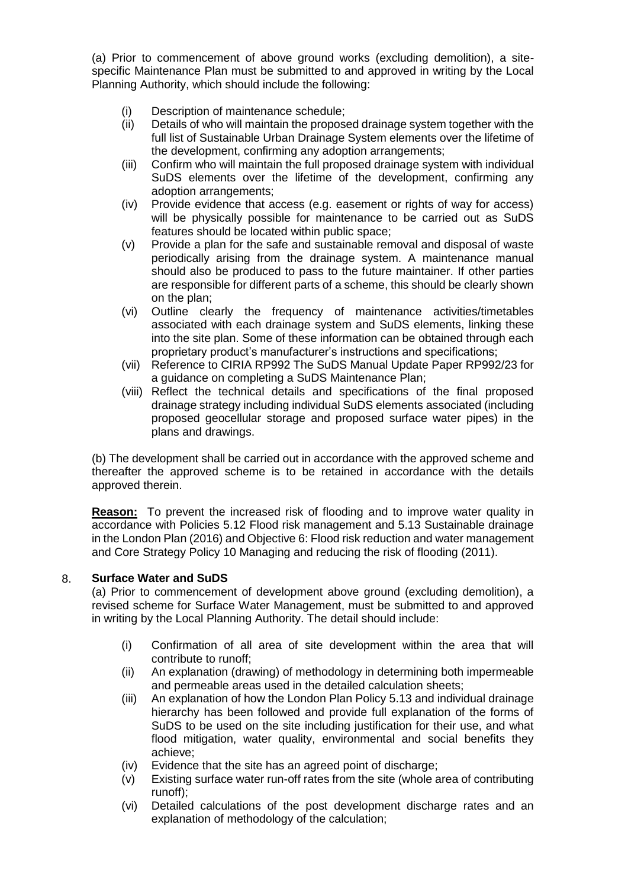(a) Prior to commencement of above ground works (excluding demolition), a site-specific Maintenance Plan must be submitted to and approved in writing by the Local Planning Authority, which should include the following:

- (i) Description of maintenance schedule;
- (ii) Details of who will maintain the proposed drainage system together with the full list of Sustainable Urban Drainage System elements over the lifetime of the development, confirming any adoption arrangements;
- (iii) Confirm who will maintain the full proposed drainage system with individual SuDS elements over the lifetime of the development, confirming any adoption arrangements;
- (iv) Provide evidence that access (e.g. easement or rights of way for access) will be physically possible for maintenance to be carried out as SuDS features should be located within public space;
- (v) Provide a plan for the safe and sustainable removal and disposal of waste periodically arising from the drainage system. A maintenance manual should also be produced to pass to the future maintainer. If other parties are responsible for different parts of a scheme, this should be clearly shown on the plan;
- (vi) Outline clearly the frequency of maintenance activities/timetables associated with each drainage system and SuDS elements, linking these into the site plan. Some of these information can be obtained through each proprietary product's manufacturer's instructions and specifications;
- (vii) Reference to CIRIA RP992 The SuDS Manual Update Paper RP992/23 for a guidance on completing a SuDS Maintenance Plan;
- (viii) Reflect the technical details and specifications of the final proposed drainage strategy including individual SuDS elements associated (including proposed geocellular storage and proposed surface water pipes) in the plans and drawings.

(b) The development shall be carried out in accordance with the approved scheme and thereafter the approved scheme is to be retained in accordance with the details approved therein.

**Reason:** To prevent the increased risk of flooding and to improve water quality in accordance with Policies 5.12 Flood risk management and 5.13 Sustainable drainage in the London Plan (2016) and Objective 6: Flood risk reduction and water management and Core Strategy Policy 10 Managing and reducing the risk of flooding (2011).

8. **Surface Water and SuDS**

(a) Prior to commencement of development above ground (excluding demolition), a revised scheme for Surface Water Management, must be submitted to and approved in writing by the Local Planning Authority. The detail should include:

- (i) Confirmation of all area of site development within the area that will contribute to runoff;
- (ii) An explanation (drawing) of methodology in determining both impermeable and permeable areas used in the detailed calculation sheets;
- (iii) An explanation of how the London Plan Policy 5.13 and individual drainage hierarchy has been followed and provide full explanation of the forms of SuDS to be used on the site including justification for their use, and what flood mitigation, water quality, environmental and social benefits they achieve;
- (iv) Evidence that the site has an agreed point of discharge;
- (v) Existing surface water run-off rates from the site (whole area of contributing runoff);
- (vi) Detailed calculations of the post development discharge rates and an explanation of methodology of the calculation;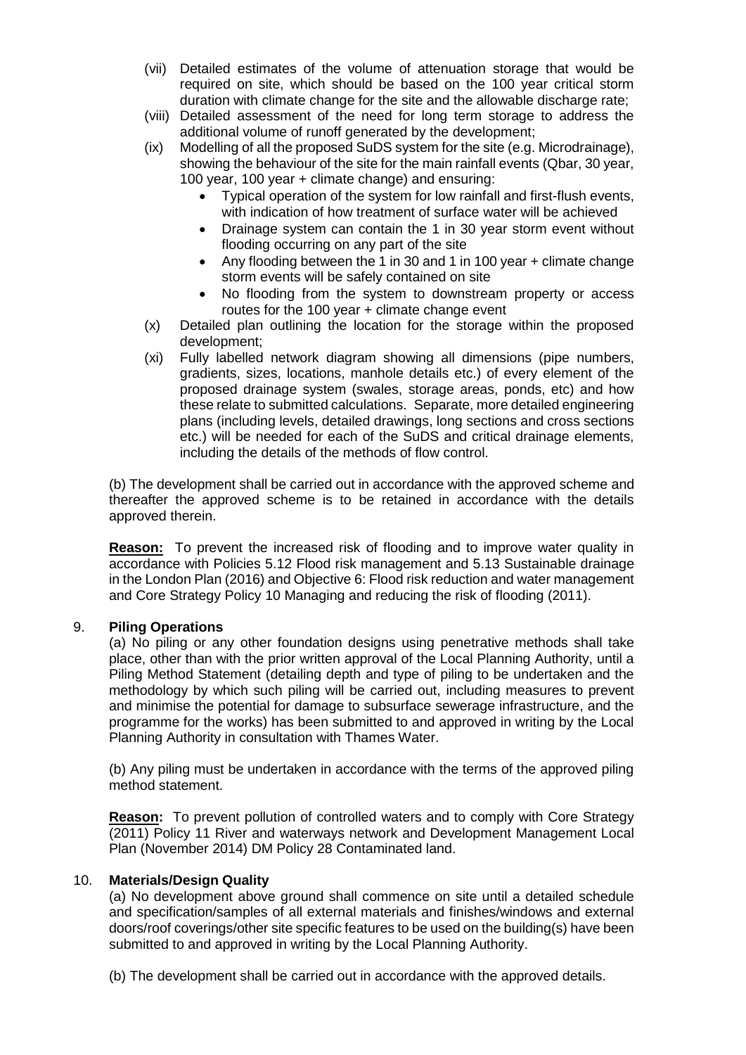(vii) Detailed estimates of the volume of attenuation storage that would be required on site, which should be based on the 100 year critical storm duration with climate change for the site and the allowable discharge rate;

(viii) Detailed assessment of the need for long term storage to address the additional volume of runoff generated by the development;

(ix) Modelling of all the proposed SuDS system for the site (e.g. Microdrainage), showing the behaviour of the site for the main rainfall events (Qbar, 30 year, 100 year, 100 year + climate change) and ensuring:

- Typical operation of the system for low rainfall and first-flush events, with indication of how treatment of surface water will be achieved
- Drainage system can contain the 1 in 30 year storm event without flooding occurring on any part of the site
- Any flooding between the 1 in 30 and 1 in 100 year + climate change storm events will be safely contained on site
- No flooding from the system to downstream property or access routes for the 100 year + climate change event

(x) Detailed plan outlining the location for the storage within the proposed development;

(xi) Fully labelled network diagram showing all dimensions (pipe numbers, gradients, sizes, locations, manhole details etc.) of every element of the proposed drainage system (swales, storage areas, ponds, etc) and how these relate to submitted calculations. Separate, more detailed engineering plans (including levels, detailed drawings, long sections and cross sections etc.) will be needed for each of the SuDS and critical drainage elements, including the details of the methods of flow control.

(b) The development shall be carried out in accordance with the approved scheme and thereafter the approved scheme is to be retained in accordance with the details approved therein.

**Reason:** To prevent the increased risk of flooding and to improve water quality in accordance with Policies 5.12 Flood risk management and 5.13 Sustainable drainage in the London Plan (2016) and Objective 6: Flood risk reduction and water management and Core Strategy Policy 10 Managing and reducing the risk of flooding (2011).

9. **Piling Operations**

(a) No piling or any other foundation designs using penetrative methods shall take place, other than with the prior written approval of the Local Planning Authority, until a Piling Method Statement (detailing depth and type of piling to be undertaken and the methodology by which such piling will be carried out, including measures to prevent and minimise the potential for damage to subsurface sewerage infrastructure, and the programme for the works) has been submitted to and approved in writing by the Local Planning Authority in consultation with Thames Water.

(b) Any piling must be undertaken in accordance with the terms of the approved piling method statement.

**Reason:** To prevent pollution of controlled waters and to comply with Core Strategy (2011) Policy 11 River and waterways network and Development Management Local Plan (November 2014) DM Policy 28 Contaminated land.

10. **Materials/Design Quality**

(a) No development above ground shall commence on site until a detailed schedule and specification/samples of all external materials and finishes/windows and external doors/roof coverings/other site specific features to be used on the building(s) have been submitted to and approved in writing by the Local Planning Authority.

(b) The development shall be carried out in accordance with the approved details.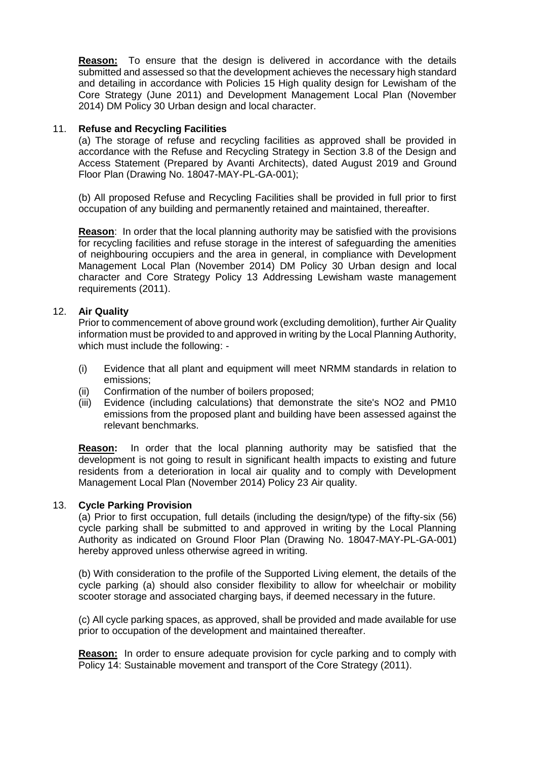**Reason:** To ensure that the design is delivered in accordance with the details submitted and assessed so that the development achieves the necessary high standard and detailing in accordance with Policies 15 High quality design for Lewisham of the Core Strategy (June 2011) and Development Management Local Plan (November 2014) DM Policy 30 Urban design and local character.

11. **Refuse and Recycling Facilities**

(a) The storage of refuse and recycling facilities as approved shall be provided in accordance with the Refuse and Recycling Strategy in Section 3.8 of the Design and Access Statement (Prepared by Avanti Architects), dated August 2019 and Ground Floor Plan (Drawing No. 18047-MAY-PL-GA-001);

(b) All proposed Refuse and Recycling Facilities shall be provided in full prior to first occupation of any building and permanently retained and maintained, thereafter.

**Reason**: In order that the local planning authority may be satisfied with the provisions for recycling facilities and refuse storage in the interest of safeguarding the amenities of neighbouring occupiers and the area in general, in compliance with Development Management Local Plan (November 2014) DM Policy 30 Urban design and local character and Core Strategy Policy 13 Addressing Lewisham waste management requirements (2011).

12. **Air Quality**

Prior to commencement of above ground work (excluding demolition), further Air Quality information must be provided to and approved in writing by the Local Planning Authority, which must include the following: -

(i) Evidence that all plant and equipment will meet NRMM standards in relation to emissions;
(ii) Confirmation of the number of boilers proposed;
(iii) Evidence (including calculations) that demonstrate the site's NO2 and PM10 emissions from the proposed plant and building have been assessed against the relevant benchmarks.

**Reason:** In order that the local planning authority may be satisfied that the development is not going to result in significant health impacts to existing and future residents from a deterioration in local air quality and to comply with Development Management Local Plan (November 2014) Policy 23 Air quality.

13. **Cycle Parking Provision**

(a) Prior to first occupation, full details (including the design/type) of the fifty-six (56) cycle parking shall be submitted to and approved in writing by the Local Planning Authority as indicated on Ground Floor Plan (Drawing No. 18047-MAY-PL-GA-001) hereby approved unless otherwise agreed in writing.

(b) With consideration to the profile of the Supported Living element, the details of the cycle parking (a) should also consider flexibility to allow for wheelchair or mobility scooter storage and associated charging bays, if deemed necessary in the future.

(c) All cycle parking spaces, as approved, shall be provided and made available for use prior to occupation of the development and maintained thereafter.

**Reason:** In order to ensure adequate provision for cycle parking and to comply with Policy 14: Sustainable movement and transport of the Core Strategy (2011).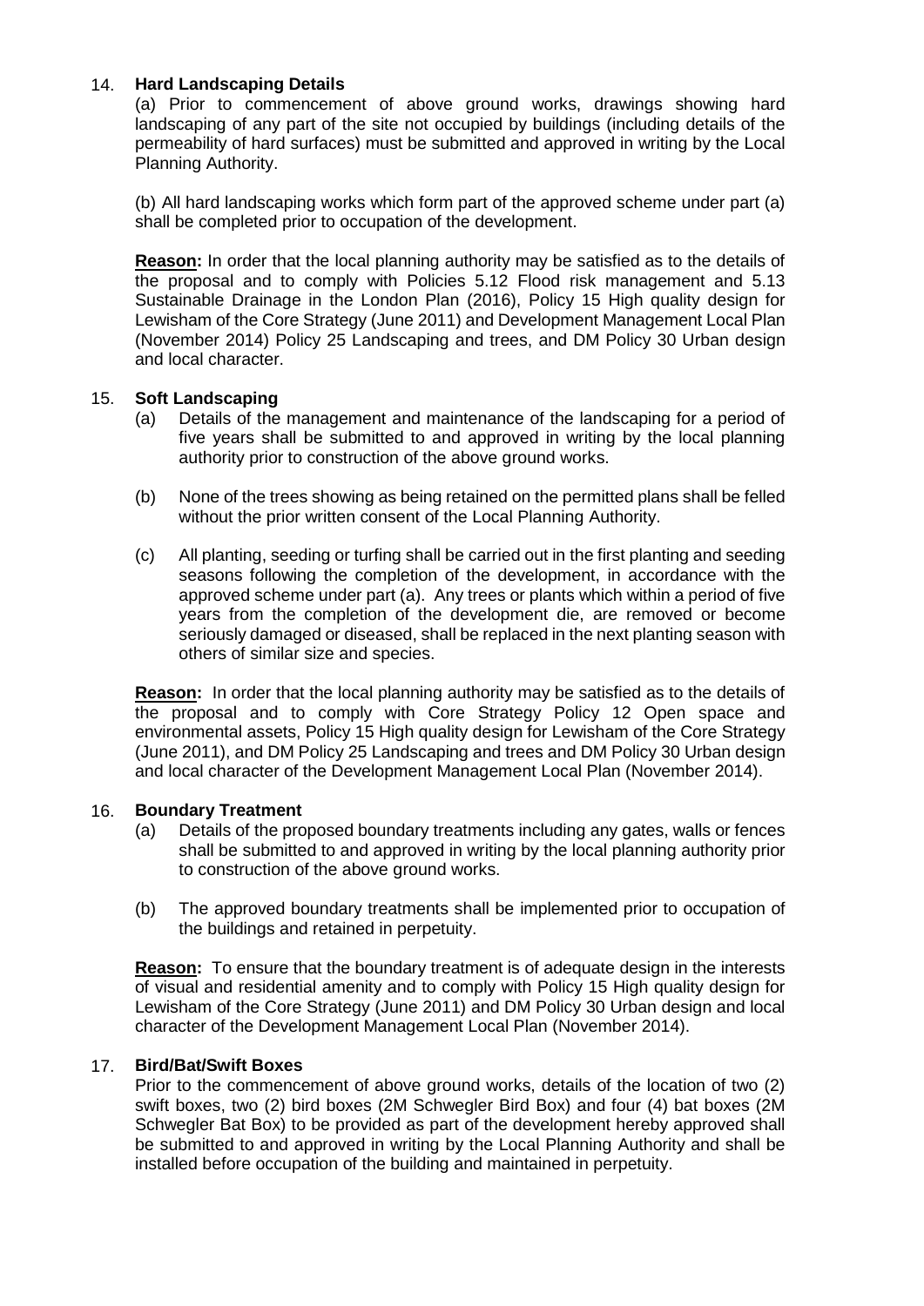14. **Hard Landscaping Details**

(a) Prior to commencement of above ground works, drawings showing hard landscaping of any part of the site not occupied by buildings (including details of the permeability of hard surfaces) must be submitted and approved in writing by the Local Planning Authority.

(b) All hard landscaping works which form part of the approved scheme under part (a) shall be completed prior to occupation of the development.

**Reason:** In order that the local planning authority may be satisfied as to the details of the proposal and to comply with Policies 5.12 Flood risk management and 5.13 Sustainable Drainage in the London Plan (2016), Policy 15 High quality design for Lewisham of the Core Strategy (June 2011) and Development Management Local Plan (November 2014) Policy 25 Landscaping and trees, and DM Policy 30 Urban design and local character.

15. **Soft Landscaping**

(a) Details of the management and maintenance of the landscaping for a period of five years shall be submitted to and approved in writing by the local planning authority prior to construction of the above ground works.

(b) None of the trees showing as being retained on the permitted plans shall be felled without the prior written consent of the Local Planning Authority.

(c) All planting, seeding or turfing shall be carried out in the first planting and seeding seasons following the completion of the development, in accordance with the approved scheme under part (a). Any trees or plants which within a period of five years from the completion of the development die, are removed or become seriously damaged or diseased, shall be replaced in the next planting season with others of similar size and species.

**Reason:** In order that the local planning authority may be satisfied as to the details of the proposal and to comply with Core Strategy Policy 12 Open space and environmental assets, Policy 15 High quality design for Lewisham of the Core Strategy (June 2011), and DM Policy 25 Landscaping and trees and DM Policy 30 Urban design and local character of the Development Management Local Plan (November 2014).

16. **Boundary Treatment**

(a) Details of the proposed boundary treatments including any gates, walls or fences shall be submitted to and approved in writing by the local planning authority prior to construction of the above ground works.

(b) The approved boundary treatments shall be implemented prior to occupation of the buildings and retained in perpetuity.

**Reason:** To ensure that the boundary treatment is of adequate design in the interests of visual and residential amenity and to comply with Policy 15 High quality design for Lewisham of the Core Strategy (June 2011) and DM Policy 30 Urban design and local character of the Development Management Local Plan (November 2014).

17. **Bird/Bat/Swift Boxes**

Prior to the commencement of above ground works, details of the location of two (2) swift boxes, two (2) bird boxes (2M Schwegler Bird Box) and four (4) bat boxes (2M Schwegler Bat Box) to be provided as part of the development hereby approved shall be submitted to and approved in writing by the Local Planning Authority and shall be installed before occupation of the building and maintained in perpetuity.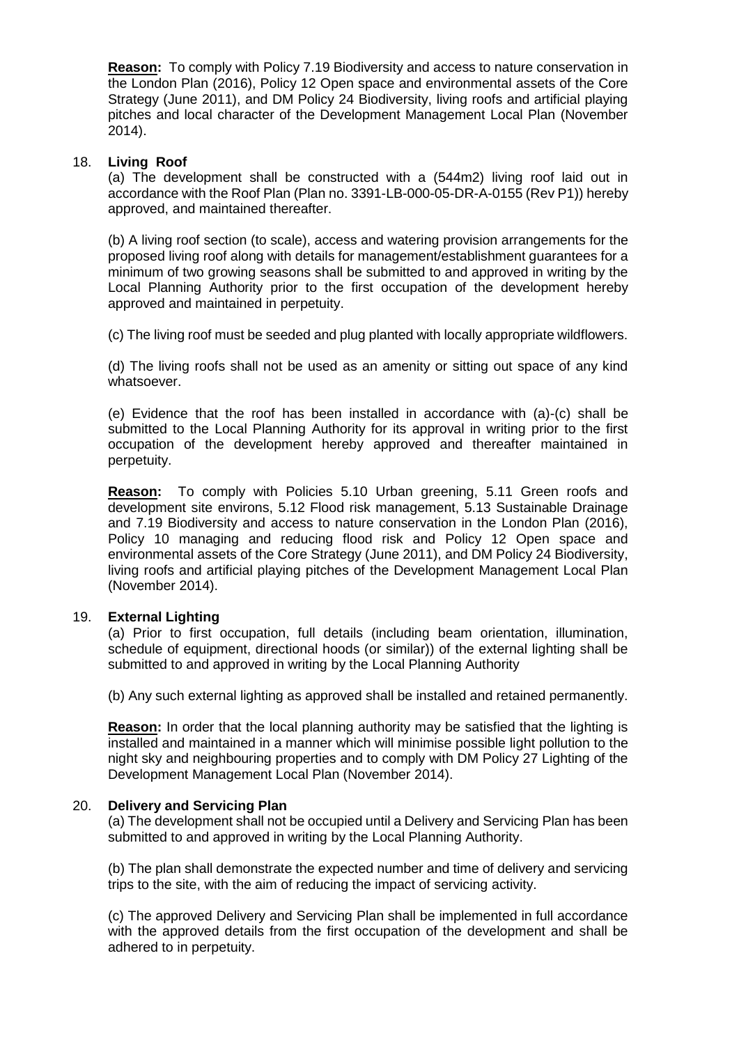**Reason:** To comply with Policy 7.19 Biodiversity and access to nature conservation in the London Plan (2016), Policy 12 Open space and environmental assets of the Core Strategy (June 2011), and DM Policy 24 Biodiversity, living roofs and artificial playing pitches and local character of the Development Management Local Plan (November 2014).

18. **Living Roof**

(a) The development shall be constructed with a (544m2) living roof laid out in accordance with the Roof Plan (Plan no. 3391-LB-000-05-DR-A-0155 (Rev P1)) hereby approved, and maintained thereafter.

(b) A living roof section (to scale), access and watering provision arrangements for the proposed living roof along with details for management/establishment guarantees for a minimum of two growing seasons shall be submitted to and approved in writing by the Local Planning Authority prior to the first occupation of the development hereby approved and maintained in perpetuity.

(c) The living roof must be seeded and plug planted with locally appropriate wildflowers.

(d) The living roofs shall not be used as an amenity or sitting out space of any kind whatsoever.

(e) Evidence that the roof has been installed in accordance with (a)-(c) shall be submitted to the Local Planning Authority for its approval in writing prior to the first occupation of the development hereby approved and thereafter maintained in perpetuity.

**Reason:** To comply with Policies 5.10 Urban greening, 5.11 Green roofs and development site environs, 5.12 Flood risk management, 5.13 Sustainable Drainage and 7.19 Biodiversity and access to nature conservation in the London Plan (2016), Policy 10 managing and reducing flood risk and Policy 12 Open space and environmental assets of the Core Strategy (June 2011), and DM Policy 24 Biodiversity, living roofs and artificial playing pitches of the Development Management Local Plan (November 2014).

19. **External Lighting**

(a) Prior to first occupation, full details (including beam orientation, illumination, schedule of equipment, directional hoods (or similar)) of the external lighting shall be submitted to and approved in writing by the Local Planning Authority

(b) Any such external lighting as approved shall be installed and retained permanently.

**Reason:** In order that the local planning authority may be satisfied that the lighting is installed and maintained in a manner which will minimise possible light pollution to the night sky and neighbouring properties and to comply with DM Policy 27 Lighting of the Development Management Local Plan (November 2014).

20. **Delivery and Servicing Plan**

(a) The development shall not be occupied until a Delivery and Servicing Plan has been submitted to and approved in writing by the Local Planning Authority.

(b) The plan shall demonstrate the expected number and time of delivery and servicing trips to the site, with the aim of reducing the impact of servicing activity.

(c) The approved Delivery and Servicing Plan shall be implemented in full accordance with the approved details from the first occupation of the development and shall be adhered to in perpetuity.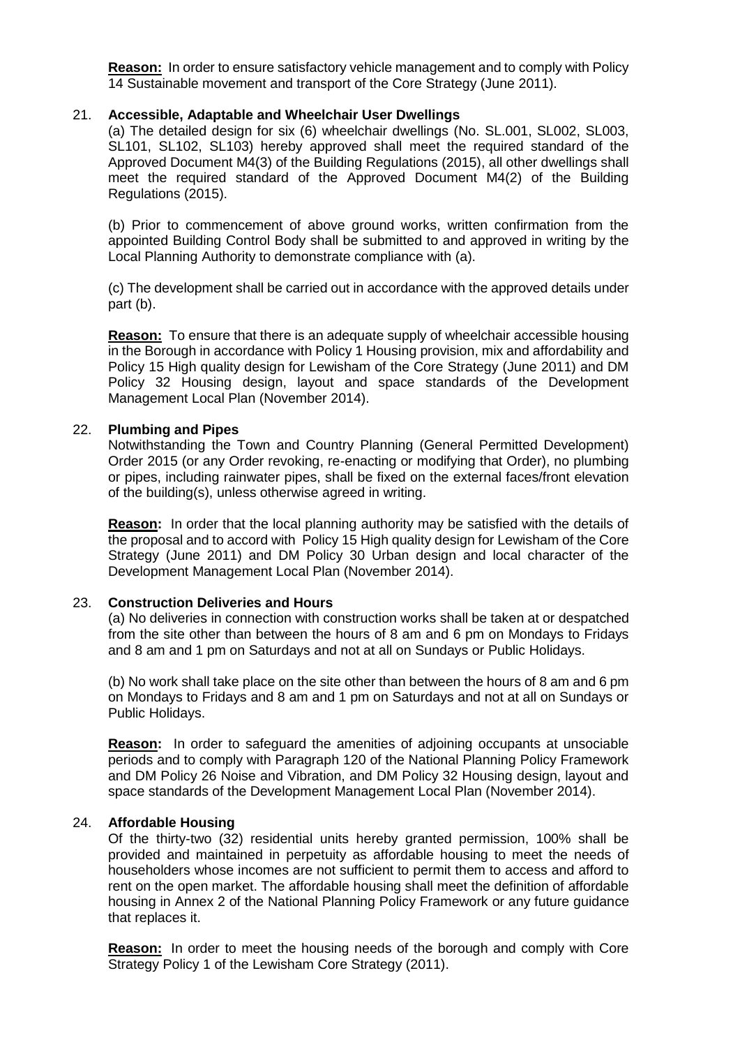**Reason:** In order to ensure satisfactory vehicle management and to comply with Policy 14 Sustainable movement and transport of the Core Strategy (June 2011).

21. **Accessible, Adaptable and Wheelchair User Dwellings**

    (a) The detailed design for six (6) wheelchair dwellings (No. SL.001, SL002, SL003, SL101, SL102, SL103) hereby approved shall meet the required standard of the Approved Document M4(3) of the Building Regulations (2015), all other dwellings shall meet the required standard of the Approved Document M4(2) of the Building Regulations (2015).

    (b) Prior to commencement of above ground works, written confirmation from the appointed Building Control Body shall be submitted to and approved in writing by the Local Planning Authority to demonstrate compliance with (a).

    (c) The development shall be carried out in accordance with the approved details under part (b).

    **Reason:** To ensure that there is an adequate supply of wheelchair accessible housing in the Borough in accordance with Policy 1 Housing provision, mix and affordability and Policy 15 High quality design for Lewisham of the Core Strategy (June 2011) and DM Policy 32 Housing design, layout and space standards of the Development Management Local Plan (November 2014).

22. **Plumbing and Pipes**

    Notwithstanding the Town and Country Planning (General Permitted Development) Order 2015 (or any Order revoking, re-enacting or modifying that Order), no plumbing or pipes, including rainwater pipes, shall be fixed on the external faces/front elevation of the building(s), unless otherwise agreed in writing.

    **Reason:** In order that the local planning authority may be satisfied with the details of the proposal and to accord with Policy 15 High quality design for Lewisham of the Core Strategy (June 2011) and DM Policy 30 Urban design and local character of the Development Management Local Plan (November 2014).

23. **Construction Deliveries and Hours**

    (a) No deliveries in connection with construction works shall be taken at or despatched from the site other than between the hours of 8 am and 6 pm on Mondays to Fridays and 8 am and 1 pm on Saturdays and not at all on Sundays or Public Holidays.

    (b) No work shall take place on the site other than between the hours of 8 am and 6 pm on Mondays to Fridays and 8 am and 1 pm on Saturdays and not at all on Sundays or Public Holidays.

    **Reason:** In order to safeguard the amenities of adjoining occupants at unsociable periods and to comply with Paragraph 120 of the National Planning Policy Framework and DM Policy 26 Noise and Vibration, and DM Policy 32 Housing design, layout and space standards of the Development Management Local Plan (November 2014).

24. **Affordable Housing**

    Of the thirty-two (32) residential units hereby granted permission, 100% shall be provided and maintained in perpetuity as affordable housing to meet the needs of householders whose incomes are not sufficient to permit them to access and afford to rent on the open market. The affordable housing shall meet the definition of affordable housing in Annex 2 of the National Planning Policy Framework or any future guidance that replaces it.

    **Reason:** In order to meet the housing needs of the borough and comply with Core Strategy Policy 1 of the Lewisham Core Strategy (2011).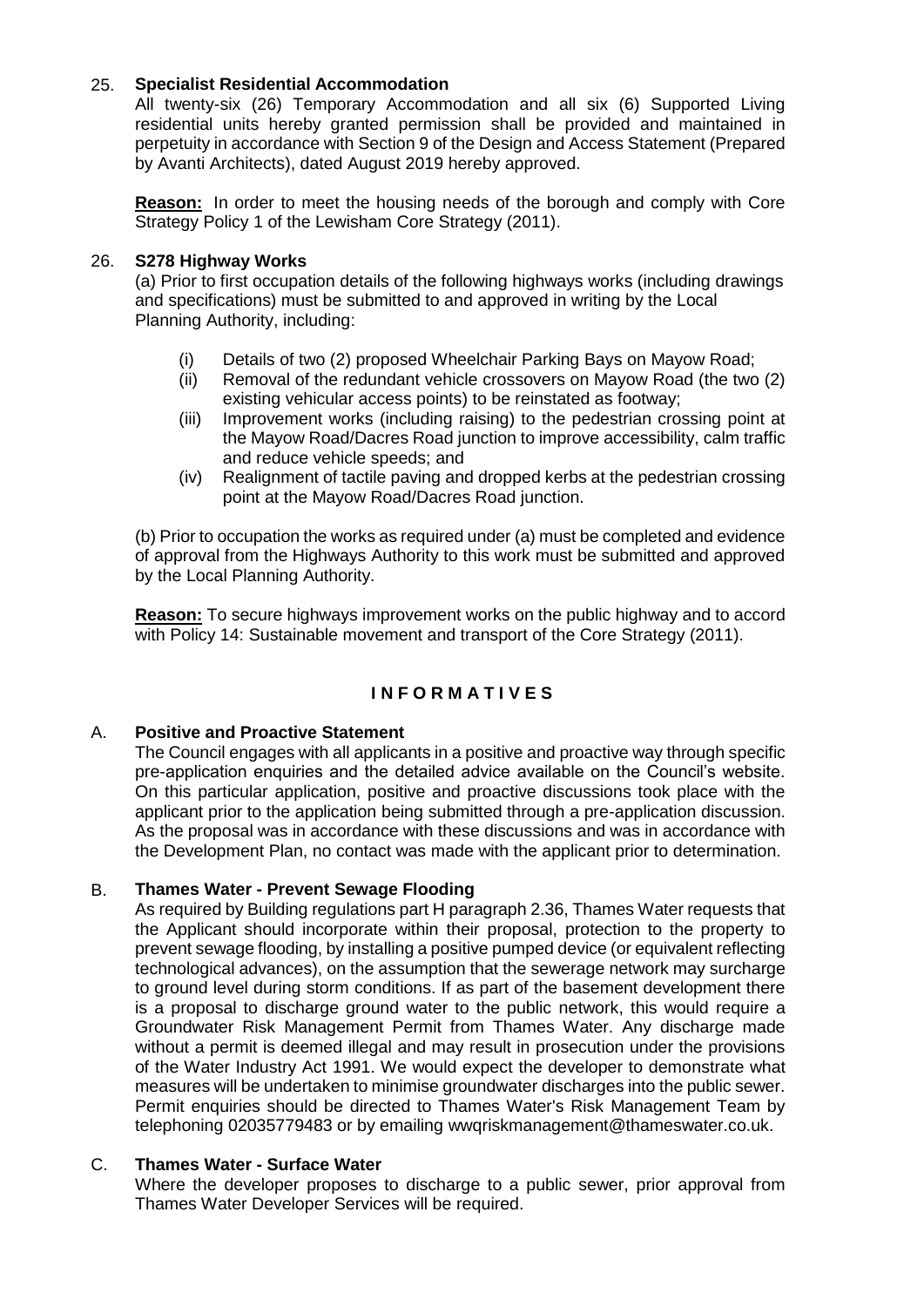25. **Specialist Residential Accommodation**

All twenty-six (26) Temporary Accommodation and all six (6) Supported Living residential units hereby granted permission shall be provided and maintained in perpetuity in accordance with Section 9 of the Design and Access Statement (Prepared by Avanti Architects), dated August 2019 hereby approved.

**Reason:** In order to meet the housing needs of the borough and comply with Core Strategy Policy 1 of the Lewisham Core Strategy (2011).

26. **S278 Highway Works**

(a) Prior to first occupation details of the following highways works (including drawings and specifications) must be submitted to and approved in writing by the Local Planning Authority, including:

(i) Details of two (2) proposed Wheelchair Parking Bays on Mayow Road;
(ii) Removal of the redundant vehicle crossovers on Mayow Road (the two (2) existing vehicular access points) to be reinstated as footway;
(iii) Improvement works (including raising) to the pedestrian crossing point at the Mayow Road/Dacres Road junction to improve accessibility, calm traffic and reduce vehicle speeds; and
(iv) Realignment of tactile paving and dropped kerbs at the pedestrian crossing point at the Mayow Road/Dacres Road junction.

(b) Prior to occupation the works as required under (a) must be completed and evidence of approval from the Highways Authority to this work must be submitted and approved by the Local Planning Authority.

**Reason:** To secure highways improvement works on the public highway and to accord with Policy 14: Sustainable movement and transport of the Core Strategy (2011).

## I N F O R M A T I V E S

A. **Positive and Proactive Statement**

The Council engages with all applicants in a positive and proactive way through specific pre-application enquiries and the detailed advice available on the Council's website. On this particular application, positive and proactive discussions took place with the applicant prior to the application being submitted through a pre-application discussion. As the proposal was in accordance with these discussions and was in accordance with the Development Plan, no contact was made with the applicant prior to determination.

B. **Thames Water - Prevent Sewage Flooding**

As required by Building regulations part H paragraph 2.36, Thames Water requests that the Applicant should incorporate within their proposal, protection to the property to prevent sewage flooding, by installing a positive pumped device (or equivalent reflecting technological advances), on the assumption that the sewerage network may surcharge to ground level during storm conditions. If as part of the basement development there is a proposal to discharge ground water to the public network, this would require a Groundwater Risk Management Permit from Thames Water. Any discharge made without a permit is deemed illegal and may result in prosecution under the provisions of the Water Industry Act 1991. We would expect the developer to demonstrate what measures will be undertaken to minimise groundwater discharges into the public sewer. Permit enquiries should be directed to Thames Water's Risk Management Team by telephoning 02035779483 or by emailing wwqriskmanagement@thameswater.co.uk.

C. **Thames Water - Surface Water**

Where the developer proposes to discharge to a public sewer, prior approval from Thames Water Developer Services will be required.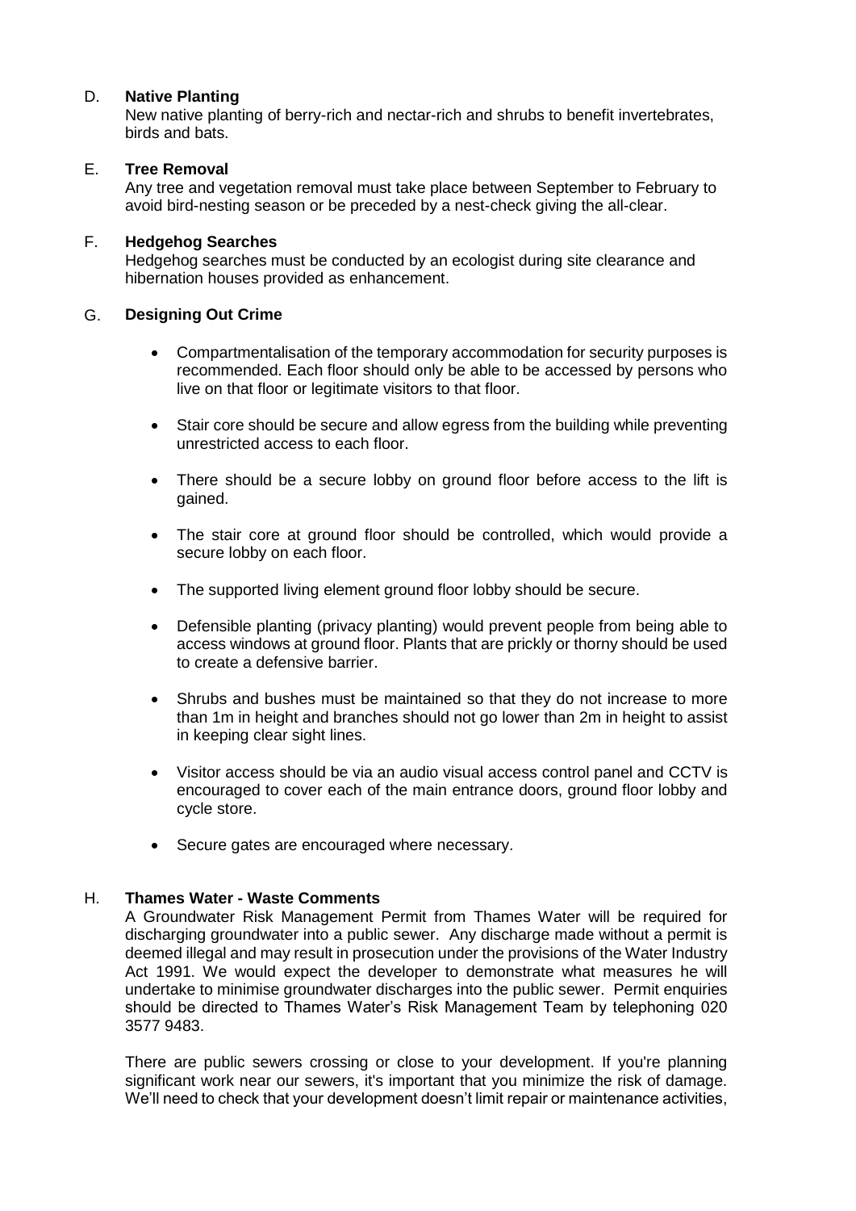D. **Native Planting**

New native planting of berry-rich and nectar-rich and shrubs to benefit invertebrates, birds and bats.

E. **Tree Removal**

Any tree and vegetation removal must take place between September to February to avoid bird-nesting season or be preceded by a nest-check giving the all-clear.

F. **Hedgehog Searches**

Hedgehog searches must be conducted by an ecologist during site clearance and hibernation houses provided as enhancement.

G. **Designing Out Crime**

- Compartmentalisation of the temporary accommodation for security purposes is recommended. Each floor should only be able to be accessed by persons who live on that floor or legitimate visitors to that floor.
- Stair core should be secure and allow egress from the building while preventing unrestricted access to each floor.
- There should be a secure lobby on ground floor before access to the lift is gained.
- The stair core at ground floor should be controlled, which would provide a secure lobby on each floor.
- The supported living element ground floor lobby should be secure.
- Defensible planting (privacy planting) would prevent people from being able to access windows at ground floor. Plants that are prickly or thorny should be used to create a defensive barrier.
- Shrubs and bushes must be maintained so that they do not increase to more than 1m in height and branches should not go lower than 2m in height to assist in keeping clear sight lines.
- Visitor access should be via an audio visual access control panel and CCTV is encouraged to cover each of the main entrance doors, ground floor lobby and cycle store.
- Secure gates are encouraged where necessary.

H. **Thames Water - Waste Comments**

A Groundwater Risk Management Permit from Thames Water will be required for discharging groundwater into a public sewer. Any discharge made without a permit is deemed illegal and may result in prosecution under the provisions of the Water Industry Act 1991. We would expect the developer to demonstrate what measures he will undertake to minimise groundwater discharges into the public sewer. Permit enquiries should be directed to Thames Water's Risk Management Team by telephoning 020 3577 9483.

There are public sewers crossing or close to your development. If you're planning significant work near our sewers, it's important that you minimize the risk of damage. We'll need to check that your development doesn't limit repair or maintenance activities,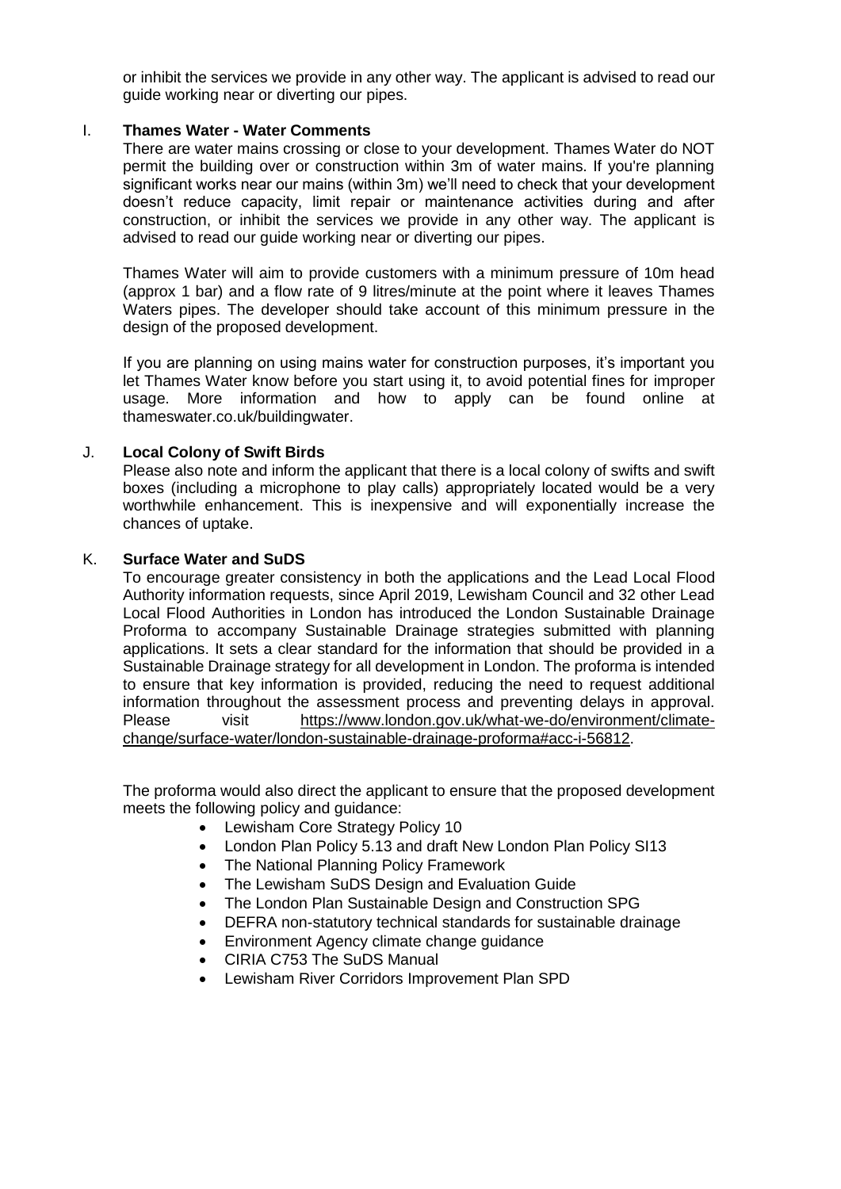or inhibit the services we provide in any other way. The applicant is advised to read our guide working near or diverting our pipes.

I. **Thames Water - Water Comments**

There are water mains crossing or close to your development. Thames Water do NOT permit the building over or construction within 3m of water mains. If you're planning significant works near our mains (within 3m) we'll need to check that your development doesn't reduce capacity, limit repair or maintenance activities during and after construction, or inhibit the services we provide in any other way. The applicant is advised to read our guide working near or diverting our pipes.

Thames Water will aim to provide customers with a minimum pressure of 10m head (approx 1 bar) and a flow rate of 9 litres/minute at the point where it leaves Thames Waters pipes. The developer should take account of this minimum pressure in the design of the proposed development.

If you are planning on using mains water for construction purposes, it's important you let Thames Water know before you start using it, to avoid potential fines for improper usage. More information and how to apply can be found online at thameswater.co.uk/buildingwater.

J. **Local Colony of Swift Birds**

Please also note and inform the applicant that there is a local colony of swifts and swift boxes (including a microphone to play calls) appropriately located would be a very worthwhile enhancement. This is inexpensive and will exponentially increase the chances of uptake.

K. **Surface Water and SuDS**

To encourage greater consistency in both the applications and the Lead Local Flood Authority information requests, since April 2019, Lewisham Council and 32 other Lead Local Flood Authorities in London has introduced the London Sustainable Drainage Proforma to accompany Sustainable Drainage strategies submitted with planning applications. It sets a clear standard for the information that should be provided in a Sustainable Drainage strategy for all development in London. The proforma is intended to ensure that key information is provided, reducing the need to request additional information throughout the assessment process and preventing delays in approval. Please visit https://www.london.gov.uk/what-we-do/environment/climate-change/surface-water/london-sustainable-drainage-proforma#acc-i-56812.

The proforma would also direct the applicant to ensure that the proposed development meets the following policy and guidance:

- Lewisham Core Strategy Policy 10
- London Plan Policy 5.13 and draft New London Plan Policy SI13
- The National Planning Policy Framework
- The Lewisham SuDS Design and Evaluation Guide
- The London Plan Sustainable Design and Construction SPG
- DEFRA non-statutory technical standards for sustainable drainage
- Environment Agency climate change guidance
- CIRIA C753 The SuDS Manual
- Lewisham River Corridors Improvement Plan SPD